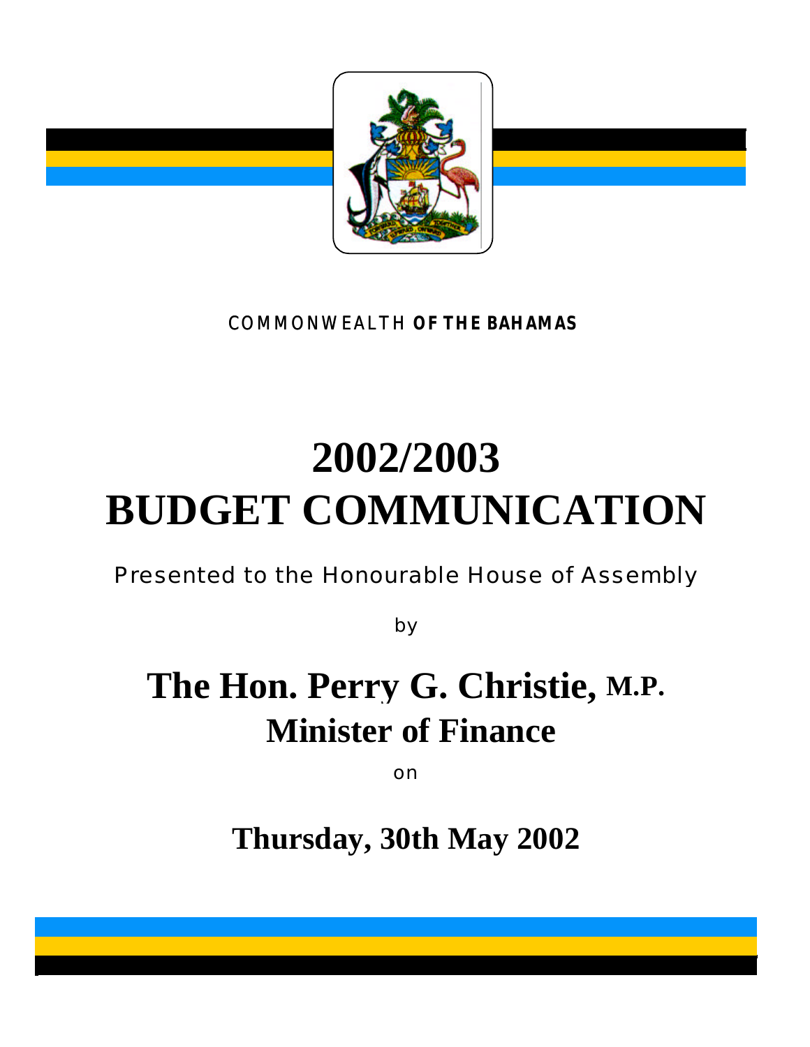COMMONWEALTH **OF THE BAHAMAS**

# 2002/2003
# BUDGET COMMUNICATION

Presented to the Honourable House of Assembly

by

## The Hon. Perry G. Christie, M.P.
## Minister of Finance

on

## Thursday, 30th May 2002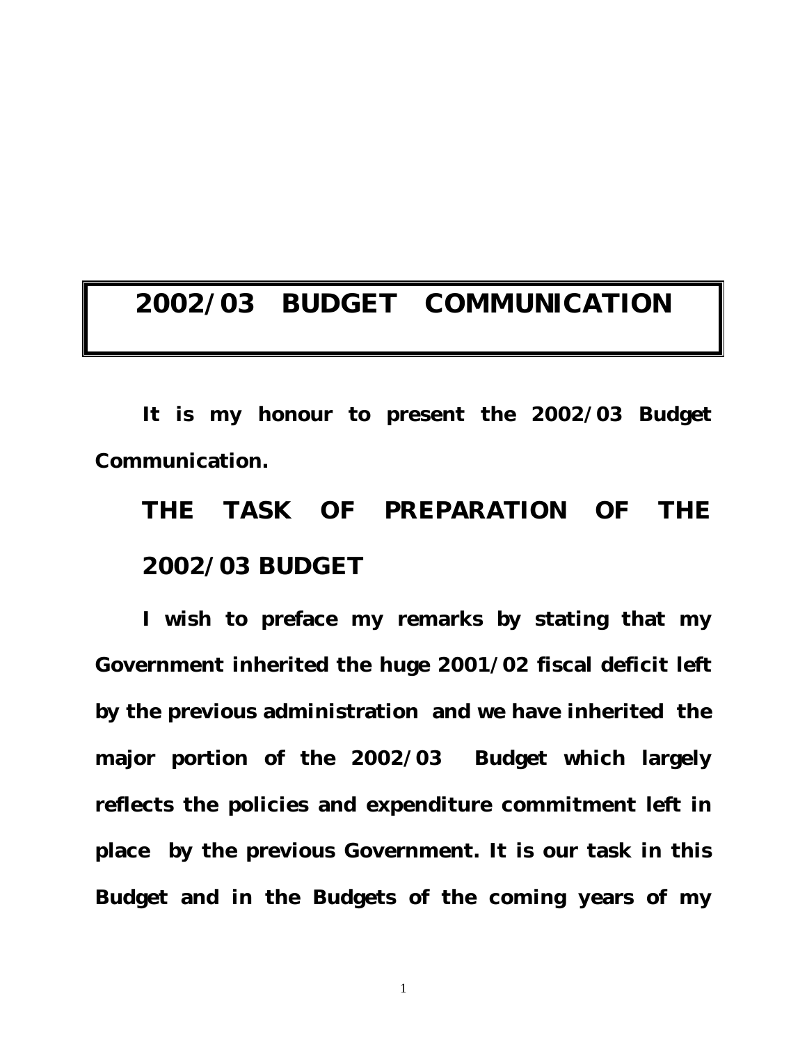# 2002/03 BUDGET COMMUNICATION

**It is my honour to present the 2002/03 Budget Communication.**

## THE TASK OF PREPARATION OF THE 2002/03 BUDGET

**I wish to preface my remarks by stating that my Government inherited the huge 2001/02 fiscal deficit left by the previous administration and we have inherited the major portion of the 2002/03 Budget which largely reflects the policies and expenditure commitment left in place by the previous Government. It is our task in this Budget and in the Budgets of the coming years of my**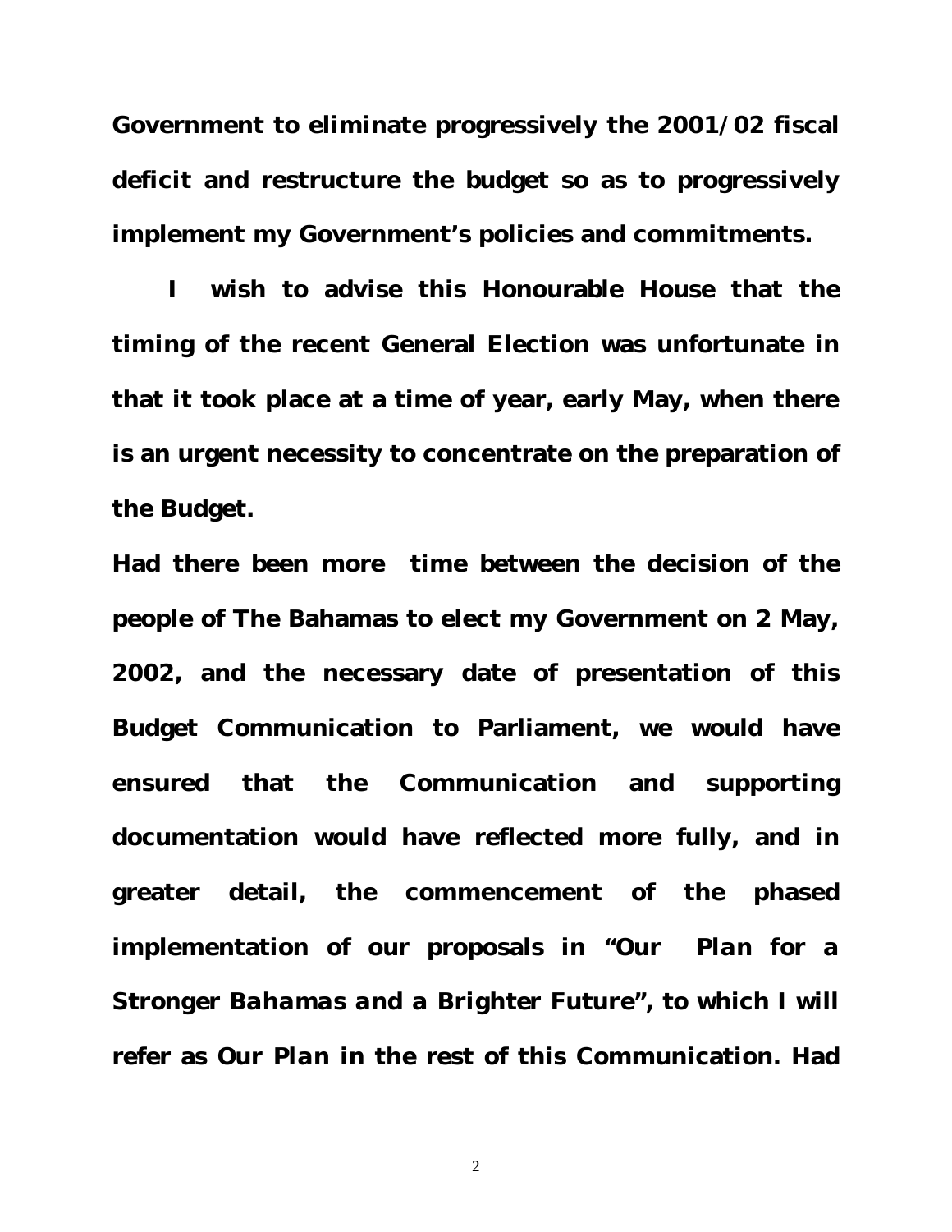**Government to eliminate progressively the 2001/02 fiscal deficit and restructure the budget so as to progressively implement my Government's policies and commitments.**

**I wish to advise this Honourable House that the timing of the recent General Election was unfortunate in that it took place at a time of year, early May, when there is an urgent necessity to concentrate on the preparation of the Budget.**

**Had there been more time between the decision of the people of The Bahamas to elect my Government on 2 May, 2002, and the necessary date of presentation of this Budget Communication to Parliament, we would have ensured that the Communication and supporting documentation would have reflected more fully, and in greater detail, the commencement of the phased implementation of our proposals in "Our *Plan for a Stronger Bahamas and a Brighter Future*", to which I will refer as Our *Plan* in the rest of this Communication. Had**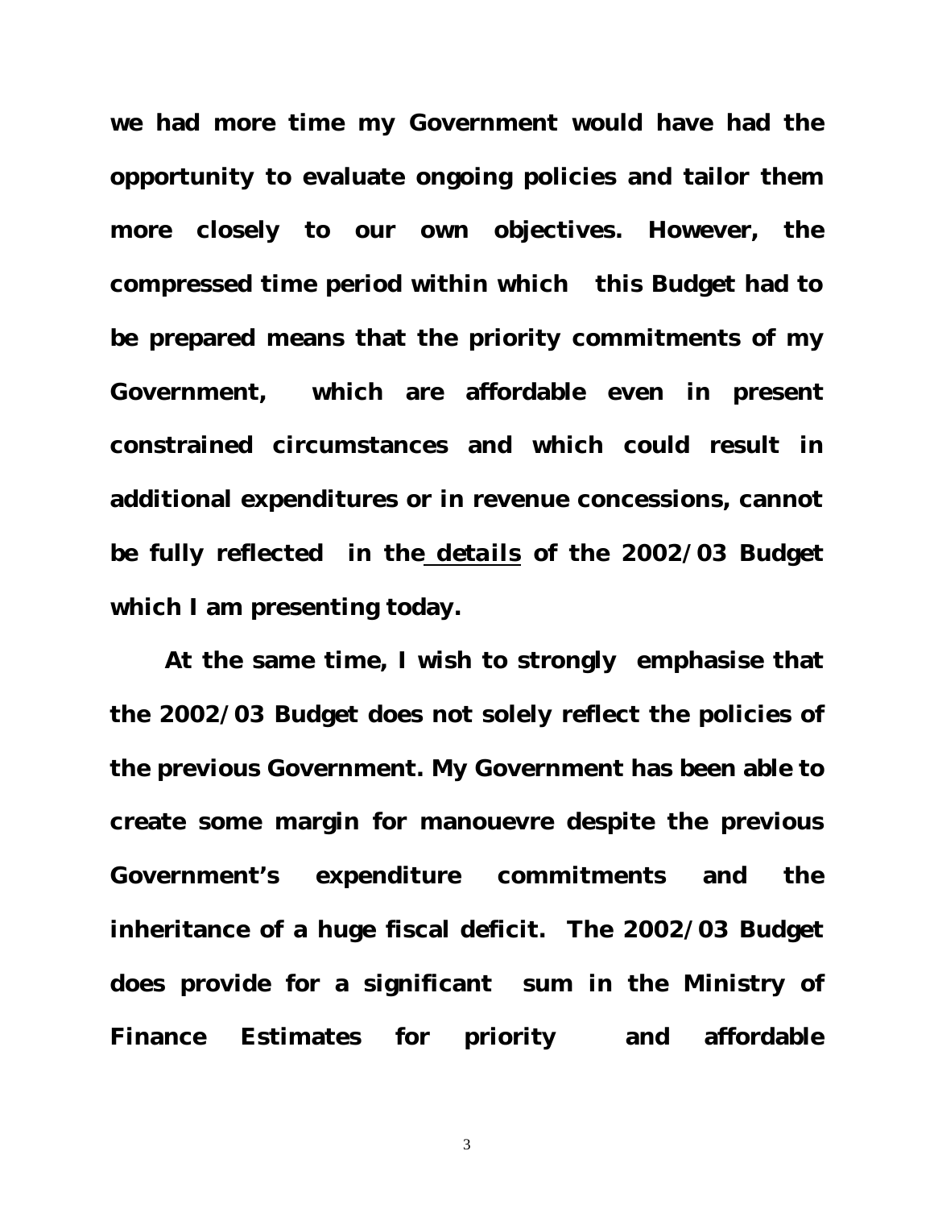**we had more time my Government would have had the opportunity to evaluate ongoing policies and tailor them more closely to our own objectives. However, the compressed time period within which this Budget had to be prepared means that the priority commitments of my Government, which are affordable even in present constrained circumstances and which could result in additional expenditures or in revenue concessions, cannot be fully reflected in the <u>details</u> of the 2002/03 Budget which I am presenting today.**

**At the same time, I wish to strongly emphasise that the 2002/03 Budget does not solely reflect the policies of the previous Government. My Government has been able to create some margin for manouevre despite the previous Government's expenditure commitments and the inheritance of a huge fiscal deficit. The 2002/03 Budget does provide for a significant sum in the Ministry of Finance Estimates for priority and affordable**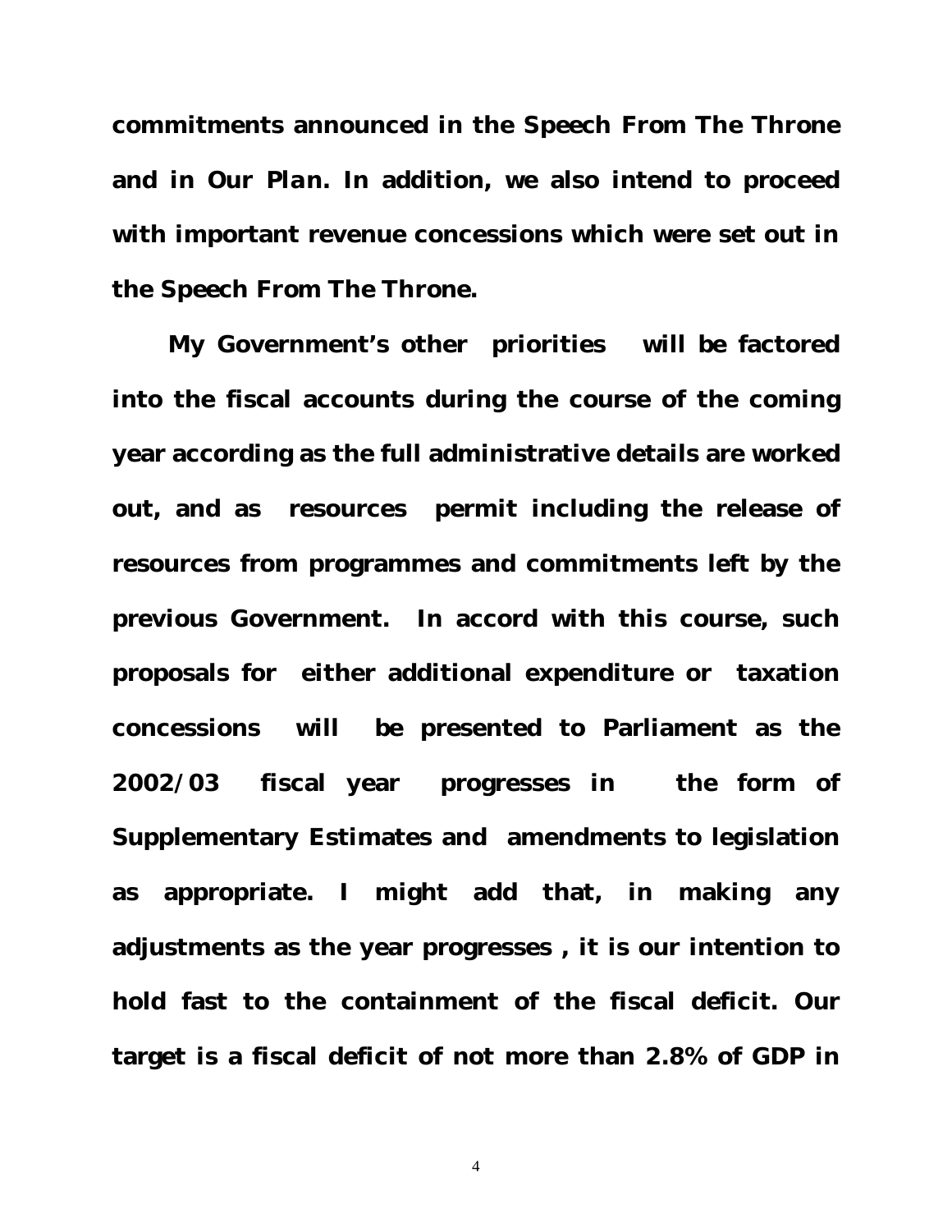**commitments announced in the Speech From The Throne and in *Our Plan*. In addition, we also intend to proceed with important revenue concessions which were set out in the Speech From The Throne.**

**My Government's other priorities will be factored into the fiscal accounts during the course of the coming year according as the full administrative details are worked out, and as resources permit including the release of resources from programmes and commitments left by the previous Government. In accord with this course, such proposals for either additional expenditure or taxation concessions will be presented to Parliament as the 2002/03 fiscal year progresses in the form of Supplementary Estimates and amendments to legislation as appropriate. I might add that, in making any adjustments as the year progresses , it is our intention to hold fast to the containment of the fiscal deficit. Our target is a fiscal deficit of not more than 2.8% of GDP in**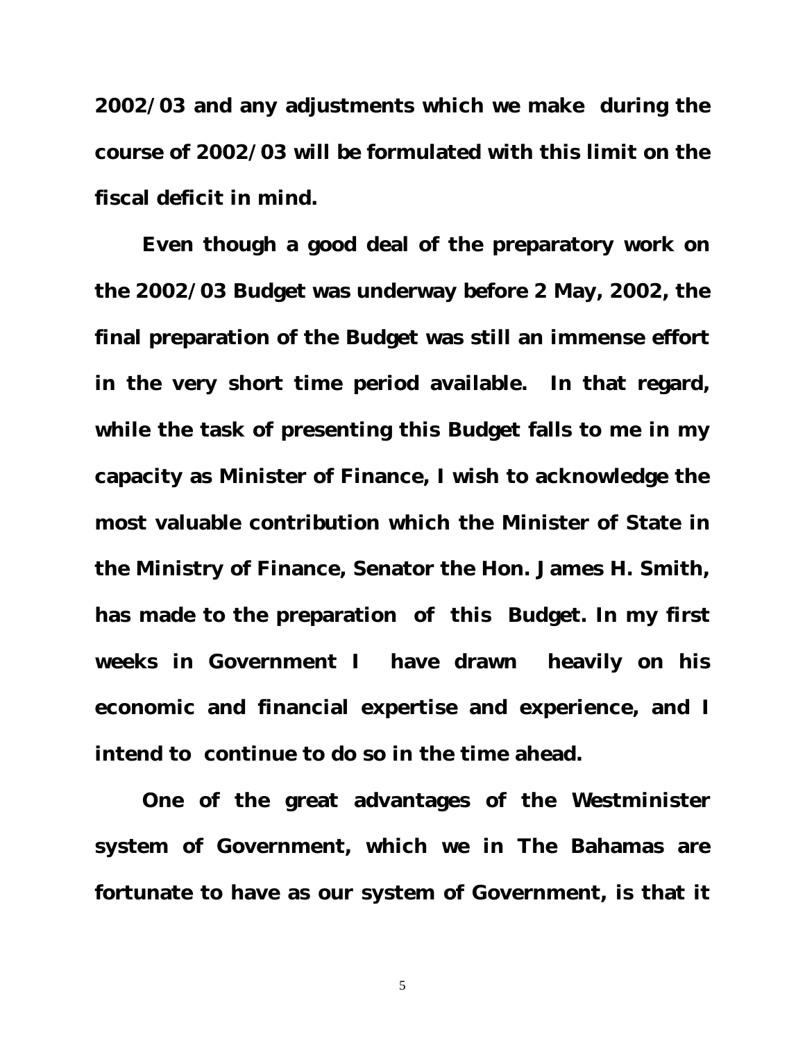2002/03 and any adjustments which we make during the course of 2002/03 will be formulated with this limit on the fiscal deficit in mind.

Even though a good deal of the preparatory work on the 2002/03 Budget was underway before 2 May, 2002, the final preparation of the Budget was still an immense effort in the very short time period available. In that regard, while the task of presenting this Budget falls to me in my capacity as Minister of Finance, I wish to acknowledge the most valuable contribution which the Minister of State in the Ministry of Finance, Senator the Hon. James H. Smith, has made to the preparation of this Budget. In my first weeks in Government I have drawn heavily on his economic and financial expertise and experience, and I intend to continue to do so in the time ahead.

One of the great advantages of the Westminister system of Government, which we in The Bahamas are fortunate to have as our system of Government, is that it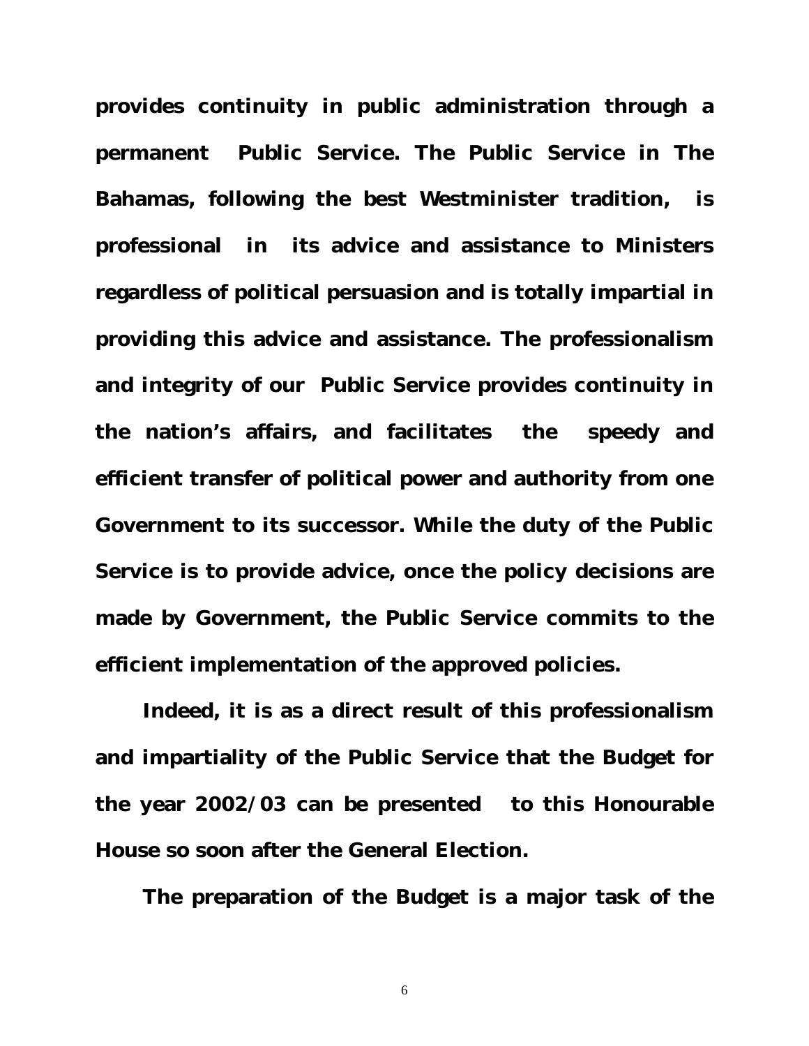**provides continuity in public administration through a permanent Public Service. The Public Service in The Bahamas, following the best Westminister tradition, is professional in its advice and assistance to Ministers regardless of political persuasion and is totally impartial in providing this advice and assistance. The professionalism and integrity of our Public Service provides continuity in the nation's affairs, and facilitates the speedy and efficient transfer of political power and authority from one Government to its successor. While the duty of the Public Service is to provide advice, once the policy decisions are made by Government, the Public Service commits to the efficient implementation of the approved policies.**

**Indeed, it is as a direct result of this professionalism and impartiality of the Public Service that the Budget for the year 2002/03 can be presented to this Honourable House so soon after the General Election.**

**The preparation of the Budget is a major task of the**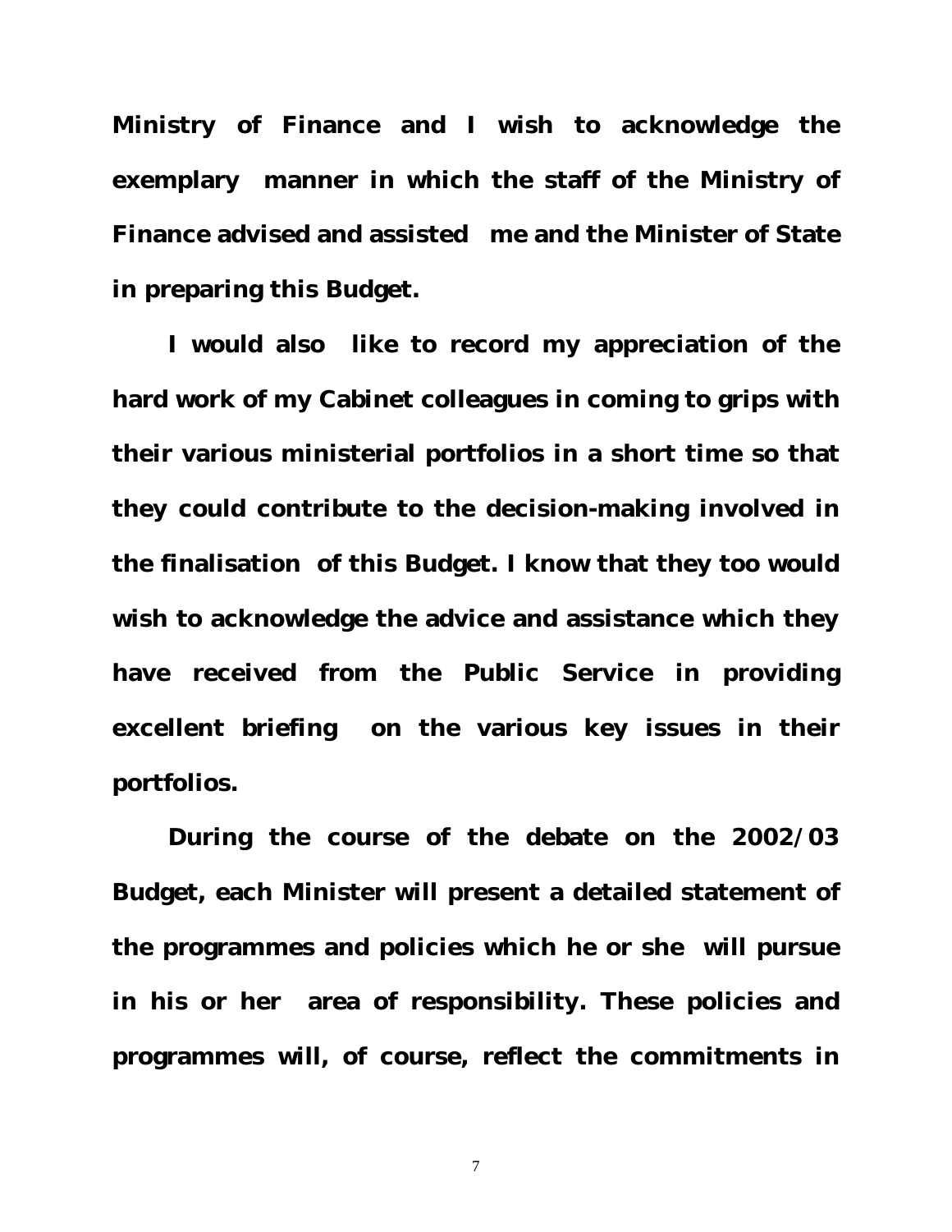**Ministry of Finance and I wish to acknowledge the exemplary manner in which the staff of the Ministry of Finance advised and assisted me and the Minister of State in preparing this Budget.**

**I would also like to record my appreciation of the hard work of my Cabinet colleagues in coming to grips with their various ministerial portfolios in a short time so that they could contribute to the decision-making involved in the finalisation of this Budget. I know that they too would wish to acknowledge the advice and assistance which they have received from the Public Service in providing excellent briefing on the various key issues in their portfolios.**

**During the course of the debate on the 2002/03 Budget, each Minister will present a detailed statement of the programmes and policies which he or she will pursue in his or her area of responsibility. These policies and programmes will, of course, reflect the commitments in**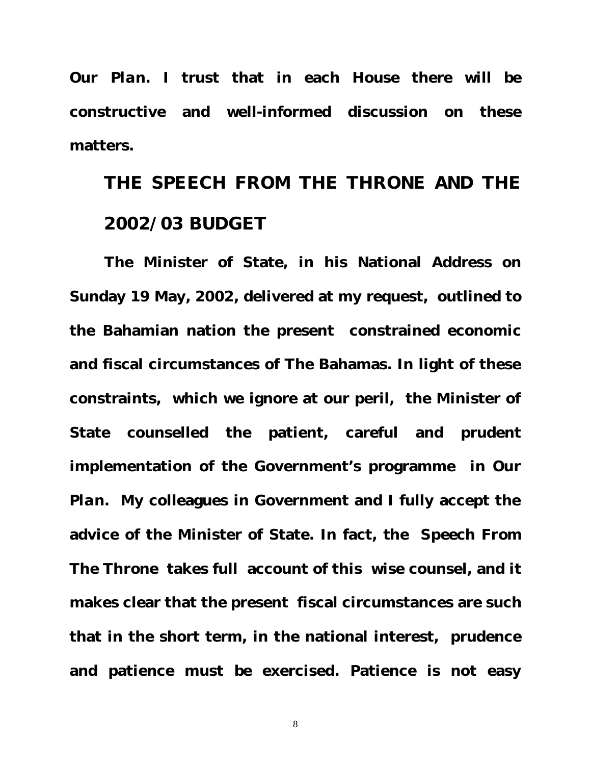**_Our Plan_. I trust that in each House there will be constructive and well-informed discussion on these matters.**

## THE SPEECH FROM THE THRONE AND THE 2002/03 BUDGET

**The Minister of State, in his National Address on Sunday 19 May, 2002, delivered at my request, outlined to the Bahamian nation the present constrained economic and fiscal circumstances of The Bahamas. In light of these constraints, which we ignore at our peril, the Minister of State counselled the patient, careful and prudent implementation of the Government's programme in _Our Plan_. My colleagues in Government and I fully accept the advice of the Minister of State. In fact, the Speech From The Throne takes full account of this wise counsel, and it makes clear that the present fiscal circumstances are such that in the short term, in the national interest, prudence and patience must be exercised. Patience is not easy**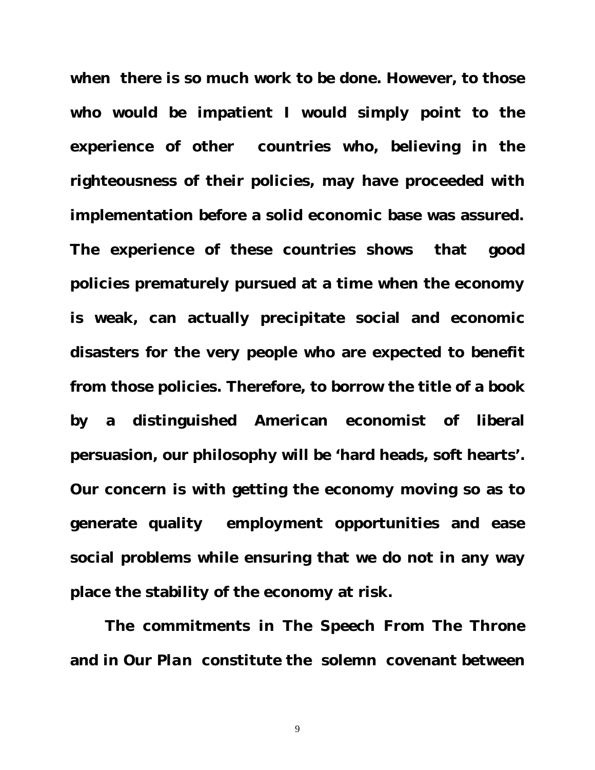**when there is so much work to be done. However, to those who would be impatient I would simply point to the experience of other countries who, believing in the righteousness of their policies, may have proceeded with implementation before a solid economic base was assured. The experience of these countries shows that good policies prematurely pursued at a time when the economy is weak, can actually precipitate social and economic disasters for the very people who are expected to benefit from those policies. Therefore, to borrow the title of a book by a distinguished American economist of liberal persuasion, our philosophy will be 'hard heads, soft hearts'. Our concern is with getting the economy moving so as to generate quality employment opportunities and ease social problems while ensuring that we do not in any way place the stability of the economy at risk.**

**The commitments in The Speech From The Throne and in *Our Plan* constitute the solemn covenant between**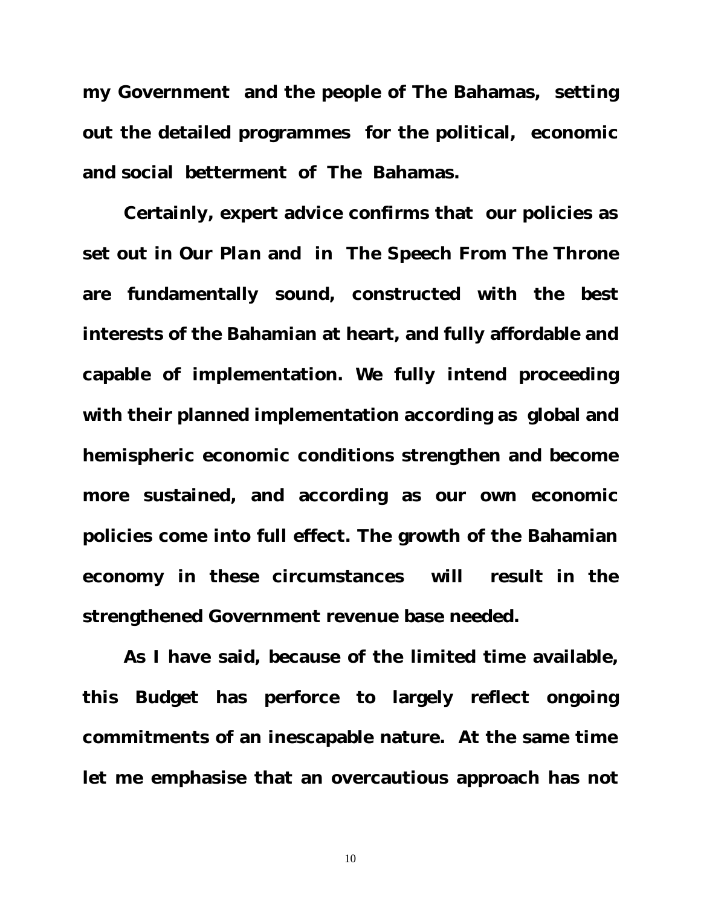**my Government and the people of The Bahamas, setting out the detailed programmes for the political, economic and social betterment of The Bahamas.**

**Certainly, expert advice confirms that our policies as set out in *Our Plan* and in *The Speech From The Throne* are fundamentally sound, constructed with the best interests of the Bahamian at heart, and fully affordable and capable of implementation. We fully intend proceeding with their planned implementation according as global and hemispheric economic conditions strengthen and become more sustained, and according as our own economic policies come into full effect. The growth of the Bahamian economy in these circumstances will result in the strengthened Government revenue base needed.**

**As I have said, because of the limited time available, this Budget has perforce to largely reflect ongoing commitments of an inescapable nature. At the same time let me emphasise that an overcautious approach has not**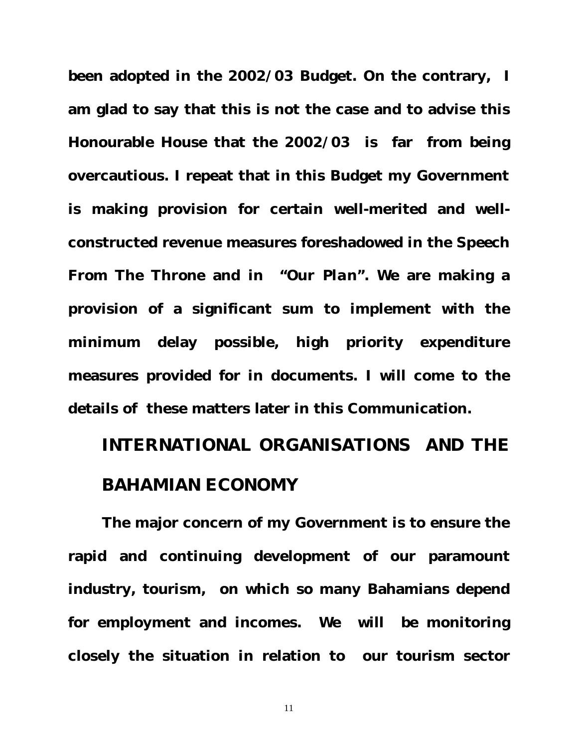**been adopted in the 2002/03 Budget. On the contrary, I am glad to say that this is not the case and to advise this Honourable House that the 2002/03 is far from being overcautious. I repeat that in this Budget my Government is making provision for certain well-merited and well-constructed revenue measures foreshadowed in the Speech From The Throne and in "*Our Plan*". We are making a provision of a significant sum to implement with the minimum delay possible, high priority expenditure measures provided for in documents. I will come to the details of these matters later in this Communication.**

## INTERNATIONAL ORGANISATIONS AND THE BAHAMIAN ECONOMY

**The major concern of my Government is to ensure the rapid and continuing development of our paramount industry, tourism, on which so many Bahamians depend for employment and incomes. We will be monitoring closely the situation in relation to our tourism sector**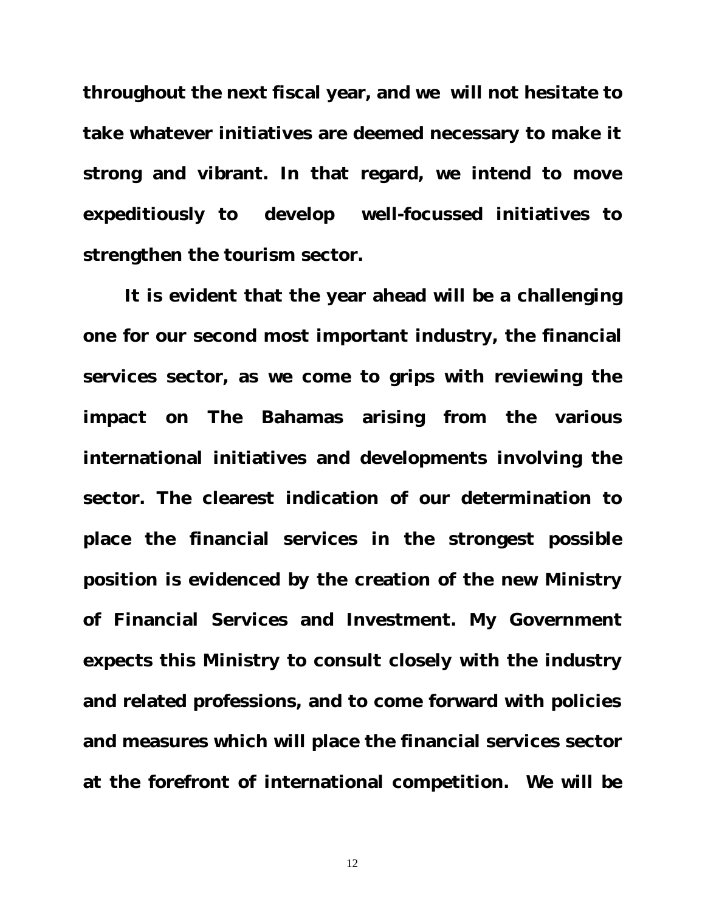**throughout the next fiscal year, and we will not hesitate to take whatever initiatives are deemed necessary to make it strong and vibrant. In that regard, we intend to move expeditiously to develop well-focussed initiatives to strengthen the tourism sector.**

**It is evident that the year ahead will be a challenging one for our second most important industry, the financial services sector, as we come to grips with reviewing the impact on The Bahamas arising from the various international initiatives and developments involving the sector. The clearest indication of our determination to place the financial services in the strongest possible position is evidenced by the creation of the new Ministry of Financial Services and Investment. My Government expects this Ministry to consult closely with the industry and related professions, and to come forward with policies and measures which will place the financial services sector at the forefront of international competition. We will be**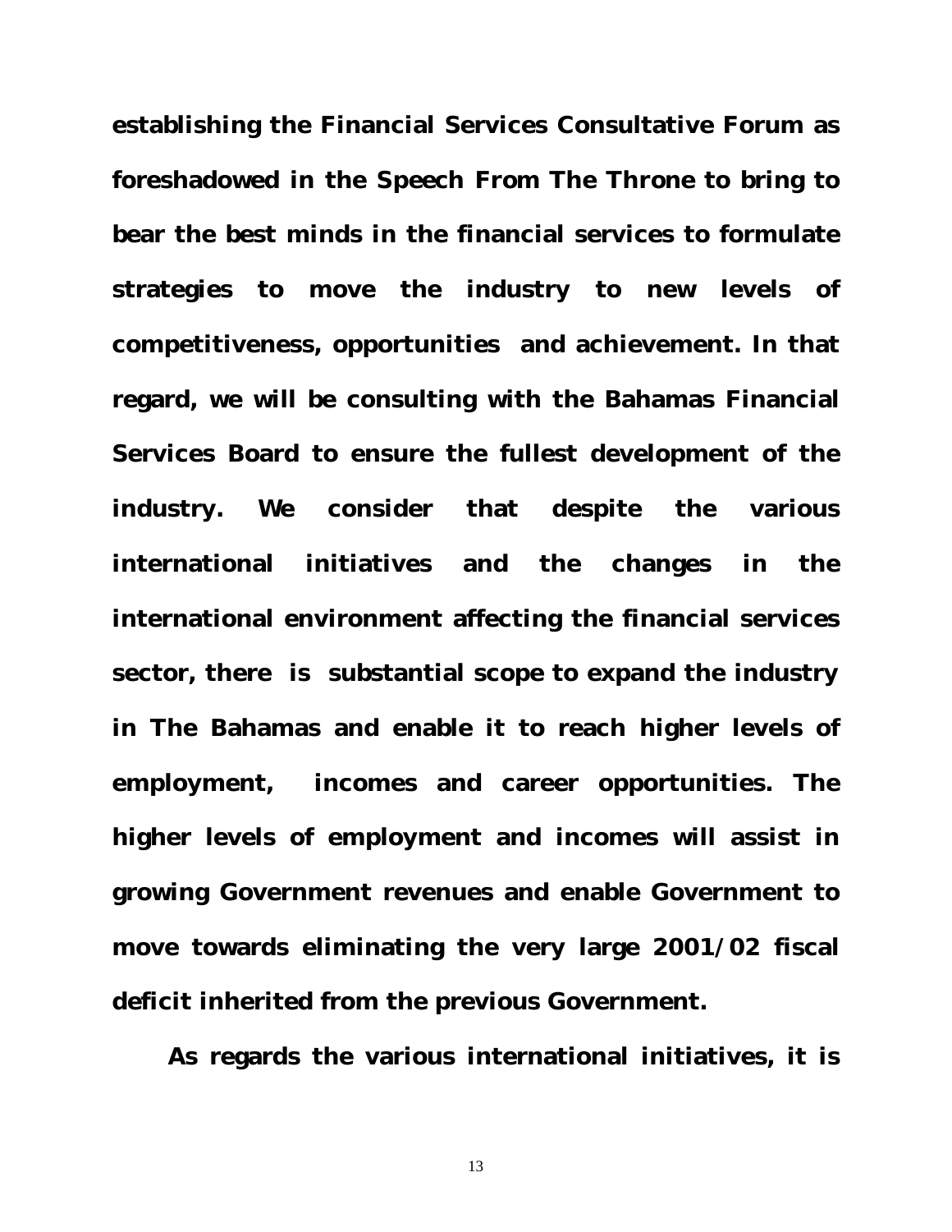**establishing the Financial Services Consultative Forum as foreshadowed in the Speech From The Throne to bring to bear the best minds in the financial services to formulate strategies to move the industry to new levels of competitiveness, opportunities and achievement. In that regard, we will be consulting with the Bahamas Financial Services Board to ensure the fullest development of the industry. We consider that despite the various international initiatives and the changes in the international environment affecting the financial services sector, there is substantial scope to expand the industry in The Bahamas and enable it to reach higher levels of employment, incomes and career opportunities. The higher levels of employment and incomes will assist in growing Government revenues and enable Government to move towards eliminating the very large 2001/02 fiscal deficit inherited from the previous Government.**

**As regards the various international initiatives, it is**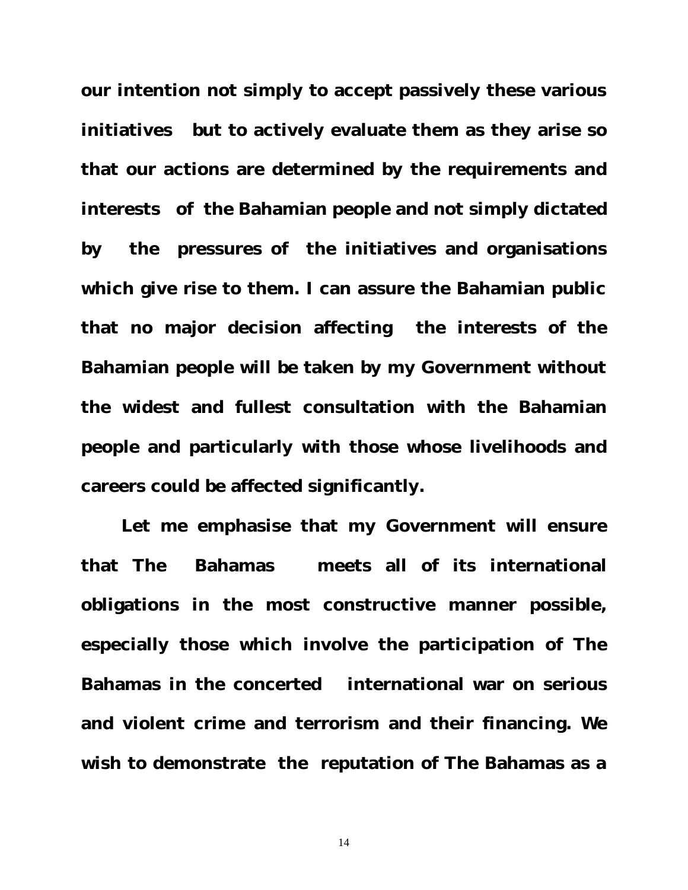**our intention not simply to accept passively these various initiatives but to actively evaluate them as they arise so that our actions are determined by the requirements and interests of the Bahamian people and not simply dictated by the pressures of the initiatives and organisations which give rise to them. I can assure the Bahamian public that no major decision affecting the interests of the Bahamian people will be taken by my Government without the widest and fullest consultation with the Bahamian people and particularly with those whose livelihoods and careers could be affected significantly.**

**Let me emphasise that my Government will ensure that The Bahamas meets all of its international obligations in the most constructive manner possible, especially those which involve the participation of The Bahamas in the concerted international war on serious and violent crime and terrorism and their financing. We wish to demonstrate the reputation of The Bahamas as a**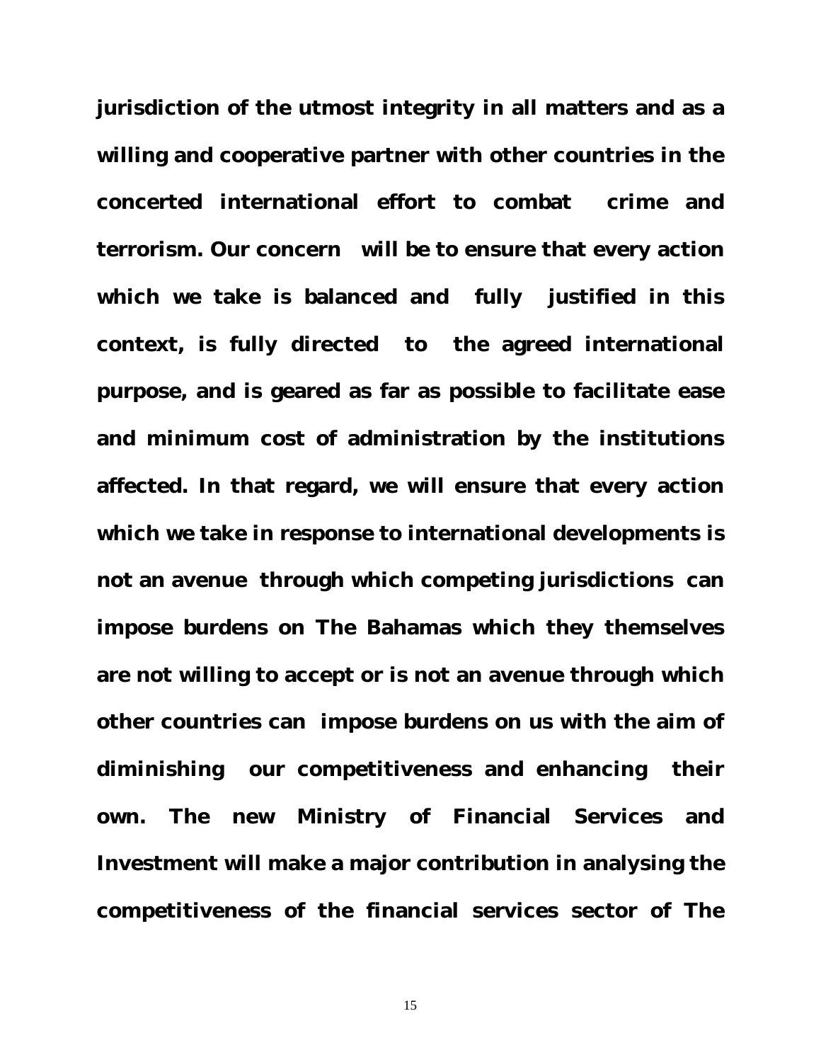**jurisdiction of the utmost integrity in all matters and as a willing and cooperative partner with other countries in the concerted international effort to combat crime and terrorism. Our concern will be to ensure that every action which we take is balanced and fully justified in this context, is fully directed to the agreed international purpose, and is geared as far as possible to facilitate ease and minimum cost of administration by the institutions affected. In that regard, we will ensure that every action which we take in response to international developments is not an avenue through which competing jurisdictions can impose burdens on The Bahamas which they themselves are not willing to accept or is not an avenue through which other countries can impose burdens on us with the aim of diminishing our competitiveness and enhancing their own. The new Ministry of Financial Services and Investment will make a major contribution in analysing the competitiveness of the financial services sector of The**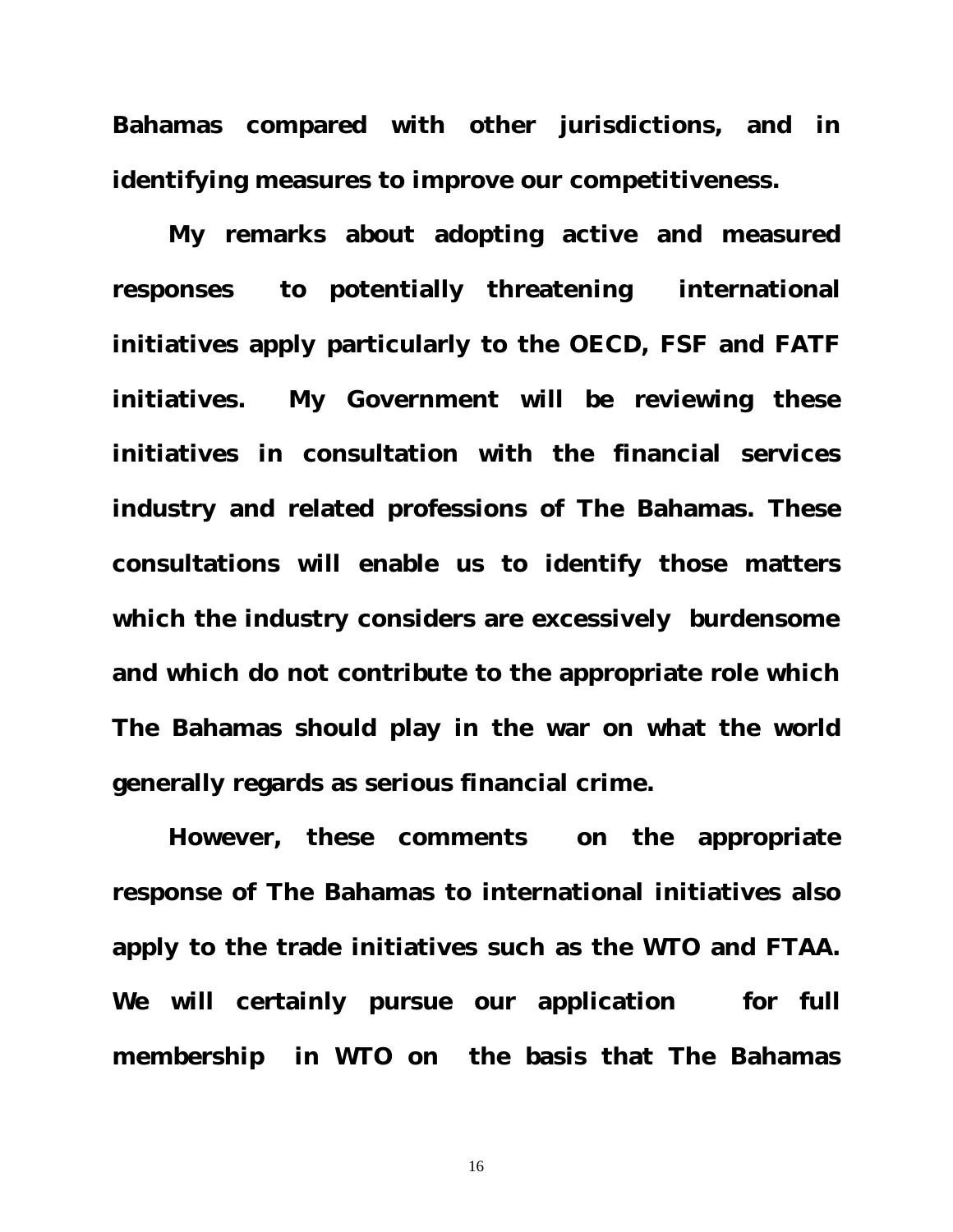**Bahamas compared with other jurisdictions, and in identifying measures to improve our competitiveness.**

**My remarks about adopting active and measured responses to potentially threatening international initiatives apply particularly to the OECD, FSF and FATF initiatives. My Government will be reviewing these initiatives in consultation with the financial services industry and related professions of The Bahamas. These consultations will enable us to identify those matters which the industry considers are excessively burdensome and which do not contribute to the appropriate role which The Bahamas should play in the war on what the world generally regards as serious financial crime.**

**However, these comments on the appropriate response of The Bahamas to international initiatives also apply to the trade initiatives such as the WTO and FTAA. We will certainly pursue our application for full membership in WTO on the basis that The Bahamas**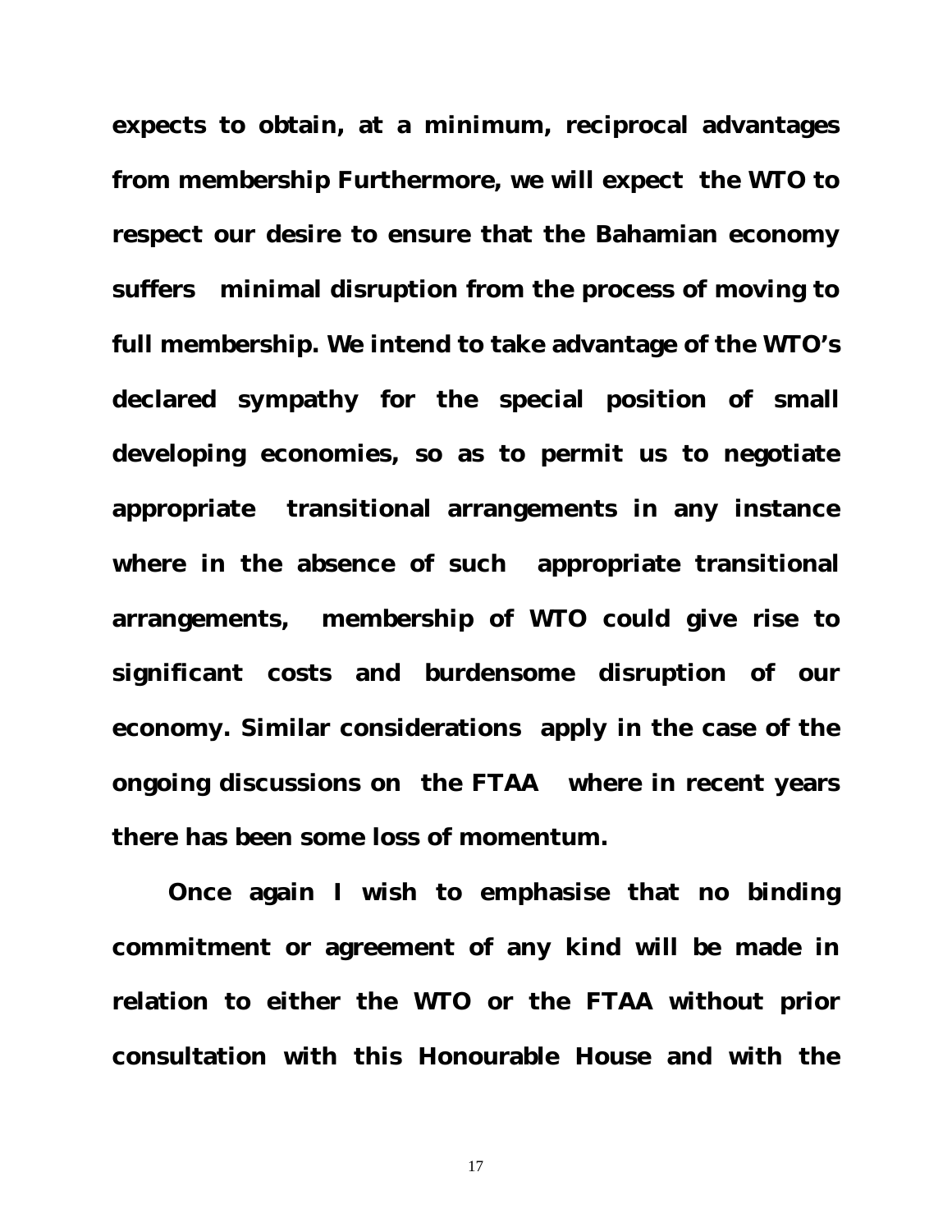**expects to obtain, at a minimum, reciprocal advantages from membership Furthermore, we will expect the WTO to respect our desire to ensure that the Bahamian economy suffers minimal disruption from the process of moving to full membership. We intend to take advantage of the WTO's declared sympathy for the special position of small developing economies, so as to permit us to negotiate appropriate transitional arrangements in any instance where in the absence of such appropriate transitional arrangements, membership of WTO could give rise to significant costs and burdensome disruption of our economy. Similar considerations apply in the case of the ongoing discussions on the FTAA where in recent years there has been some loss of momentum.**

**Once again I wish to emphasise that no binding commitment or agreement of any kind will be made in relation to either the WTO or the FTAA without prior consultation with this Honourable House and with the**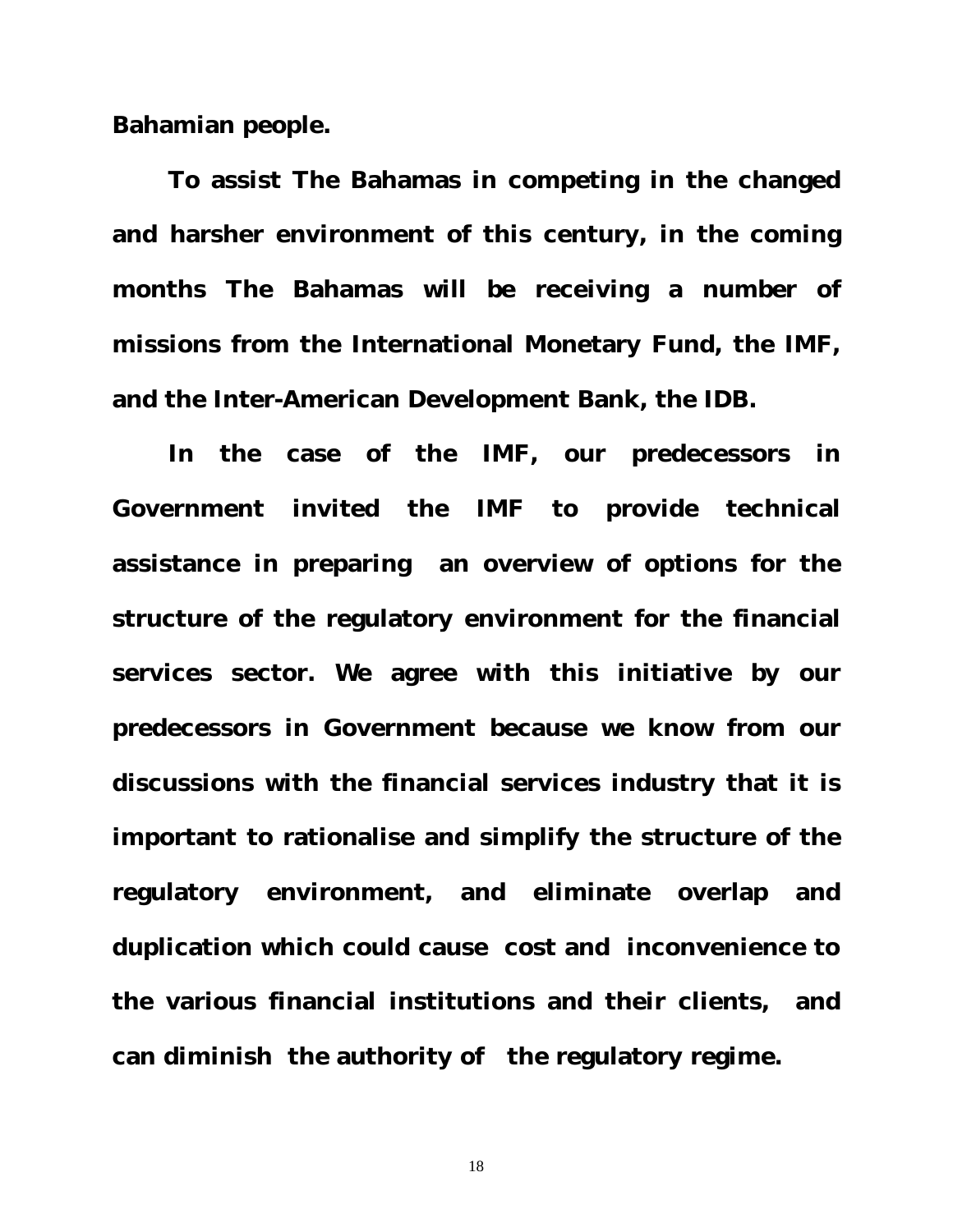**Bahamian people.**

**To assist The Bahamas in competing in the changed and harsher environment of this century, in the coming months The Bahamas will be receiving a number of missions from the International Monetary Fund, the IMF, and the Inter-American Development Bank, the IDB.**

**In the case of the IMF, our predecessors in Government invited the IMF to provide technical assistance in preparing an overview of options for the structure of the regulatory environment for the financial services sector. We agree with this initiative by our predecessors in Government because we know from our discussions with the financial services industry that it is important to rationalise and simplify the structure of the regulatory environment, and eliminate overlap and duplication which could cause cost and inconvenience to the various financial institutions and their clients, and can diminish the authority of the regulatory regime.**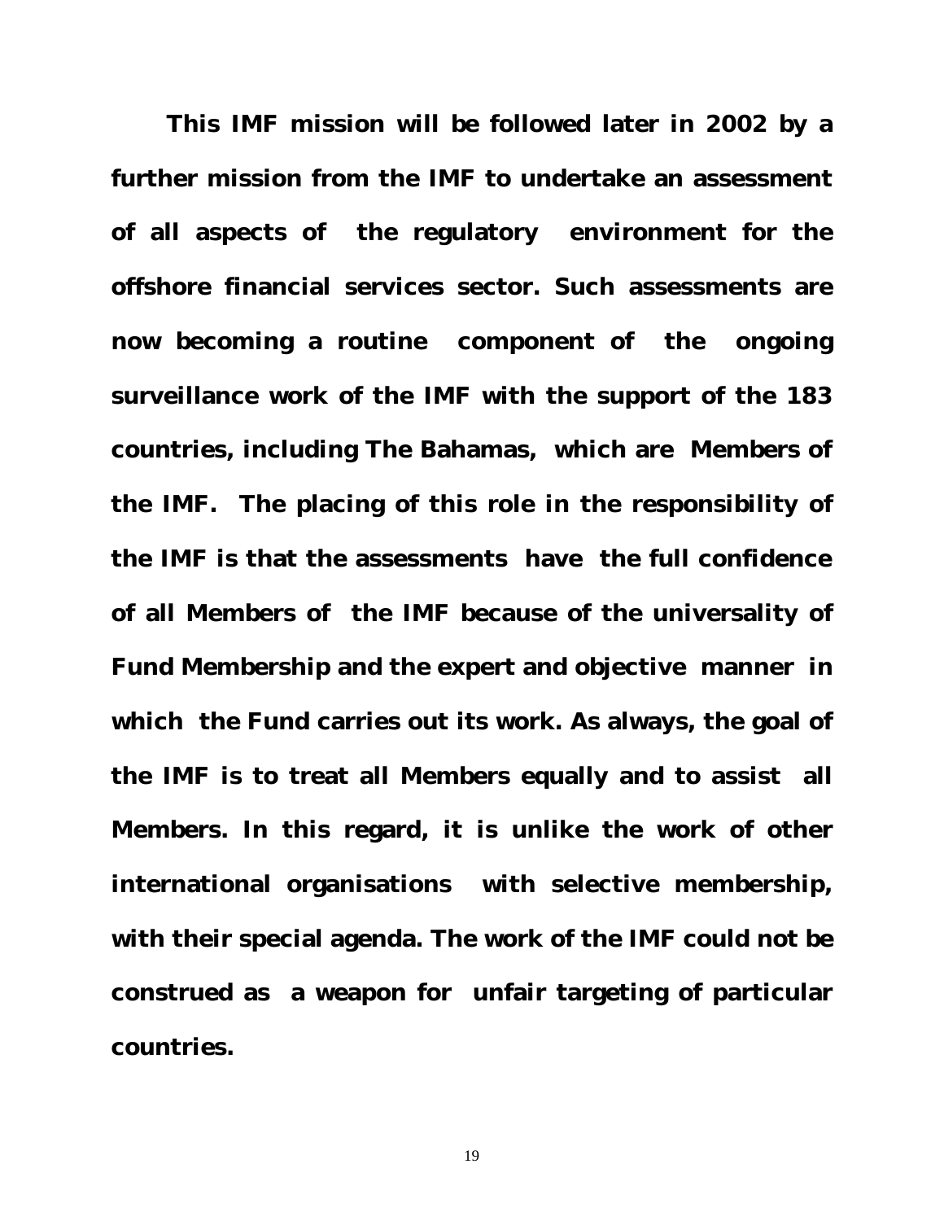**This IMF mission will be followed later in 2002 by a further mission from the IMF to undertake an assessment of all aspects of the regulatory environment for the offshore financial services sector. Such assessments are now becoming a routine component of the ongoing surveillance work of the IMF with the support of the 183 countries, including The Bahamas, which are Members of the IMF. The placing of this role in the responsibility of the IMF is that the assessments have the full confidence of all Members of the IMF because of the universality of Fund Membership and the expert and objective manner in which the Fund carries out its work. As always, the goal of the IMF is to treat all Members equally and to assist all Members. In this regard, it is unlike the work of other international organisations with selective membership, with their special agenda. The work of the IMF could not be construed as a weapon for unfair targeting of particular countries.**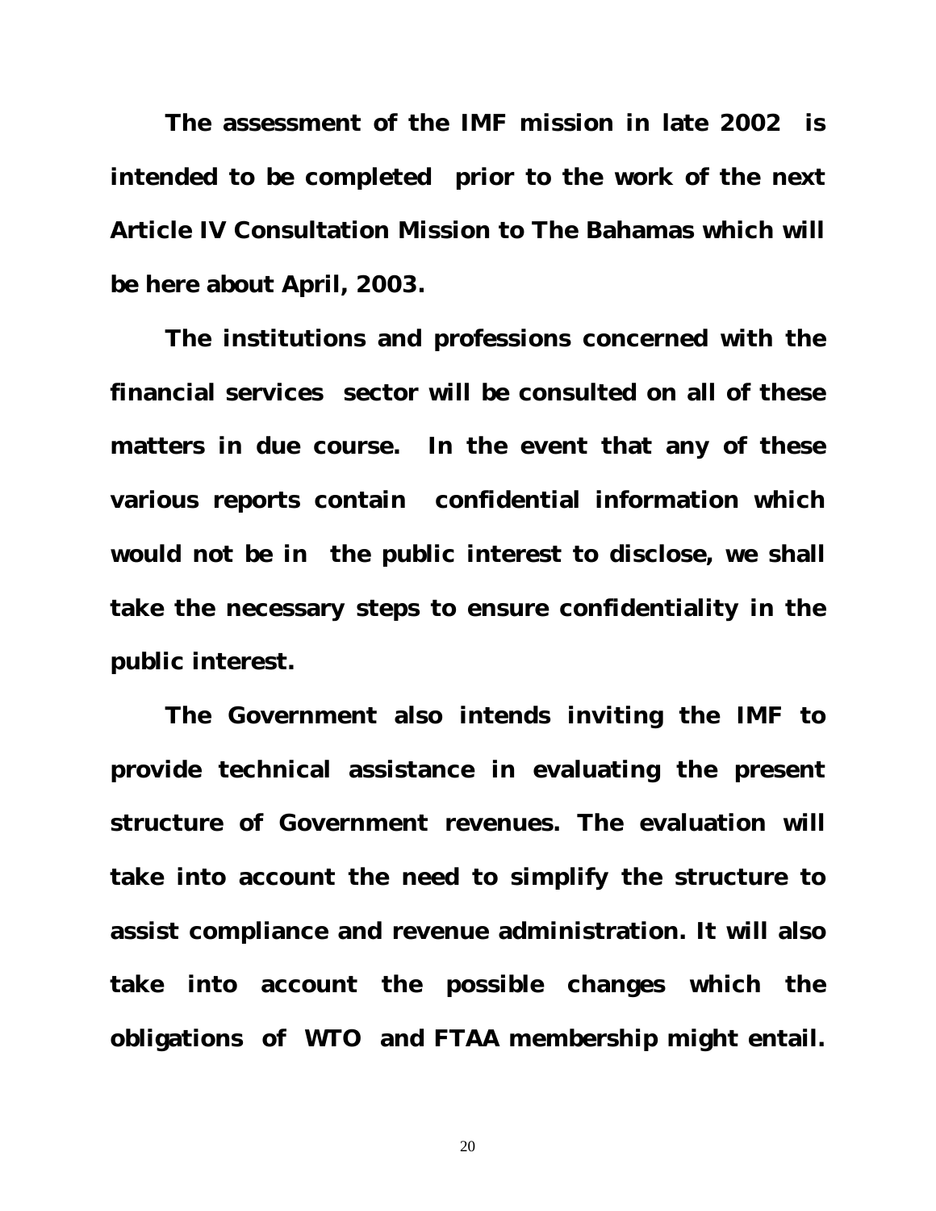**The assessment of the IMF mission in late 2002 is intended to be completed prior to the work of the next Article IV Consultation Mission to The Bahamas which will be here about April, 2003.**

**The institutions and professions concerned with the financial services sector will be consulted on all of these matters in due course. In the event that any of these various reports contain confidential information which would not be in the public interest to disclose, we shall take the necessary steps to ensure confidentiality in the public interest.**

**The Government also intends inviting the IMF to provide technical assistance in evaluating the present structure of Government revenues. The evaluation will take into account the need to simplify the structure to assist compliance and revenue administration. It will also take into account the possible changes which the obligations of WTO and FTAA membership might entail.**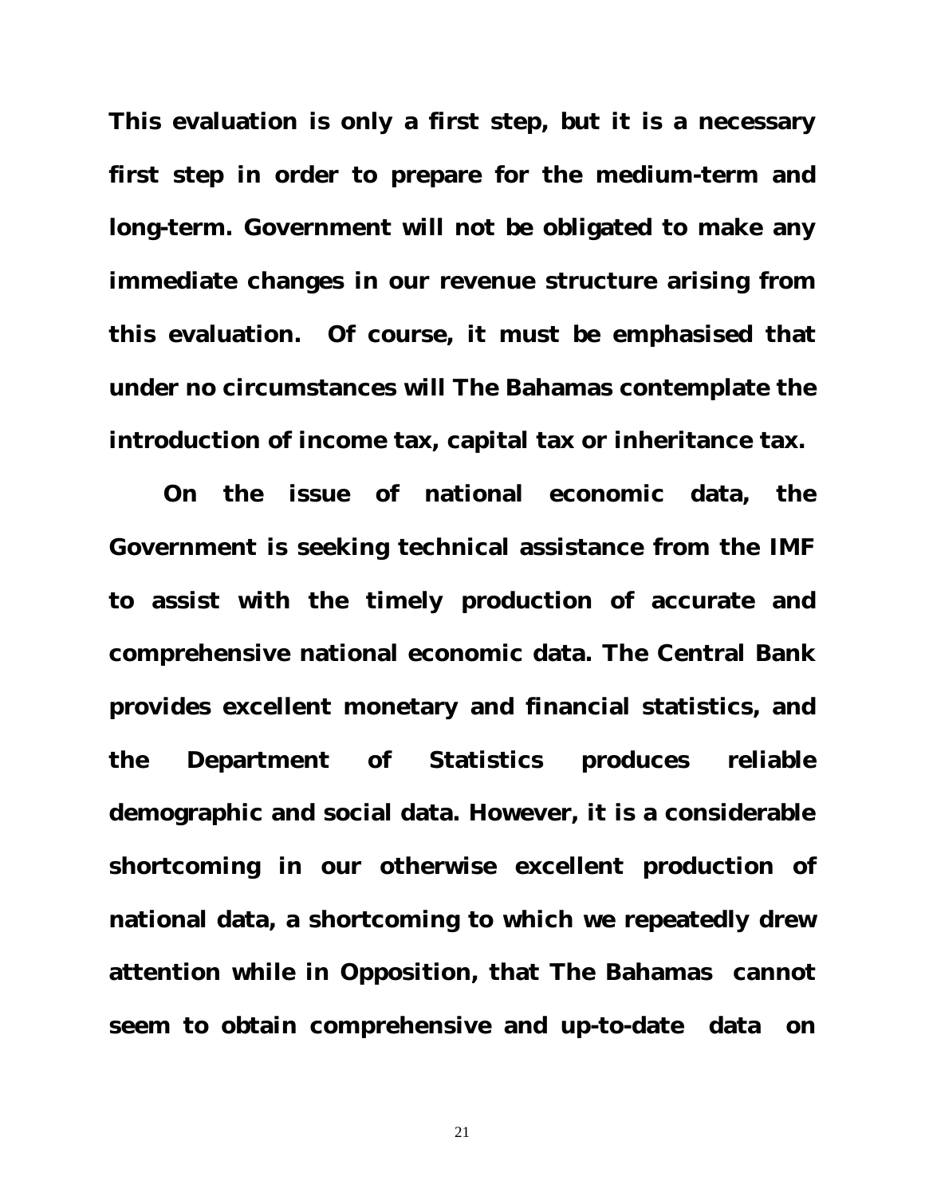**This evaluation is only a first step, but it is a necessary first step in order to prepare for the medium-term and long-term. Government will not be obligated to make any immediate changes in our revenue structure arising from this evaluation. Of course, it must be emphasised that under no circumstances will The Bahamas contemplate the introduction of income tax, capital tax or inheritance tax.**

**On the issue of national economic data, the Government is seeking technical assistance from the IMF to assist with the timely production of accurate and comprehensive national economic data. The Central Bank provides excellent monetary and financial statistics, and the Department of Statistics produces reliable demographic and social data. However, it is a considerable shortcoming in our otherwise excellent production of national data, a shortcoming to which we repeatedly drew attention while in Opposition, that The Bahamas cannot seem to obtain comprehensive and up-to-date data on**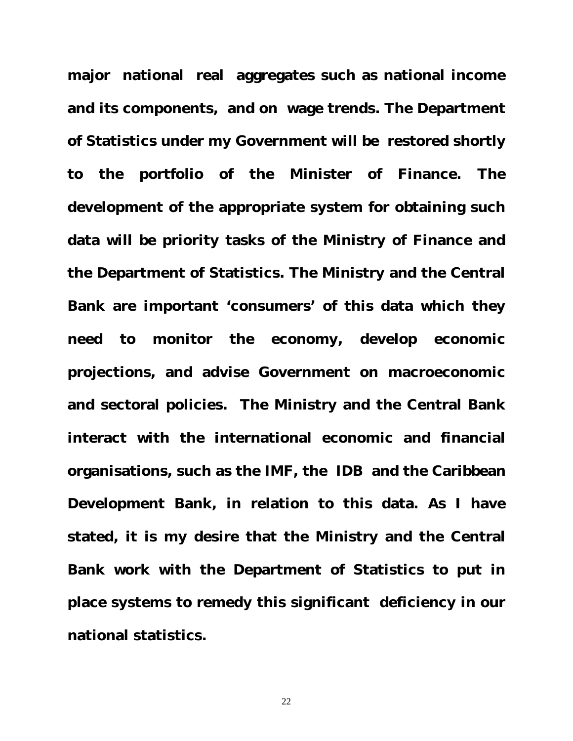**major national real aggregates such as national income and its components, and on wage trends. The Department of Statistics under my Government will be restored shortly to the portfolio of the Minister of Finance. The development of the appropriate system for obtaining such data will be priority tasks of the Ministry of Finance and the Department of Statistics. The Ministry and the Central Bank are important 'consumers' of this data which they need to monitor the economy, develop economic projections, and advise Government on macroeconomic and sectoral policies. The Ministry and the Central Bank interact with the international economic and financial organisations, such as the IMF, the IDB and the Caribbean Development Bank, in relation to this data. As I have stated, it is my desire that the Ministry and the Central Bank work with the Department of Statistics to put in place systems to remedy this significant deficiency in our national statistics.**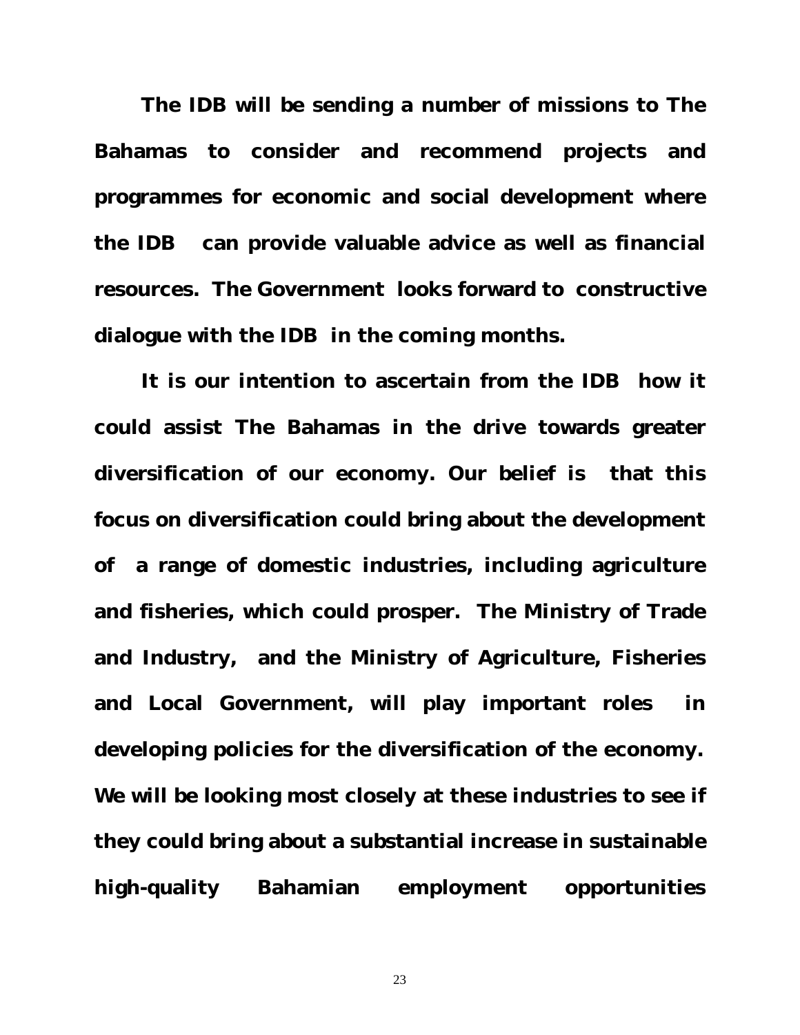**The IDB will be sending a number of missions to The Bahamas to consider and recommend projects and programmes for economic and social development where the IDB can provide valuable advice as well as financial resources. The Government looks forward to constructive dialogue with the IDB in the coming months.**

**It is our intention to ascertain from the IDB how it could assist The Bahamas in the drive towards greater diversification of our economy. Our belief is that this focus on diversification could bring about the development of a range of domestic industries, including agriculture and fisheries, which could prosper. The Ministry of Trade and Industry, and the Ministry of Agriculture, Fisheries and Local Government, will play important roles in developing policies for the diversification of the economy. We will be looking most closely at these industries to see if they could bring about a substantial increase in sustainable high-quality Bahamian employment opportunities**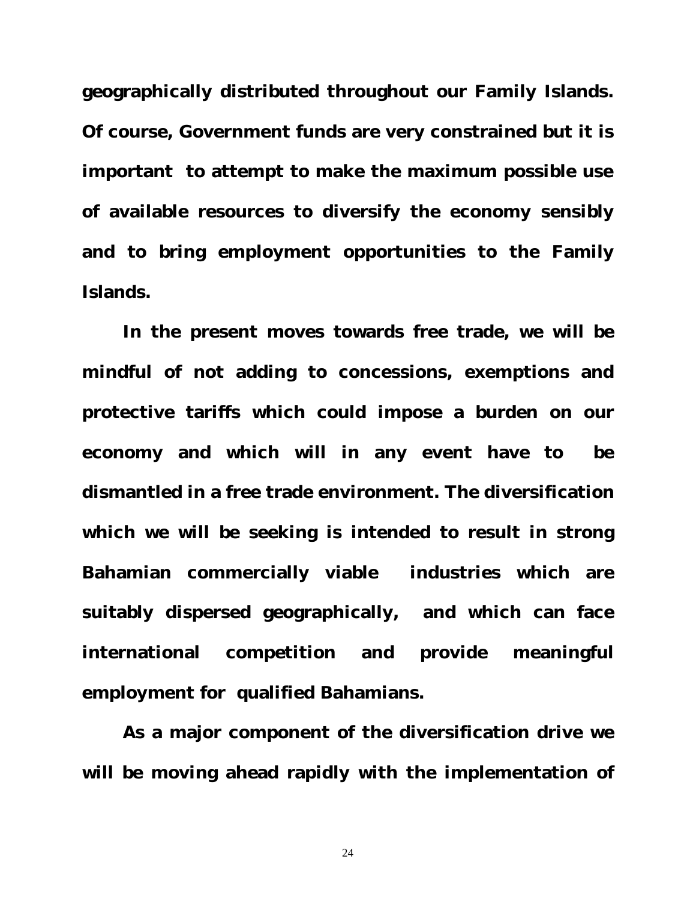**geographically distributed throughout our Family Islands. Of course, Government funds are very constrained but it is important to attempt to make the maximum possible use of available resources to diversify the economy sensibly and to bring employment opportunities to the Family Islands.**

**In the present moves towards free trade, we will be mindful of not adding to concessions, exemptions and protective tariffs which could impose a burden on our economy and which will in any event have to be dismantled in a free trade environment. The diversification which we will be seeking is intended to result in strong Bahamian commercially viable industries which are suitably dispersed geographically, and which can face international competition and provide meaningful employment for qualified Bahamians.**

**As a major component of the diversification drive we will be moving ahead rapidly with the implementation of**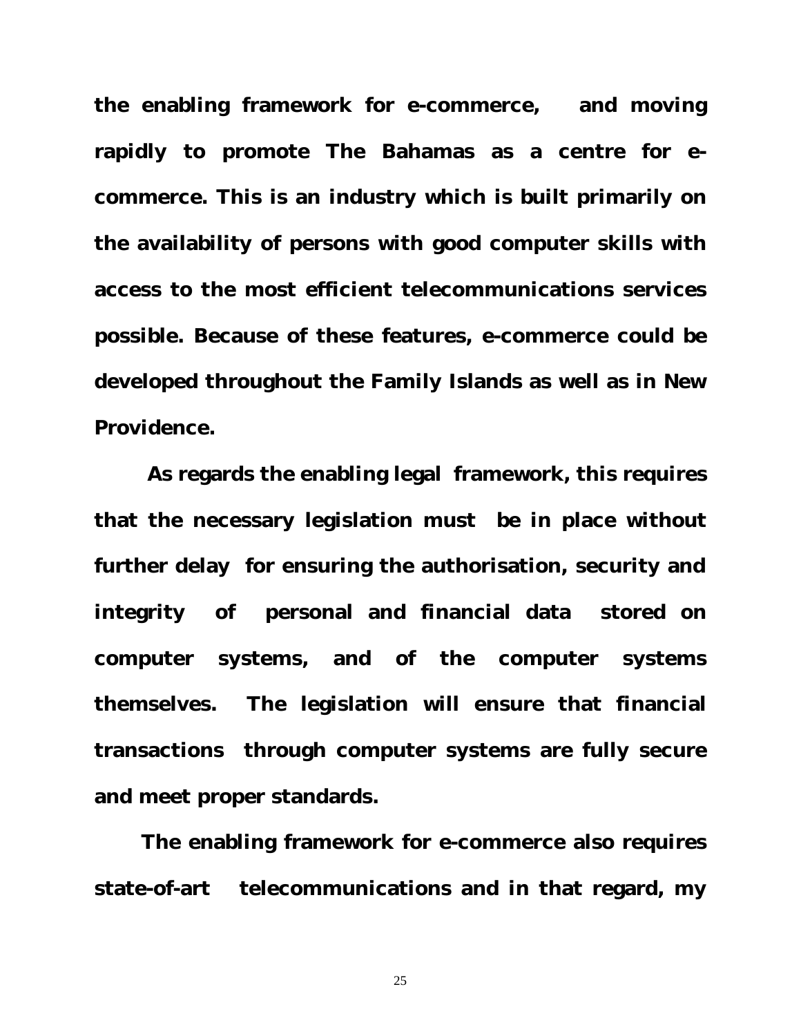**the enabling framework for e-commerce, and moving rapidly to promote The Bahamas as a centre for e-commerce. This is an industry which is built primarily on the availability of persons with good computer skills with access to the most efficient telecommunications services possible. Because of these features, e-commerce could be developed throughout the Family Islands as well as in New Providence.**

**As regards the enabling legal framework, this requires that the necessary legislation must be in place without further delay for ensuring the authorisation, security and integrity of personal and financial data stored on computer systems, and of the computer systems themselves. The legislation will ensure that financial transactions through computer systems are fully secure and meet proper standards.**

**The enabling framework for e-commerce also requires state-of-art telecommunications and in that regard, my**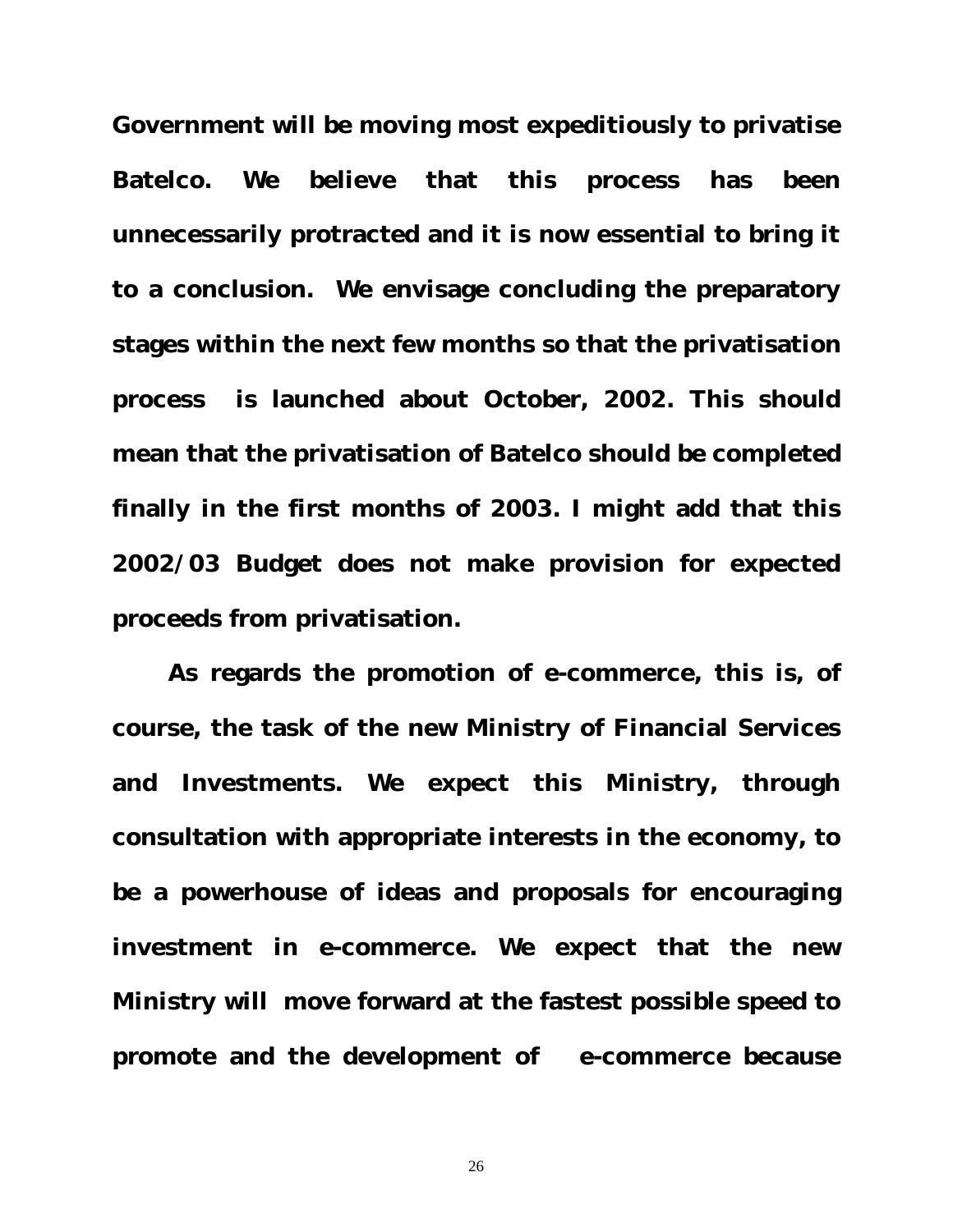**Government will be moving most expeditiously to privatise Batelco. We believe that this process has been unnecessarily protracted and it is now essential to bring it to a conclusion. We envisage concluding the preparatory stages within the next few months so that the privatisation process is launched about October, 2002. This should mean that the privatisation of Batelco should be completed finally in the first months of 2003. I might add that this 2002/03 Budget does not make provision for expected proceeds from privatisation.**

**As regards the promotion of e-commerce, this is, of course, the task of the new Ministry of Financial Services and Investments. We expect this Ministry, through consultation with appropriate interests in the economy, to be a powerhouse of ideas and proposals for encouraging investment in e-commerce. We expect that the new Ministry will move forward at the fastest possible speed to promote and the development of e-commerce because**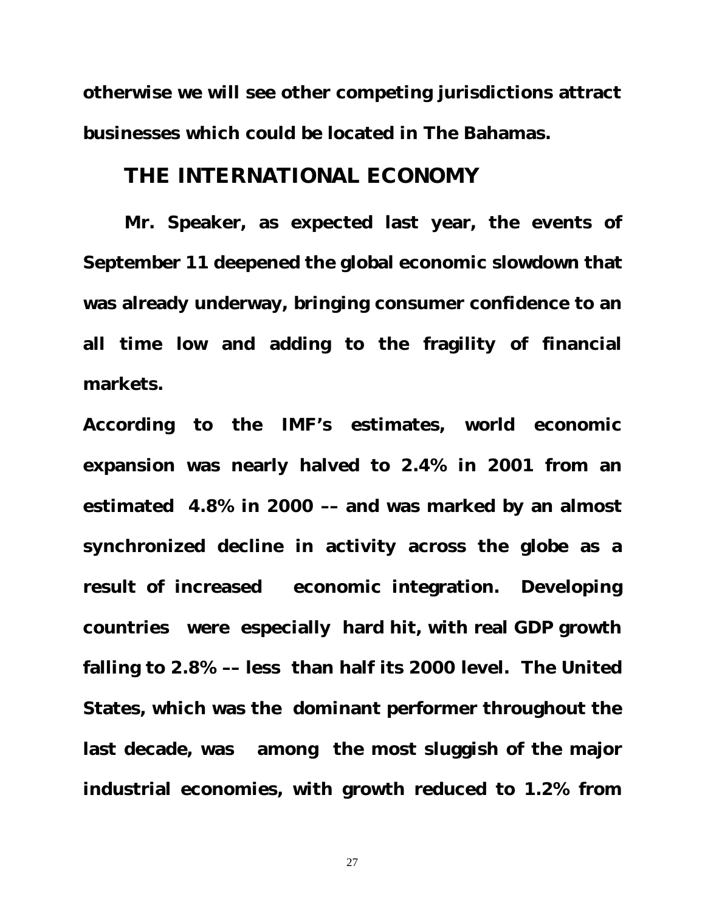**otherwise we will see other competing jurisdictions attract businesses which could be located in The Bahamas.**

## THE INTERNATIONAL ECONOMY

**Mr. Speaker, as expected last year, the events of September 11 deepened the global economic slowdown that was already underway, bringing consumer confidence to an all time low and adding to the fragility of financial markets.**

**According to the IMF's estimates, world economic expansion was nearly halved to 2.4% in 2001 from an estimated 4.8% in 2000 –– and was marked by an almost synchronized decline in activity across the globe as a result of increased economic integration. Developing countries were especially hard hit, with real GDP growth falling to 2.8% –– less than half its 2000 level. The United States, which was the dominant performer throughout the last decade, was among the most sluggish of the major industrial economies, with growth reduced to 1.2% from**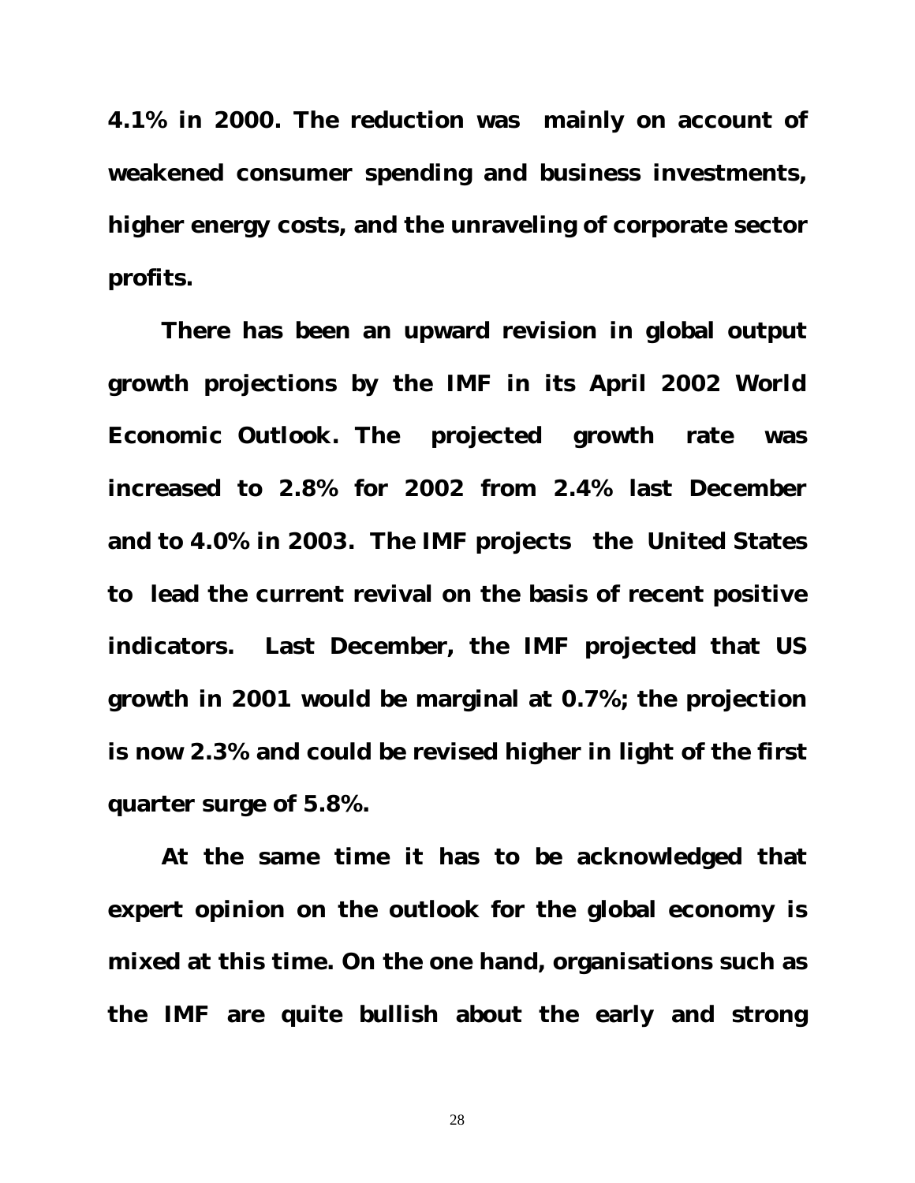**4.1% in 2000. The reduction was mainly on account of weakened consumer spending and business investments, higher energy costs, and the unraveling of corporate sector profits.**

**There has been an upward revision in global output growth projections by the IMF in its April 2002 World Economic Outlook. The projected growth rate was increased to 2.8% for 2002 from 2.4% last December and to 4.0% in 2003. The IMF projects the United States to lead the current revival on the basis of recent positive indicators. Last December, the IMF projected that US growth in 2001 would be marginal at 0.7%; the projection is now 2.3% and could be revised higher in light of the first quarter surge of 5.8%.**

**At the same time it has to be acknowledged that expert opinion on the outlook for the global economy is mixed at this time. On the one hand, organisations such as the IMF are quite bullish about the early and strong**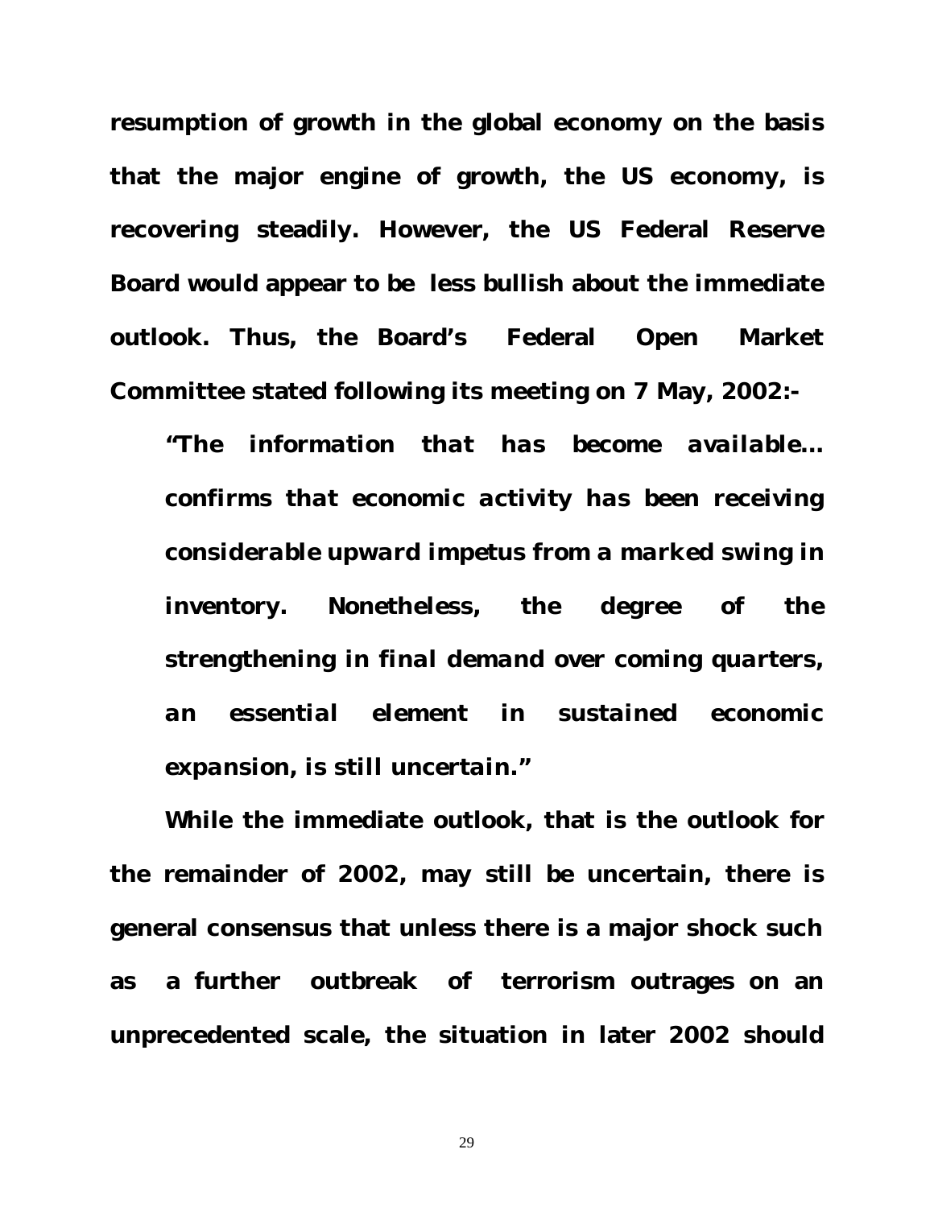**resumption of growth in the global economy on the basis that the major engine of growth, the US economy, is recovering steadily. However, the US Federal Reserve Board would appear to be less bullish about the immediate outlook. Thus, the Board's Federal Open Market Committee stated following its meeting on 7 May, 2002:-**

> ***"The information that has become available… confirms that economic activity has been receiving considerable upward impetus from a marked swing in inventory. Nonetheless, the degree of the strengthening in final demand over coming quarters, an essential element in sustained economic expansion, is still uncertain."***

**While the immediate outlook, that is the outlook for the remainder of 2002, may still be uncertain, there is general consensus that unless there is a major shock such as a further outbreak of terrorism outrages on an unprecedented scale, the situation in later 2002 should**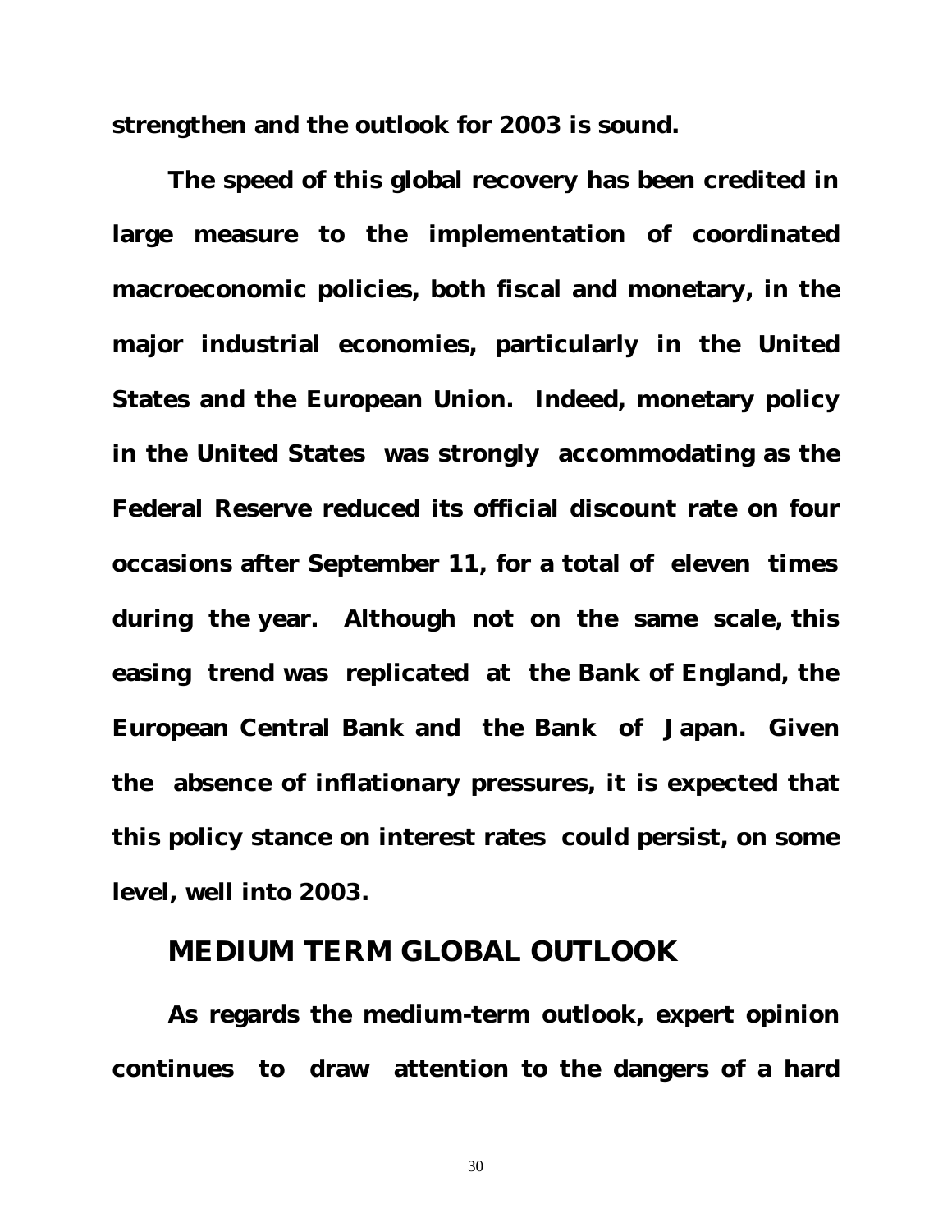strengthen and the outlook for 2003 is sound.

The speed of this global recovery has been credited in large measure to the implementation of coordinated macroeconomic policies, both fiscal and monetary, in the major industrial economies, particularly in the United States and the European Union. Indeed, monetary policy in the United States was strongly accommodating as the Federal Reserve reduced its official discount rate on four occasions after September 11, for a total of eleven times during the year. Although not on the same scale, this easing trend was replicated at the Bank of England, the European Central Bank and the Bank of Japan. Given the absence of inflationary pressures, it is expected that this policy stance on interest rates could persist, on some level, well into 2003.

## MEDIUM TERM GLOBAL OUTLOOK

As regards the medium-term outlook, expert opinion continues to draw attention to the dangers of a hard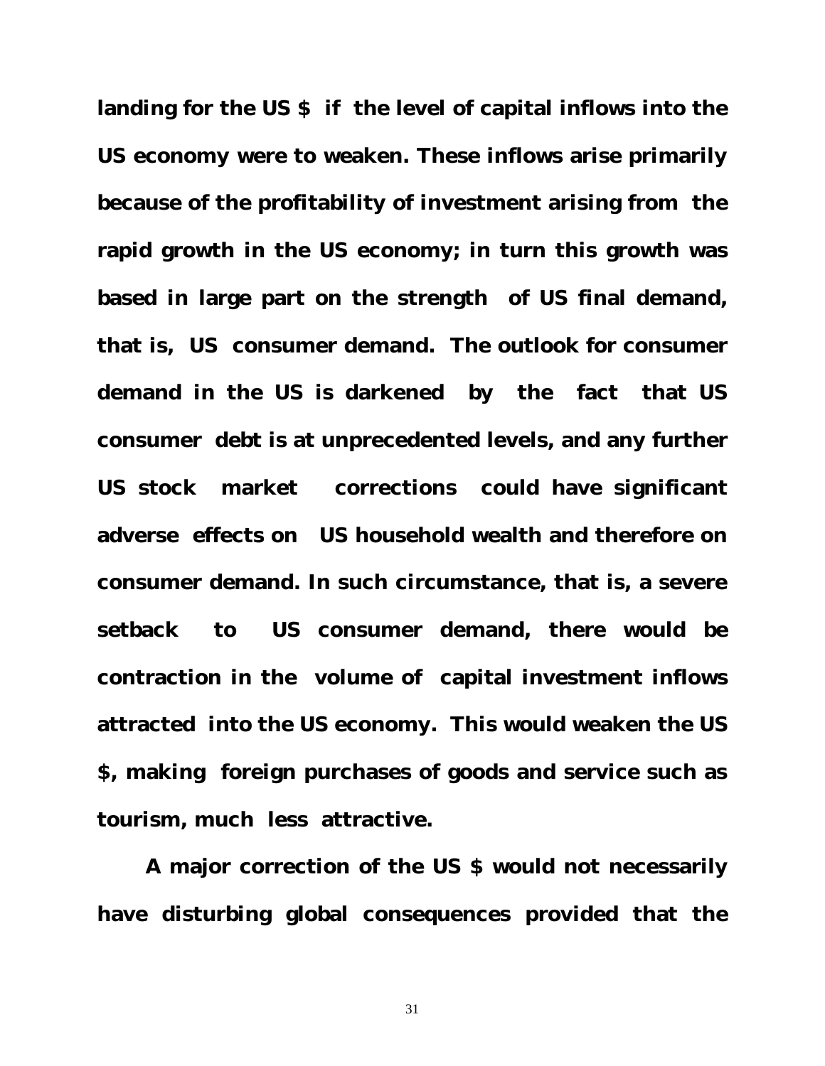**landing for the US $ if the level of capital inflows into the US economy were to weaken. These inflows arise primarily because of the profitability of investment arising from the rapid growth in the US economy; in turn this growth was based in large part on the strength of US final demand, that is, US consumer demand. The outlook for consumer demand in the US is darkened by the fact that US consumer debt is at unprecedented levels, and any further US stock market corrections could have significant adverse effects on US household wealth and therefore on consumer demand. In such circumstance, that is, a severe setback to US consumer demand, there would be contraction in the volume of capital investment inflows attracted into the US economy. This would weaken the US $, making foreign purchases of goods and service such as tourism, much less attractive.**

**A major correction of the US $ would not necessarily have disturbing global consequences provided that the**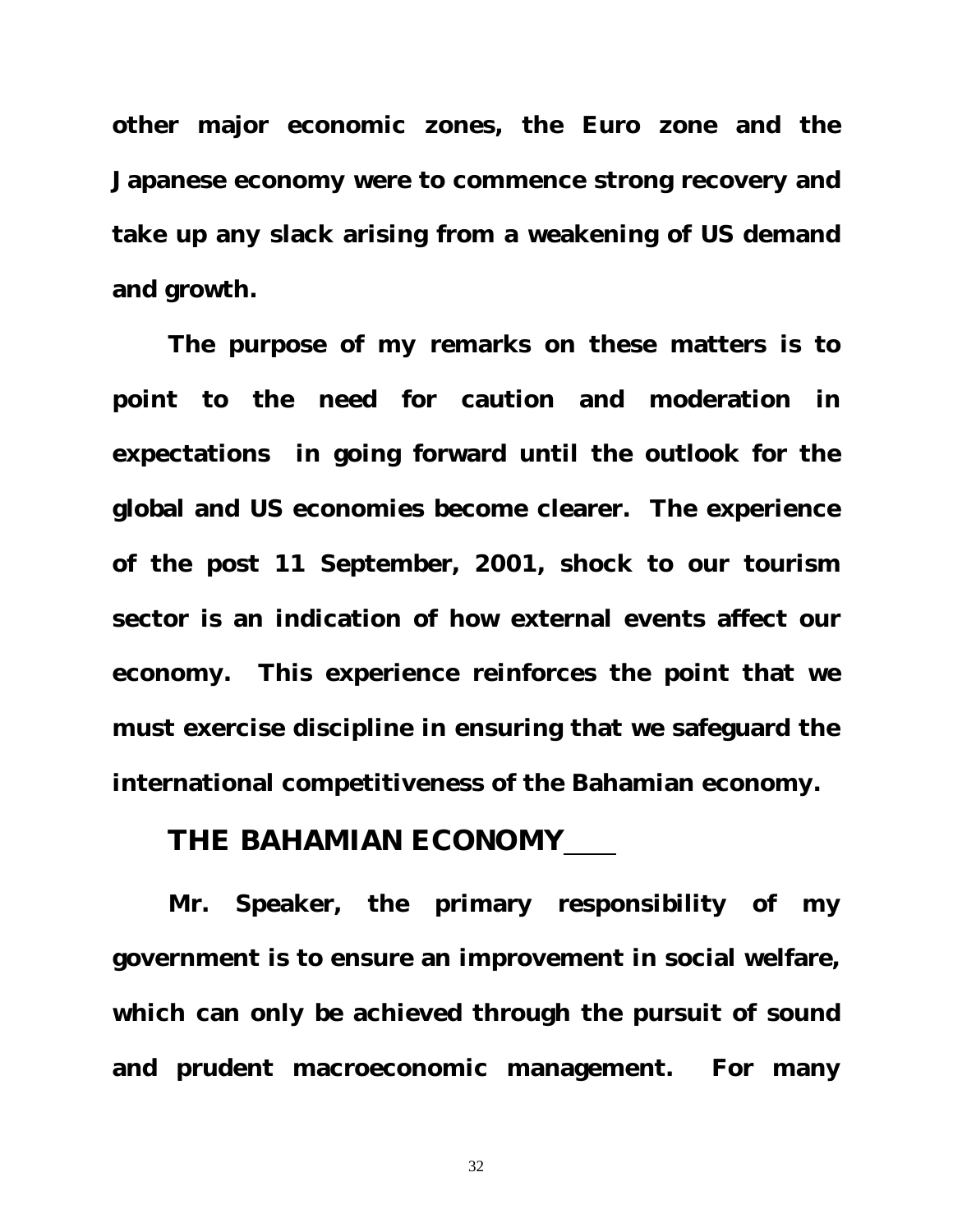**other major economic zones, the Euro zone and the Japanese economy were to commence strong recovery and take up any slack arising from a weakening of US demand and growth.**

**The purpose of my remarks on these matters is to point to the need for caution and moderation in expectations in going forward until the outlook for the global and US economies become clearer. The experience of the post 11 September, 2001, shock to our tourism sector is an indication of how external events affect our economy. This experience reinforces the point that we must exercise discipline in ensuring that we safeguard the international competitiveness of the Bahamian economy.**

## THE BAHAMIAN ECONOMY

**Mr. Speaker, the primary responsibility of my government is to ensure an improvement in social welfare, which can only be achieved through the pursuit of sound and prudent macroeconomic management. For many**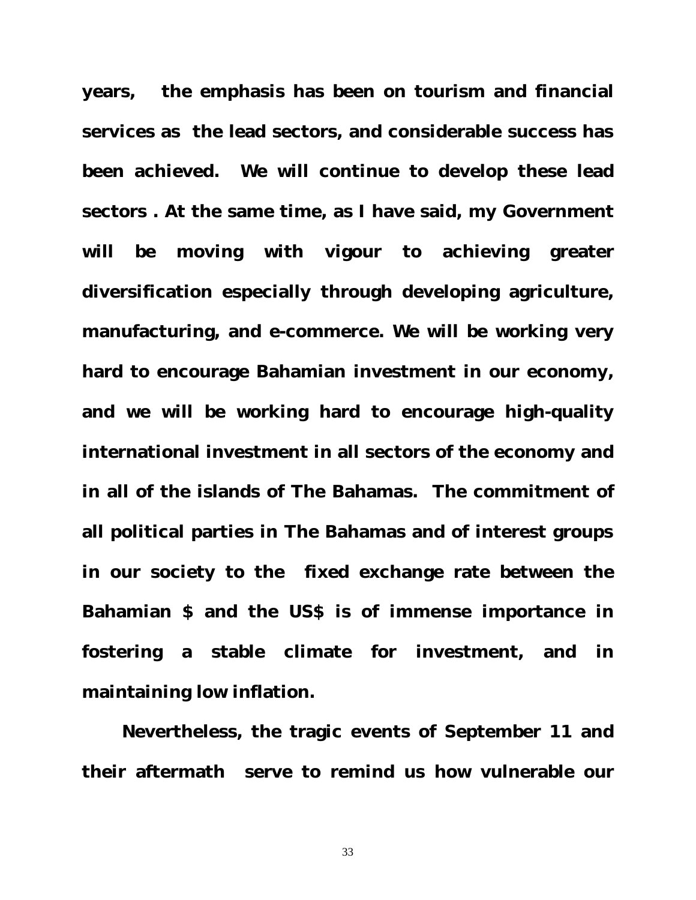**years, the emphasis has been on tourism and financial services as the lead sectors, and considerable success has been achieved. We will continue to develop these lead sectors . At the same time, as I have said, my Government will be moving with vigour to achieving greater diversification especially through developing agriculture, manufacturing, and e-commerce. We will be working very hard to encourage Bahamian investment in our economy, and we will be working hard to encourage high-quality international investment in all sectors of the economy and in all of the islands of The Bahamas. The commitment of all political parties in The Bahamas and of interest groups in our society to the fixed exchange rate between the Bahamian $ and the US$ is of immense importance in fostering a stable climate for investment, and in maintaining low inflation.**

**Nevertheless, the tragic events of September 11 and their aftermath serve to remind us how vulnerable our**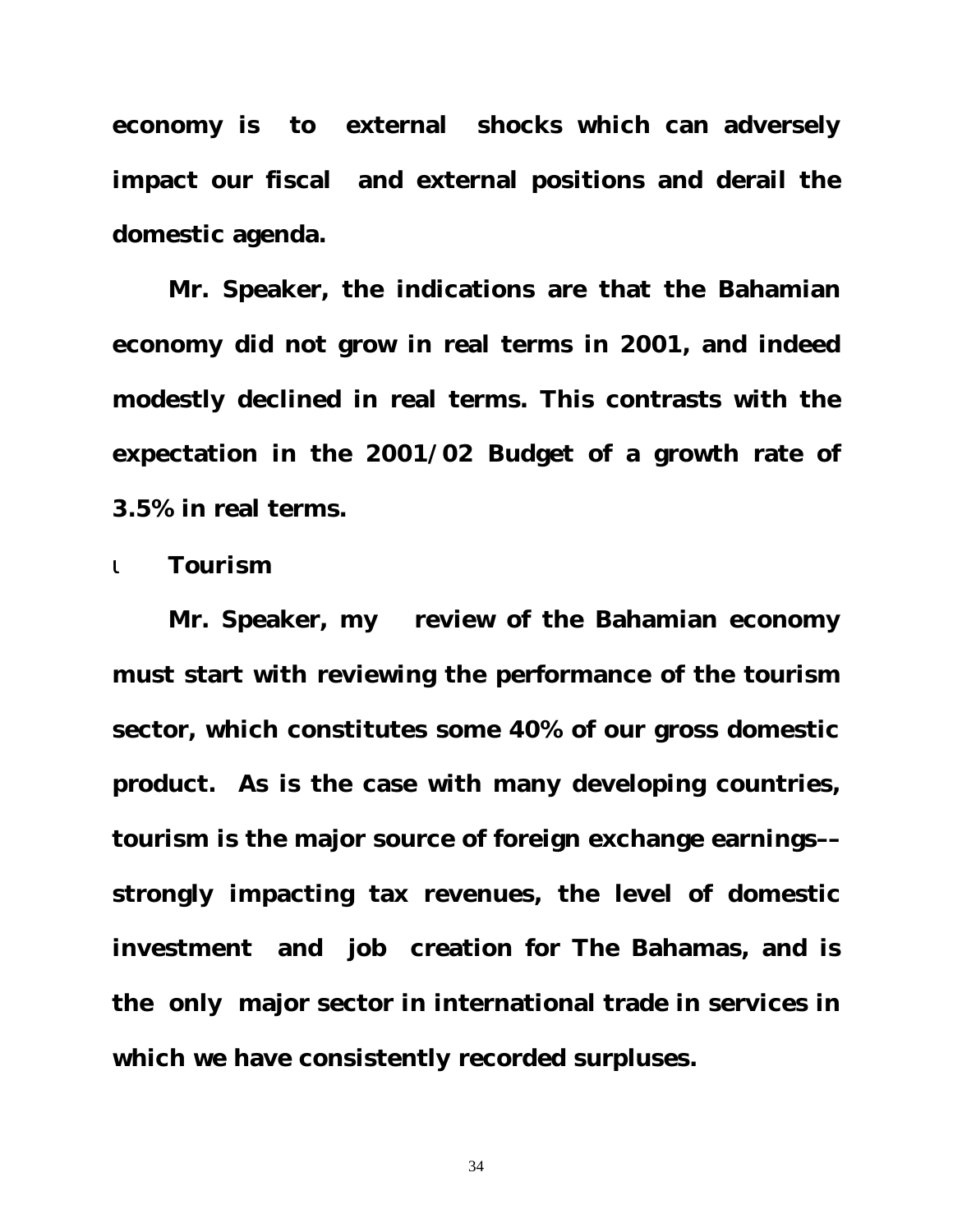**economy is to external shocks which can adversely impact our fiscal and external positions and derail the domestic agenda.**

**Mr. Speaker, the indications are that the Bahamian economy did not grow in real terms in 2001, and indeed modestly declined in real terms. This contrasts with the expectation in the 2001/02 Budget of a growth rate of 3.5% in real terms.**

- **Tourism**

**Mr. Speaker, my review of the Bahamian economy must start with reviewing the performance of the tourism sector, which constitutes some 40% of our gross domestic product. As is the case with many developing countries, tourism is the major source of foreign exchange earnings–– strongly impacting tax revenues, the level of domestic investment and job creation for The Bahamas, and is the only major sector in international trade in services in which we have consistently recorded surpluses.**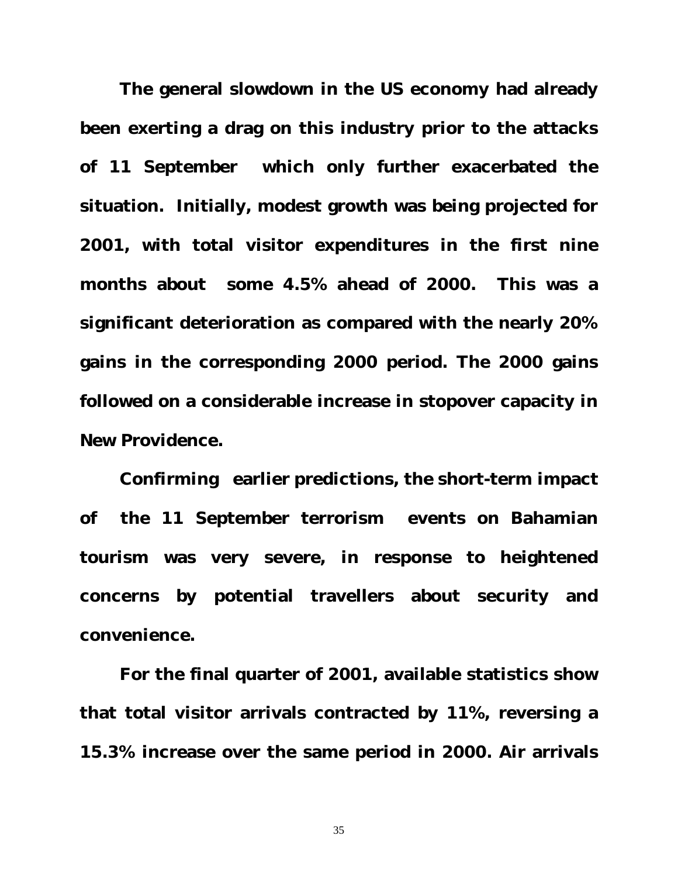**The general slowdown in the US economy had already been exerting a drag on this industry prior to the attacks of 11 September which only further exacerbated the situation. Initially, modest growth was being projected for 2001, with total visitor expenditures in the first nine months about some 4.5% ahead of 2000. This was a significant deterioration as compared with the nearly 20% gains in the corresponding 2000 period. The 2000 gains followed on a considerable increase in stopover capacity in New Providence.**

**Confirming earlier predictions, the short-term impact of the 11 September terrorism events on Bahamian tourism was very severe, in response to heightened concerns by potential travellers about security and convenience.**

**For the final quarter of 2001, available statistics show that total visitor arrivals contracted by 11%, reversing a 15.3% increase over the same period in 2000. Air arrivals**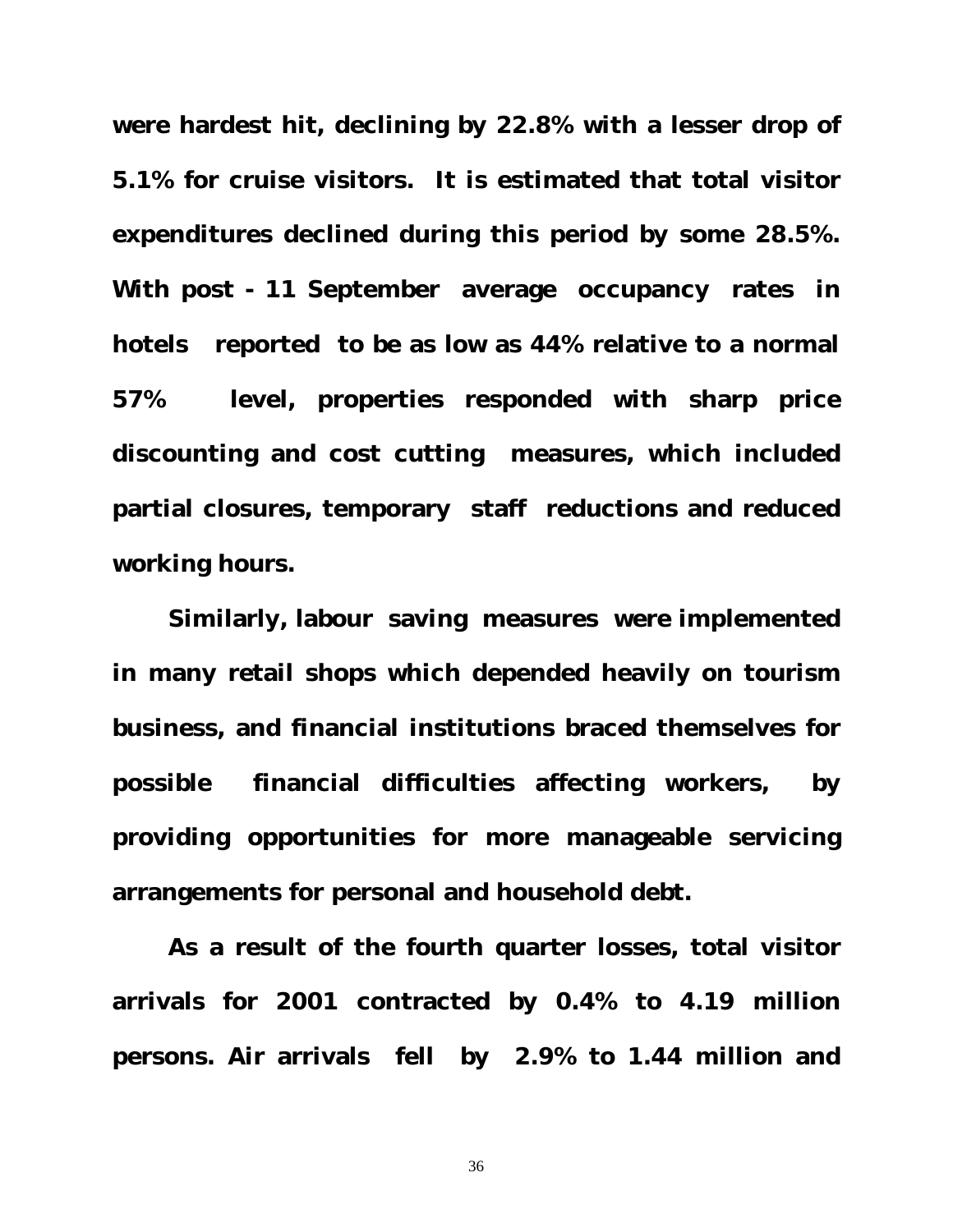**were hardest hit, declining by 22.8% with a lesser drop of 5.1% for cruise visitors. It is estimated that total visitor expenditures declined during this period by some 28.5%. With post - 11 September average occupancy rates in hotels reported to be as low as 44% relative to a normal 57% level, properties responded with sharp price discounting and cost cutting measures, which included partial closures, temporary staff reductions and reduced working hours.**

**Similarly, labour saving measures were implemented in many retail shops which depended heavily on tourism business, and financial institutions braced themselves for possible financial difficulties affecting workers, by providing opportunities for more manageable servicing arrangements for personal and household debt.**

**As a result of the fourth quarter losses, total visitor arrivals for 2001 contracted by 0.4% to 4.19 million persons. Air arrivals fell by 2.9% to 1.44 million and**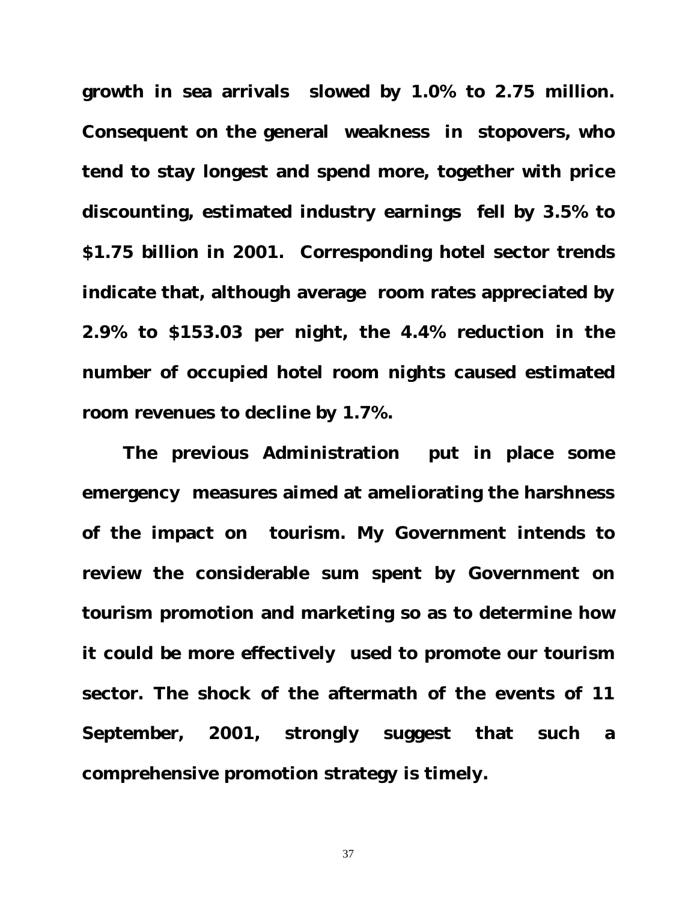**growth in sea arrivals slowed by 1.0% to 2.75 million. Consequent on the general weakness in stopovers, who tend to stay longest and spend more, together with price discounting, estimated industry earnings fell by 3.5% to $1.75 billion in 2001. Corresponding hotel sector trends indicate that, although average room rates appreciated by 2.9% to $153.03 per night, the 4.4% reduction in the number of occupied hotel room nights caused estimated room revenues to decline by 1.7%.**

**The previous Administration put in place some emergency measures aimed at ameliorating the harshness of the impact on tourism. My Government intends to review the considerable sum spent by Government on tourism promotion and marketing so as to determine how it could be more effectively used to promote our tourism sector. The shock of the aftermath of the events of 11 September, 2001, strongly suggest that such a comprehensive promotion strategy is timely.**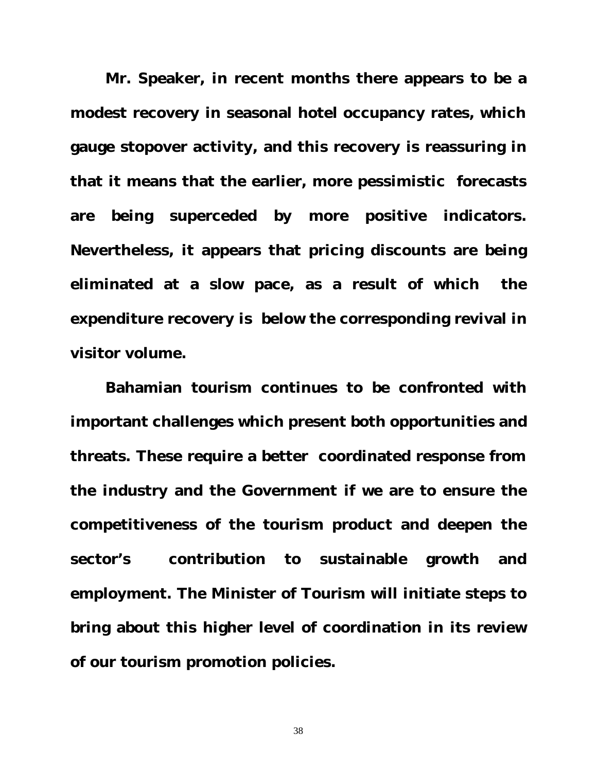**Mr. Speaker, in recent months there appears to be a modest recovery in seasonal hotel occupancy rates, which gauge stopover activity, and this recovery is reassuring in that it means that the earlier, more pessimistic forecasts are being superceded by more positive indicators. Nevertheless, it appears that pricing discounts are being eliminated at a slow pace, as a result of which the expenditure recovery is below the corresponding revival in visitor volume.**

**Bahamian tourism continues to be confronted with important challenges which present both opportunities and threats. These require a better coordinated response from the industry and the Government if we are to ensure the competitiveness of the tourism product and deepen the sector's contribution to sustainable growth and employment. The Minister of Tourism will initiate steps to bring about this higher level of coordination in its review of our tourism promotion policies.**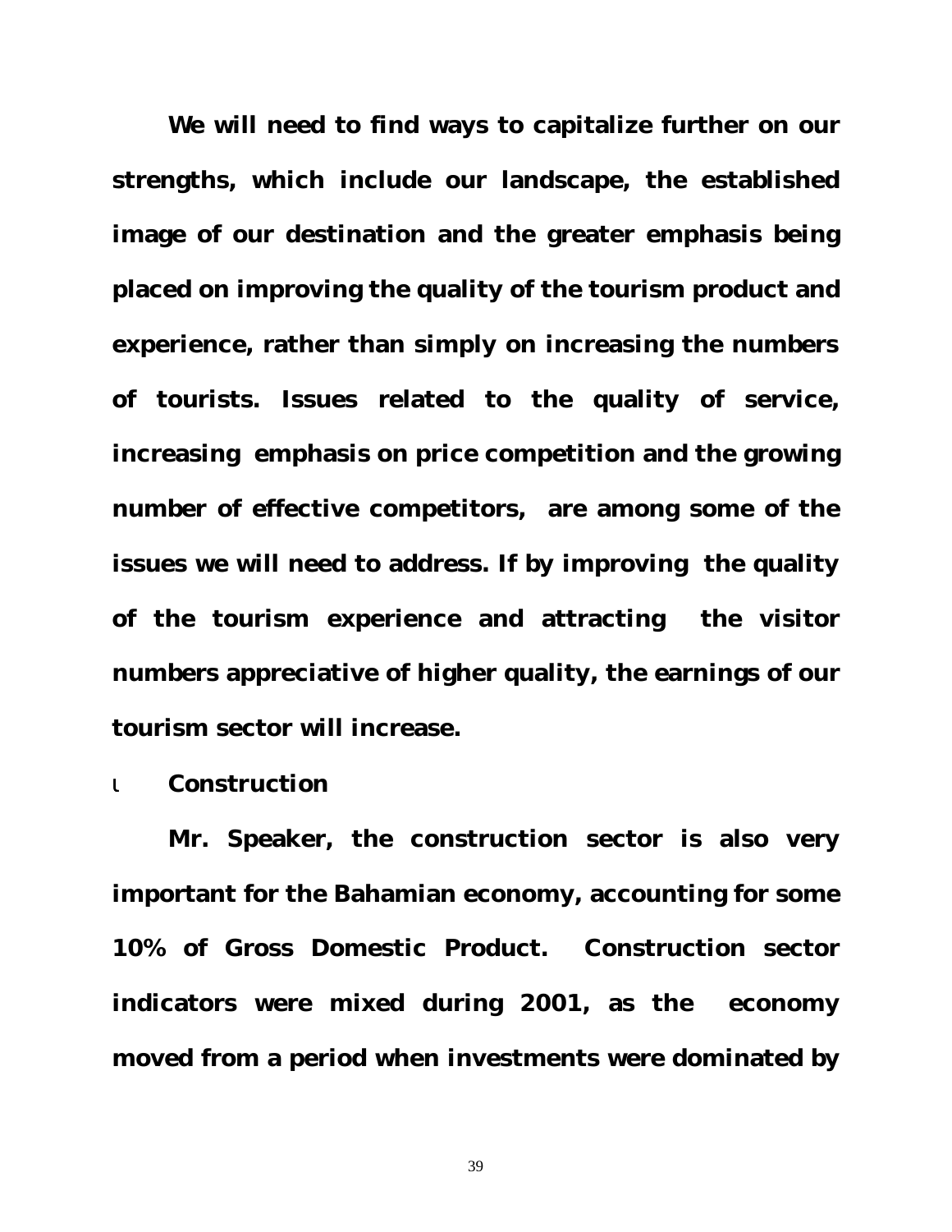**We will need to find ways to capitalize further on our strengths, which include our landscape, the established image of our destination and the greater emphasis being placed on improving the quality of the tourism product and experience, rather than simply on increasing the numbers of tourists. Issues related to the quality of service, increasing emphasis on price competition and the growing number of effective competitors, are among some of the issues we will need to address. If by improving the quality of the tourism experience and attracting the visitor numbers appreciative of higher quality, the earnings of our tourism sector will increase.**

- **Construction**

**Mr. Speaker, the construction sector is also very important for the Bahamian economy, accounting for some 10% of Gross Domestic Product. Construction sector indicators were mixed during 2001, as the economy moved from a period when investments were dominated by**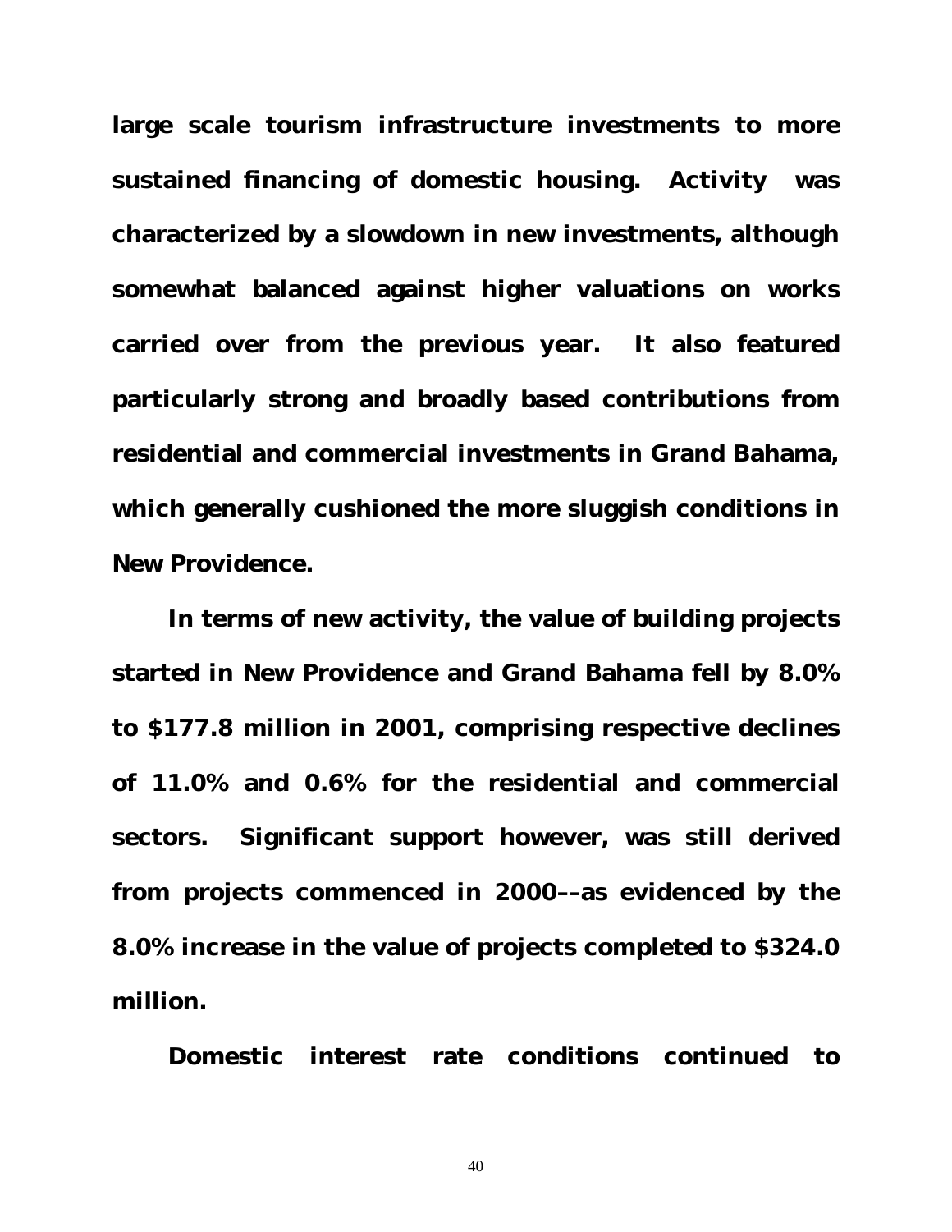**large scale tourism infrastructure investments to more sustained financing of domestic housing. Activity was characterized by a slowdown in new investments, although somewhat balanced against higher valuations on works carried over from the previous year. It also featured particularly strong and broadly based contributions from residential and commercial investments in Grand Bahama, which generally cushioned the more sluggish conditions in New Providence.**

**In terms of new activity, the value of building projects started in New Providence and Grand Bahama fell by 8.0% to $177.8 million in 2001, comprising respective declines of 11.0% and 0.6% for the residential and commercial sectors. Significant support however, was still derived from projects commenced in 2000––as evidenced by the 8.0% increase in the value of projects completed to $324.0 million.**

**Domestic interest rate conditions continued to**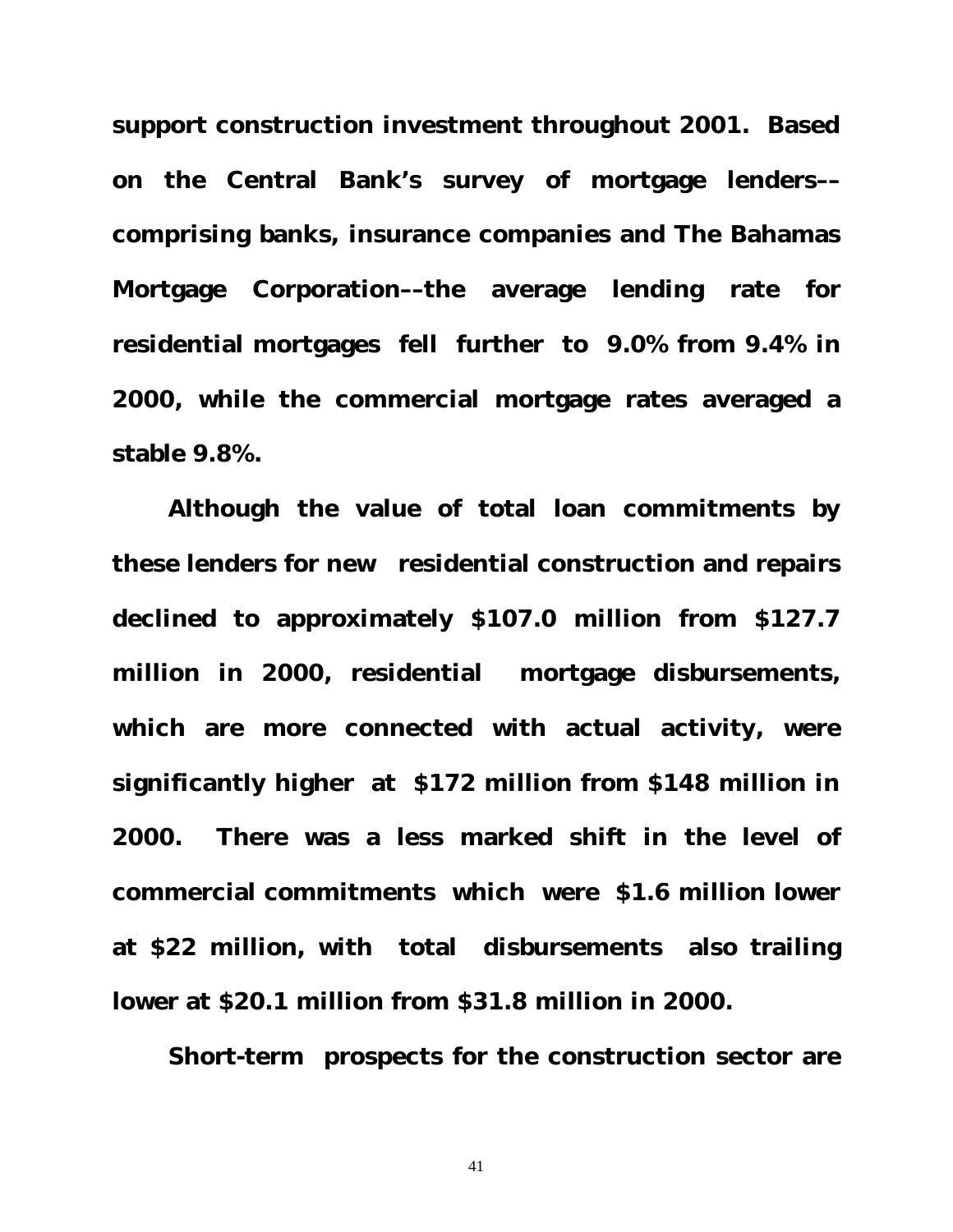**support construction investment throughout 2001. Based on the Central Bank's survey of mortgage lenders––comprising banks, insurance companies and The Bahamas Mortgage Corporation––the average lending rate for residential mortgages fell further to 9.0% from 9.4% in 2000, while the commercial mortgage rates averaged a stable 9.8%.**

**Although the value of total loan commitments by these lenders for new residential construction and repairs declined to approximately $107.0 million from $127.7 million in 2000, residential mortgage disbursements, which are more connected with actual activity, were significantly higher at $172 million from $148 million in 2000. There was a less marked shift in the level of commercial commitments which were $1.6 million lower at $22 million, with total disbursements also trailing lower at $20.1 million from $31.8 million in 2000.**

**Short-term prospects for the construction sector are**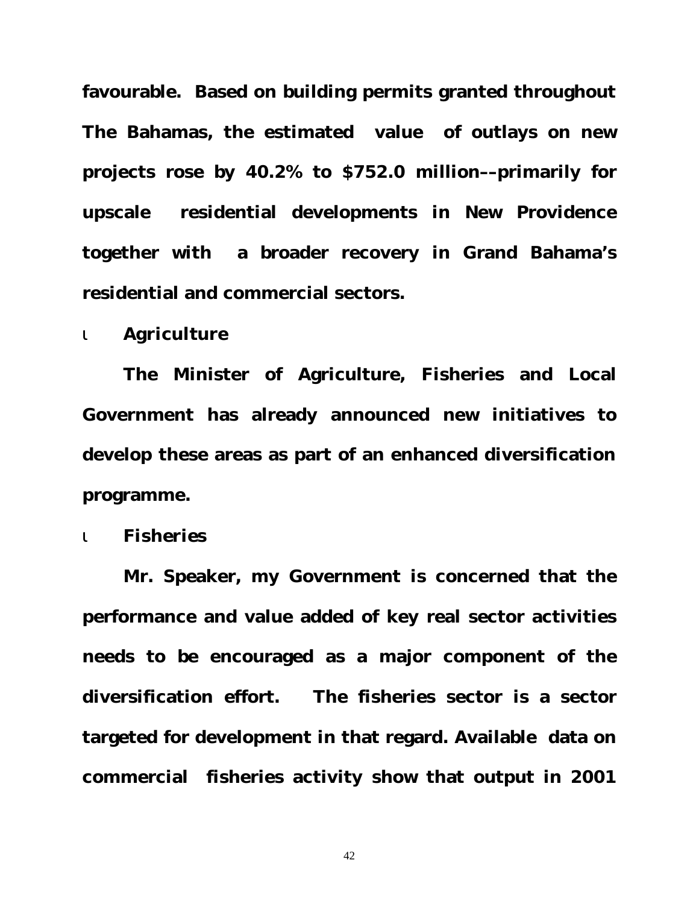**favourable. Based on building permits granted throughout The Bahamas, the estimated value of outlays on new projects rose by 40.2% to $752.0 million––primarily for upscale residential developments in New Providence together with a broader recovery in Grand Bahama's residential and commercial sectors.**

- **Agriculture**

**The Minister of Agriculture, Fisheries and Local Government has already announced new initiatives to develop these areas as part of an enhanced diversification programme.**

- **Fisheries**

**Mr. Speaker, my Government is concerned that the performance and value added of key real sector activities needs to be encouraged as a major component of the diversification effort. The fisheries sector is a sector targeted for development in that regard. Available data on commercial fisheries activity show that output in 2001**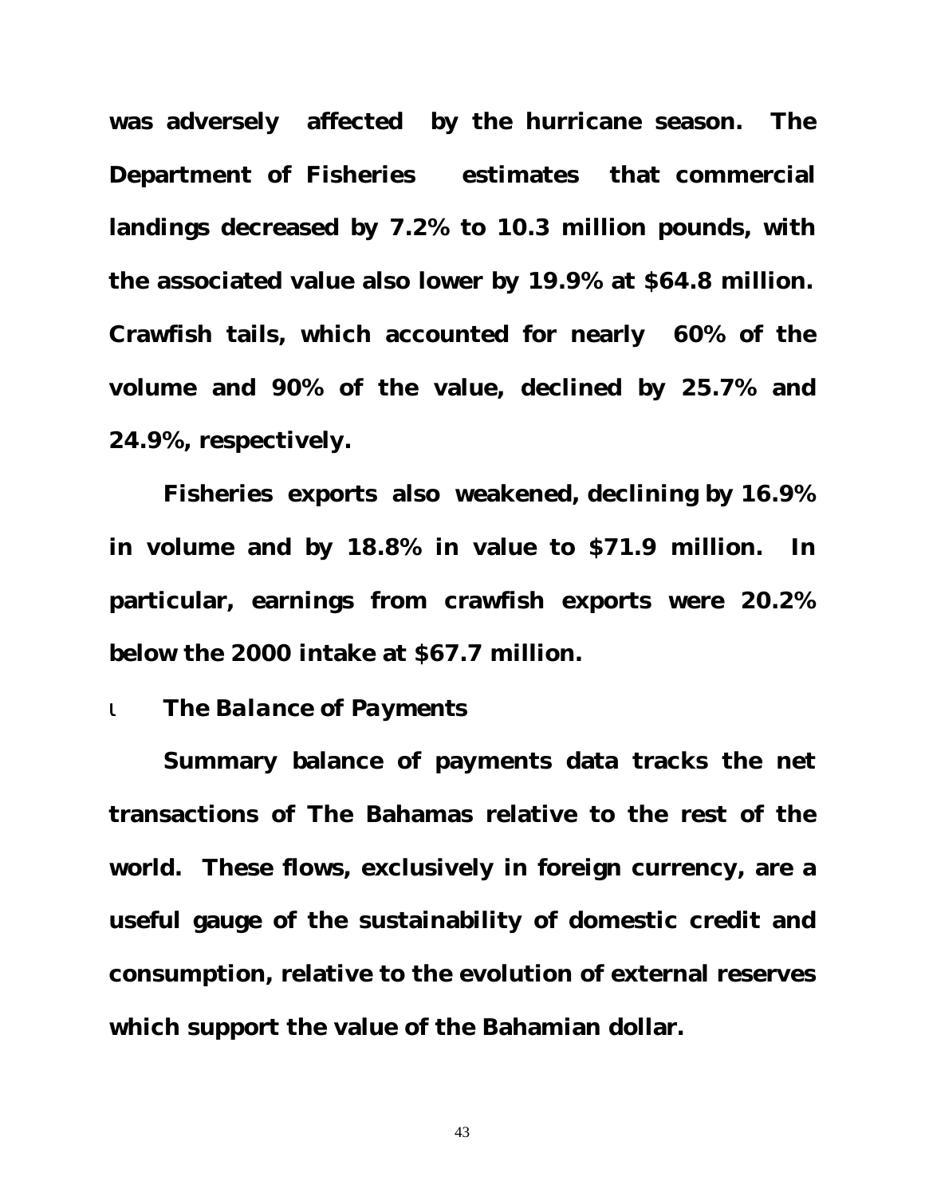**was adversely affected by the hurricane season. The Department of Fisheries estimates that commercial landings decreased by 7.2% to 10.3 million pounds, with the associated value also lower by 19.9% at $64.8 million. Crawfish tails, which accounted for nearly 60% of the volume and 90% of the value, declined by 25.7% and 24.9%, respectively.**

**Fisheries exports also weakened, declining by 16.9% in volume and by 18.8% in value to $71.9 million. In particular, earnings from crawfish exports were 20.2% below the 2000 intake at $67.7 million.**

### ι ***The Balance of Payments***

**Summary balance of payments data tracks the net transactions of The Bahamas relative to the rest of the world. These flows, exclusively in foreign currency, are a useful gauge of the sustainability of domestic credit and consumption, relative to the evolution of external reserves which support the value of the Bahamian dollar.**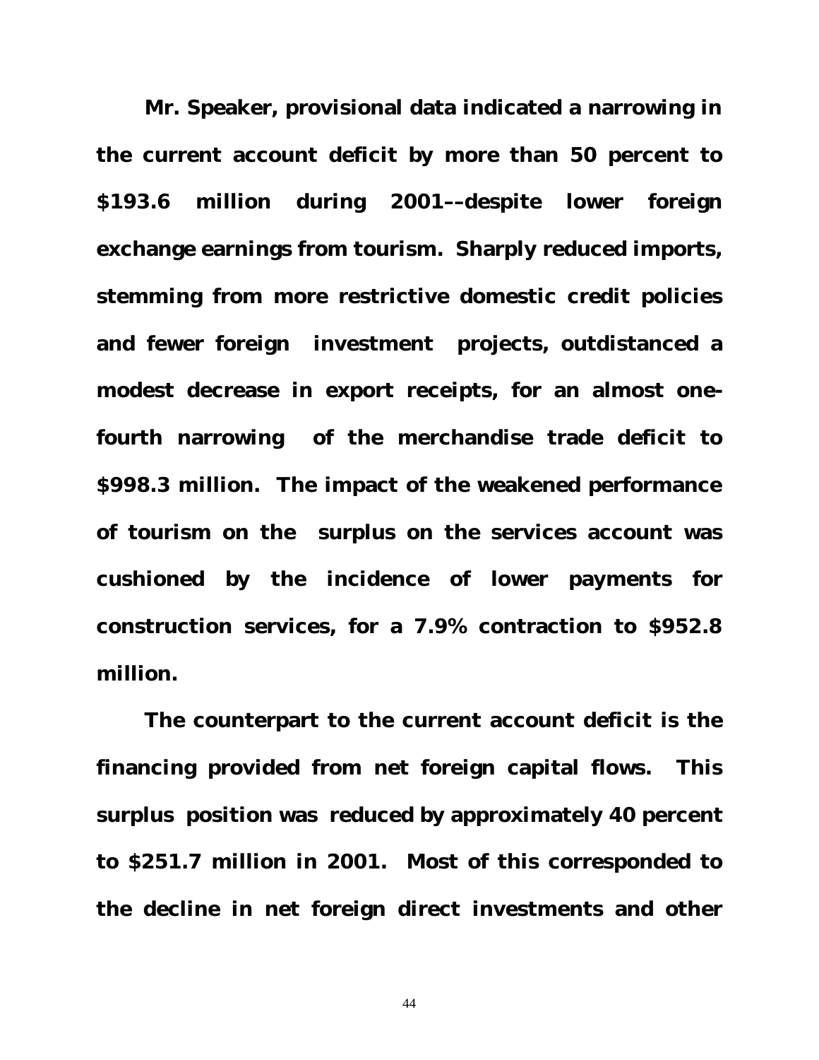**Mr. Speaker, provisional data indicated a narrowing in the current account deficit by more than 50 percent to $193.6 million during 2001––despite lower foreign exchange earnings from tourism. Sharply reduced imports, stemming from more restrictive domestic credit policies and fewer foreign investment projects, outdistanced a modest decrease in export receipts, for an almost one-fourth narrowing of the merchandise trade deficit to $998.3 million. The impact of the weakened performance of tourism on the surplus on the services account was cushioned by the incidence of lower payments for construction services, for a 7.9% contraction to $952.8 million.**

**The counterpart to the current account deficit is the financing provided from net foreign capital flows. This surplus position was reduced by approximately 40 percent to $251.7 million in 2001. Most of this corresponded to the decline in net foreign direct investments and other**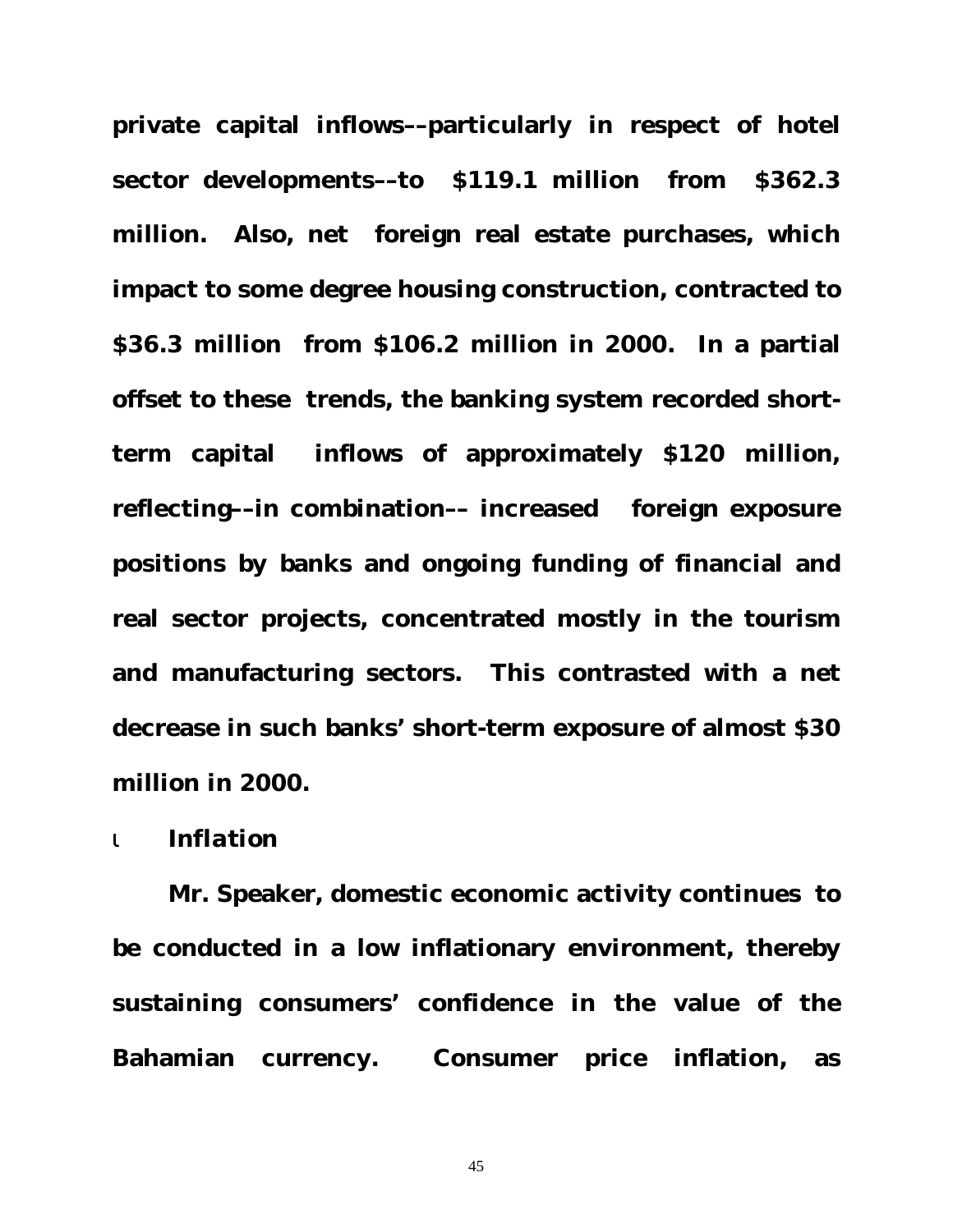**private capital inflows––particularly in respect of hotel sector developments––to $119.1 million from $362.3 million. Also, net foreign real estate purchases, which impact to some degree housing construction, contracted to $36.3 million from $106.2 million in 2000. In a partial offset to these trends, the banking system recorded short-term capital inflows of approximately $120 million, reflecting––in combination–– increased foreign exposure positions by banks and ongoing funding of financial and real sector projects, concentrated mostly in the tourism and manufacturing sectors. This contrasted with a net decrease in such banks' short-term exposure of almost $30 million in 2000.**

- ***Inflation***

**Mr. Speaker, domestic economic activity continues to be conducted in a low inflationary environment, thereby sustaining consumers' confidence in the value of the Bahamian currency. Consumer price inflation, as**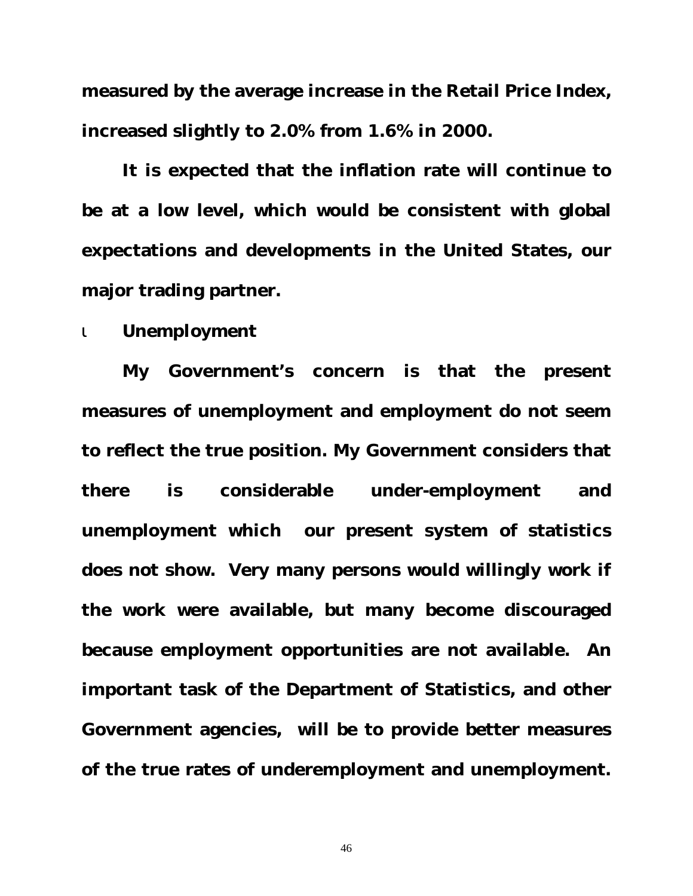**measured by the average increase in the Retail Price Index, increased slightly to 2.0% from 1.6% in 2000.**

**It is expected that the inflation rate will continue to be at a low level, which would be consistent with global expectations and developments in the United States, our major trading partner.**

- **Unemployment**

**My Government's concern is that the present measures of unemployment and employment do not seem to reflect the true position. My Government considers that there is considerable under-employment and unemployment which our present system of statistics does not show. Very many persons would willingly work if the work were available, but many become discouraged because employment opportunities are not available. An important task of the Department of Statistics, and other Government agencies, will be to provide better measures of the true rates of underemployment and unemployment.**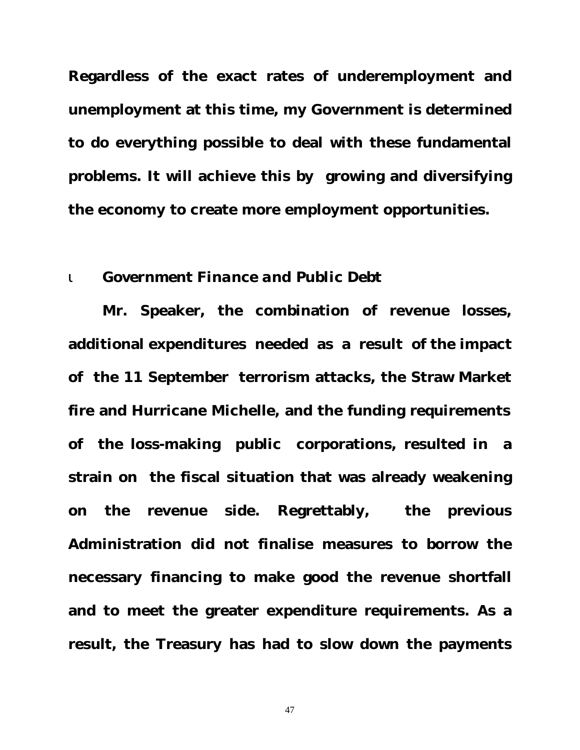**Regardless of the exact rates of underemployment and unemployment at this time, my Government is determined to do everything possible to deal with these fundamental problems. It will achieve this by growing and diversifying the economy to create more employment opportunities.**

- ***Government Finance and Public Debt***

**Mr. Speaker, the combination of revenue losses, additional expenditures needed as a result of the impact of the 11 September terrorism attacks, the Straw Market fire and Hurricane Michelle, and the funding requirements of the loss-making public corporations, resulted in a strain on the fiscal situation that was already weakening on the revenue side. Regrettably, the previous Administration did not finalise measures to borrow the necessary financing to make good the revenue shortfall and to meet the greater expenditure requirements. As a result, the Treasury has had to slow down the payments**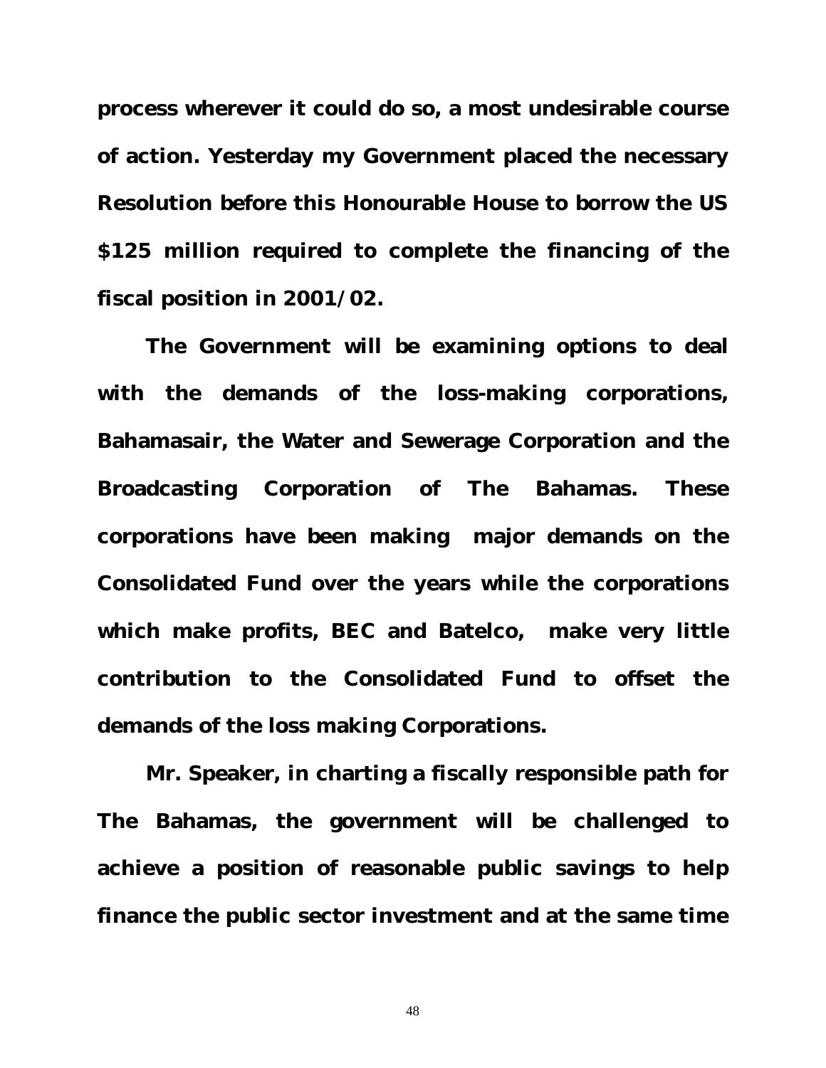**process wherever it could do so, a most undesirable course of action. Yesterday my Government placed the necessary Resolution before this Honourable House to borrow the US $125 million required to complete the financing of the fiscal position in 2001/02.**

**The Government will be examining options to deal with the demands of the loss-making corporations, Bahamasair, the Water and Sewerage Corporation and the Broadcasting Corporation of The Bahamas. These corporations have been making major demands on the Consolidated Fund over the years while the corporations which make profits, BEC and Batelco, make very little contribution to the Consolidated Fund to offset the demands of the loss making Corporations.**

**Mr. Speaker, in charting a fiscally responsible path for The Bahamas, the government will be challenged to achieve a position of reasonable public savings to help finance the public sector investment and at the same time**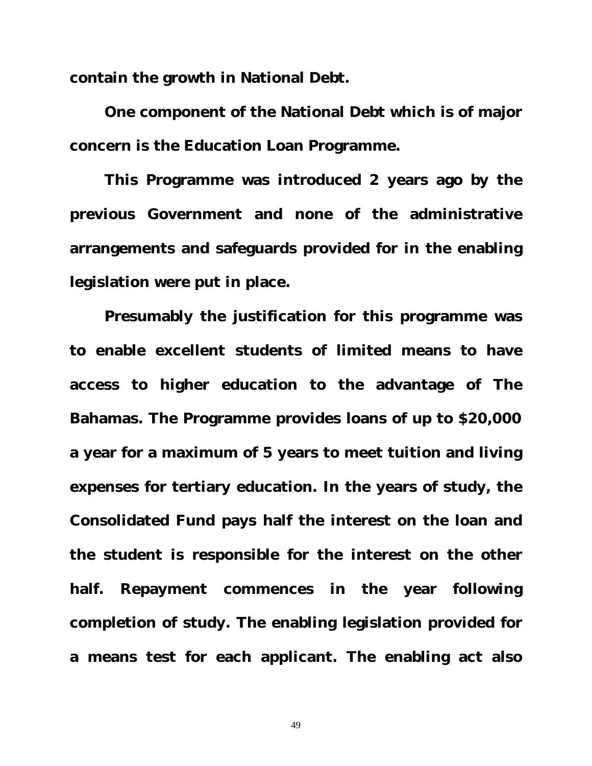**contain the growth in National Debt.**

**One component of the National Debt which is of major concern is the Education Loan Programme.**

**This Programme was introduced 2 years ago by the previous Government and none of the administrative arrangements and safeguards provided for in the enabling legislation were put in place.**

**Presumably the justification for this programme was to enable excellent students of limited means to have access to higher education to the advantage of The Bahamas. The Programme provides loans of up to $20,000 a year for a maximum of 5 years to meet tuition and living expenses for tertiary education. In the years of study, the Consolidated Fund pays half the interest on the loan and the student is responsible for the interest on the other half. Repayment commences in the year following completion of study. The enabling legislation provided for a means test for each applicant. The enabling act also**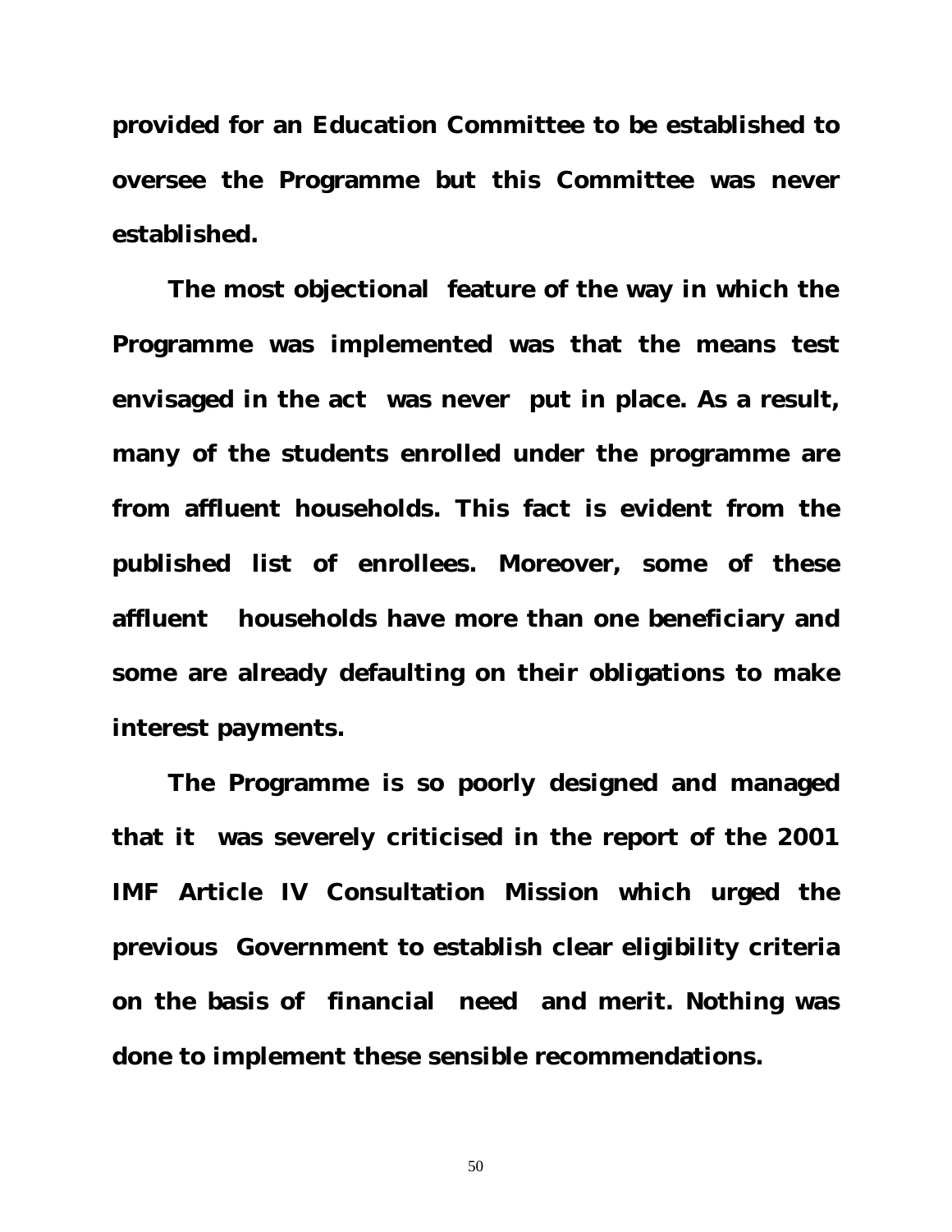**provided for an Education Committee to be established to oversee the Programme but this Committee was never established.**

**The most objectional feature of the way in which the Programme was implemented was that the means test envisaged in the act was never put in place. As a result, many of the students enrolled under the programme are from affluent households. This fact is evident from the published list of enrollees. Moreover, some of these affluent households have more than one beneficiary and some are already defaulting on their obligations to make interest payments.**

**The Programme is so poorly designed and managed that it was severely criticised in the report of the 2001 IMF Article IV Consultation Mission which urged the previous Government to establish clear eligibility criteria on the basis of financial need and merit. Nothing was done to implement these sensible recommendations.**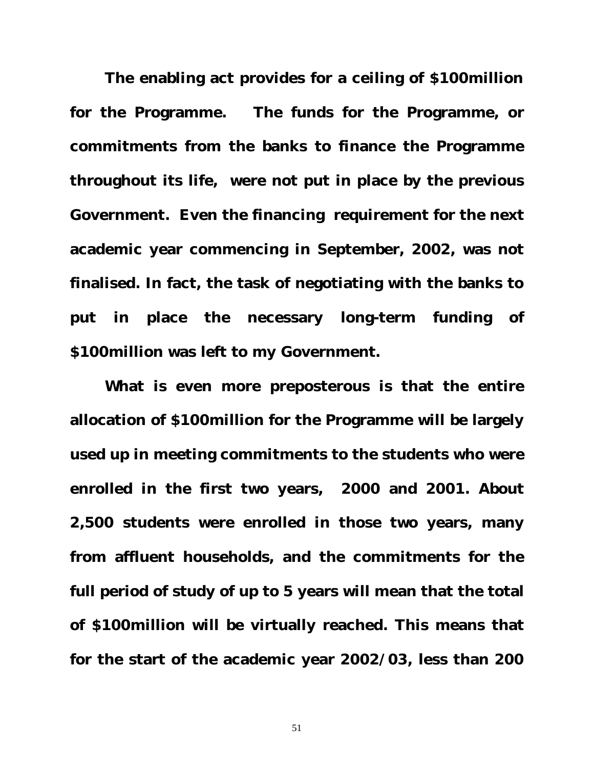**The enabling act provides for a ceiling of $100million for the Programme. The funds for the Programme, or commitments from the banks to finance the Programme throughout its life, were not put in place by the previous Government. Even the financing requirement for the next academic year commencing in September, 2002, was not finalised. In fact, the task of negotiating with the banks to put in place the necessary long-term funding of $100million was left to my Government.**

**What is even more preposterous is that the entire allocation of $100million for the Programme will be largely used up in meeting commitments to the students who were enrolled in the first two years, 2000 and 2001. About 2,500 students were enrolled in those two years, many from affluent households, and the commitments for the full period of study of up to 5 years will mean that the total of $100million will be virtually reached. This means that for the start of the academic year 2002/03, less than 200**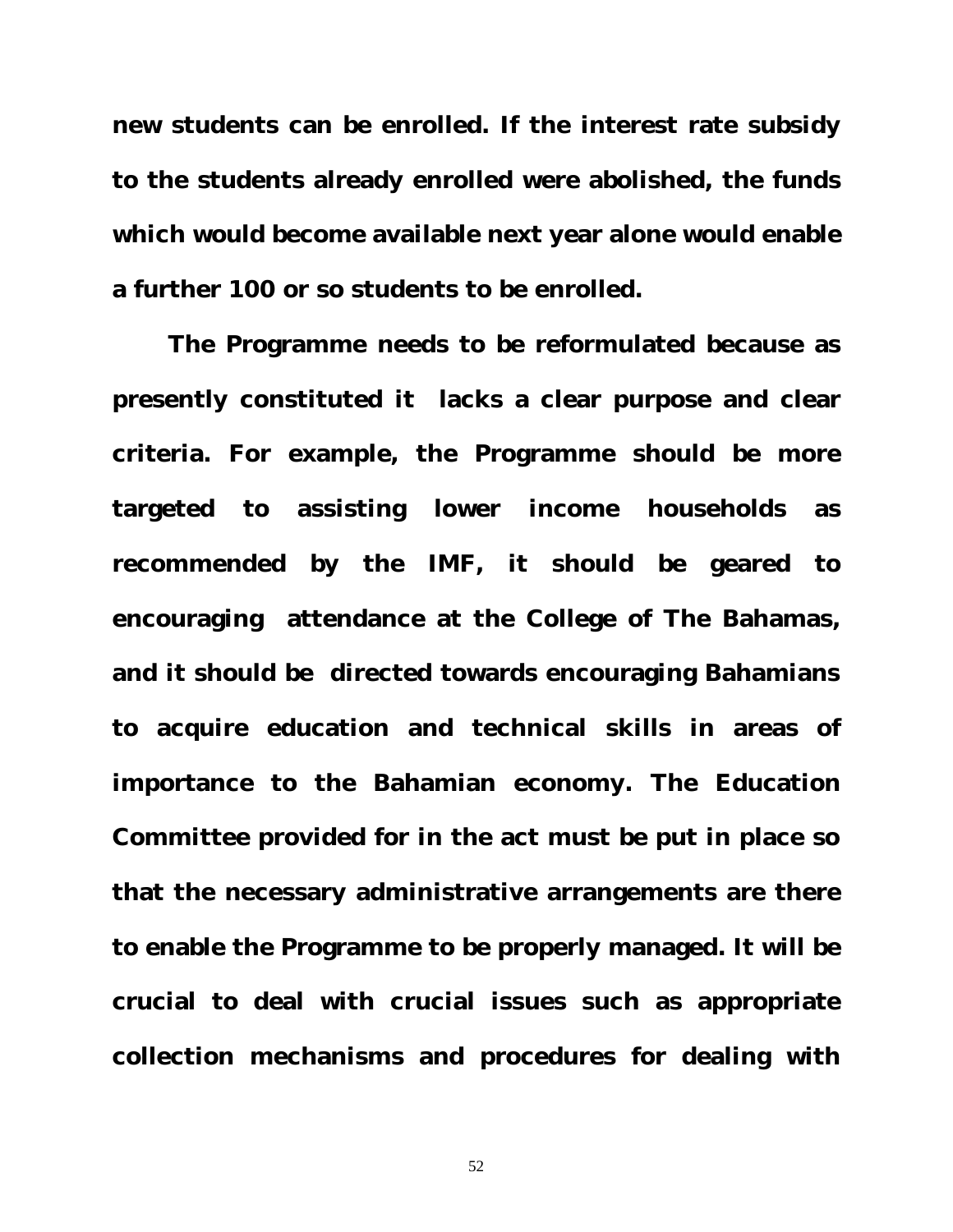**new students can be enrolled. If the interest rate subsidy to the students already enrolled were abolished, the funds which would become available next year alone would enable a further 100 or so students to be enrolled.**

**The Programme needs to be reformulated because as presently constituted it lacks a clear purpose and clear criteria. For example, the Programme should be more targeted to assisting lower income households as recommended by the IMF, it should be geared to encouraging attendance at the College of The Bahamas, and it should be directed towards encouraging Bahamians to acquire education and technical skills in areas of importance to the Bahamian economy. The Education Committee provided for in the act must be put in place so that the necessary administrative arrangements are there to enable the Programme to be properly managed. It will be crucial to deal with crucial issues such as appropriate collection mechanisms and procedures for dealing with**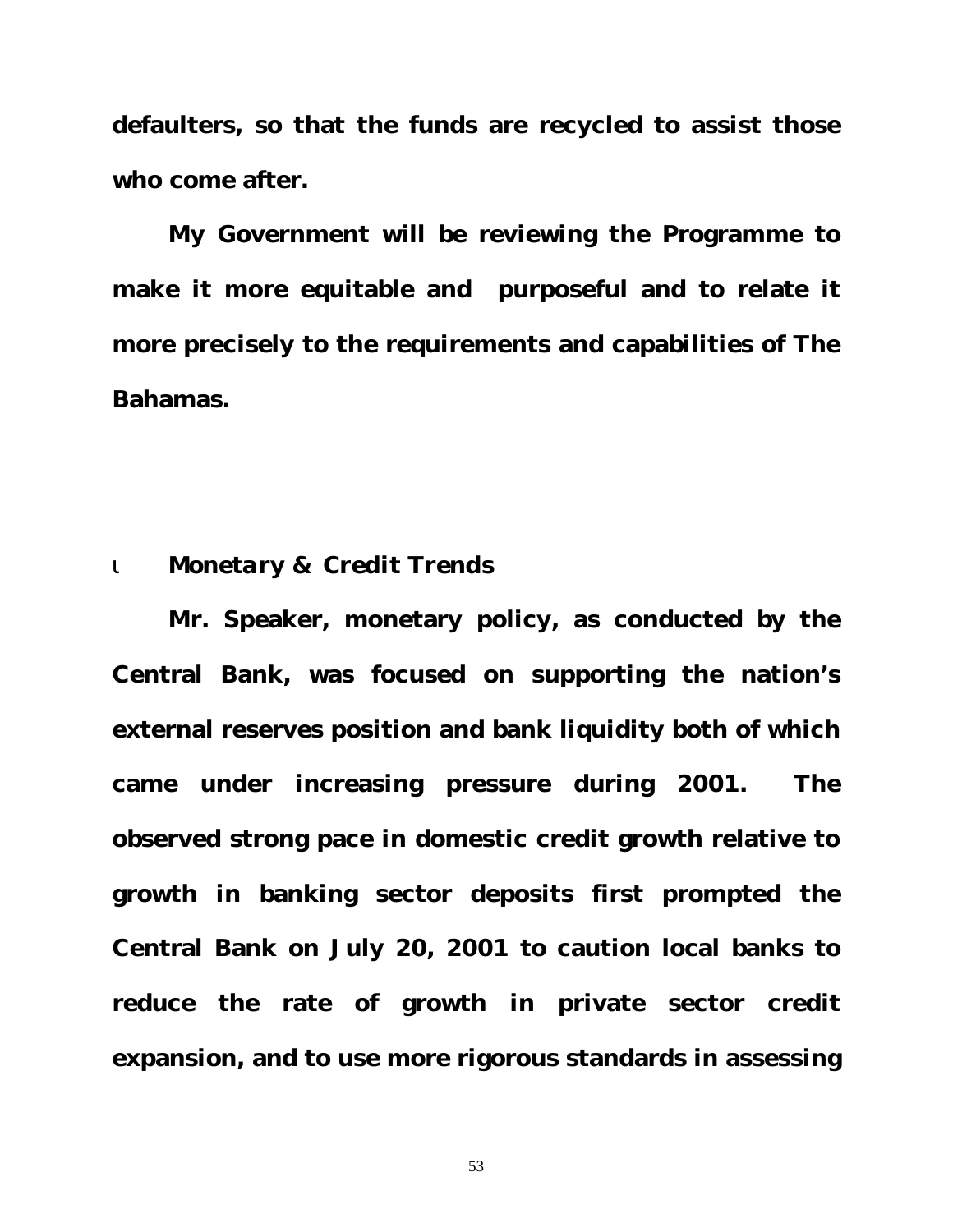**defaulters, so that the funds are recycled to assist those who come after.**

**My Government will be reviewing the Programme to make it more equitable and purposeful and to relate it more precisely to the requirements and capabilities of The Bahamas.**

- ***Monetary & Credit Trends***

**Mr. Speaker, monetary policy, as conducted by the Central Bank, was focused on supporting the nation's external reserves position and bank liquidity both of which came under increasing pressure during 2001. The observed strong pace in domestic credit growth relative to growth in banking sector deposits first prompted the Central Bank on July 20, 2001 to caution local banks to reduce the rate of growth in private sector credit expansion, and to use more rigorous standards in assessing**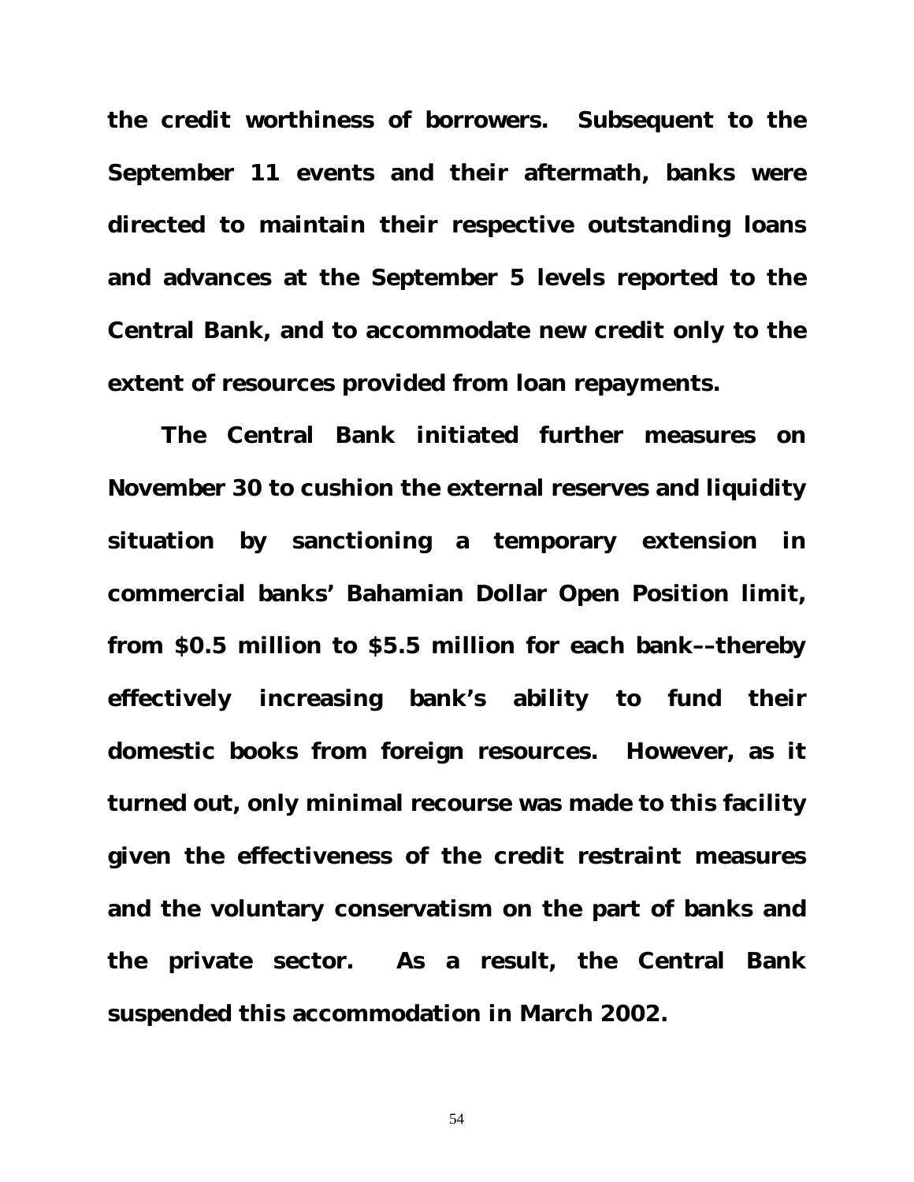**the credit worthiness of borrowers. Subsequent to the September 11 events and their aftermath, banks were directed to maintain their respective outstanding loans and advances at the September 5 levels reported to the Central Bank, and to accommodate new credit only to the extent of resources provided from loan repayments.**

**The Central Bank initiated further measures on November 30 to cushion the external reserves and liquidity situation by sanctioning a temporary extension in commercial banks' Bahamian Dollar Open Position limit, from $0.5 million to $5.5 million for each bank––thereby effectively increasing bank's ability to fund their domestic books from foreign resources. However, as it turned out, only minimal recourse was made to this facility given the effectiveness of the credit restraint measures and the voluntary conservatism on the part of banks and the private sector. As a result, the Central Bank suspended this accommodation in March 2002.**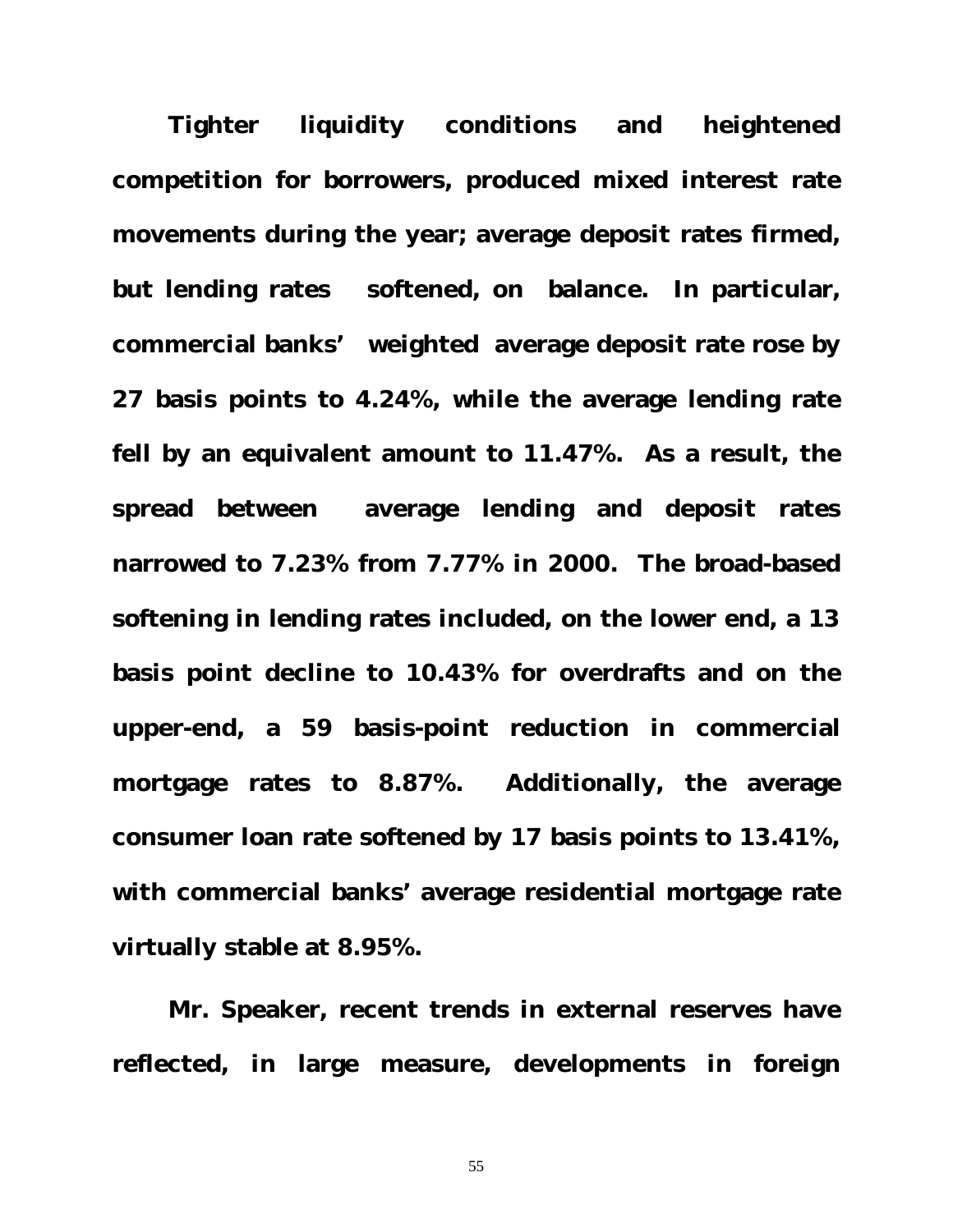**Tighter liquidity conditions and heightened competition for borrowers, produced mixed interest rate movements during the year; average deposit rates firmed, but lending rates softened, on balance. In particular, commercial banks' weighted average deposit rate rose by 27 basis points to 4.24%, while the average lending rate fell by an equivalent amount to 11.47%. As a result, the spread between average lending and deposit rates narrowed to 7.23% from 7.77% in 2000. The broad-based softening in lending rates included, on the lower end, a 13 basis point decline to 10.43% for overdrafts and on the upper-end, a 59 basis-point reduction in commercial mortgage rates to 8.87%. Additionally, the average consumer loan rate softened by 17 basis points to 13.41%, with commercial banks' average residential mortgage rate virtually stable at 8.95%.**

**Mr. Speaker, recent trends in external reserves have reflected, in large measure, developments in foreign**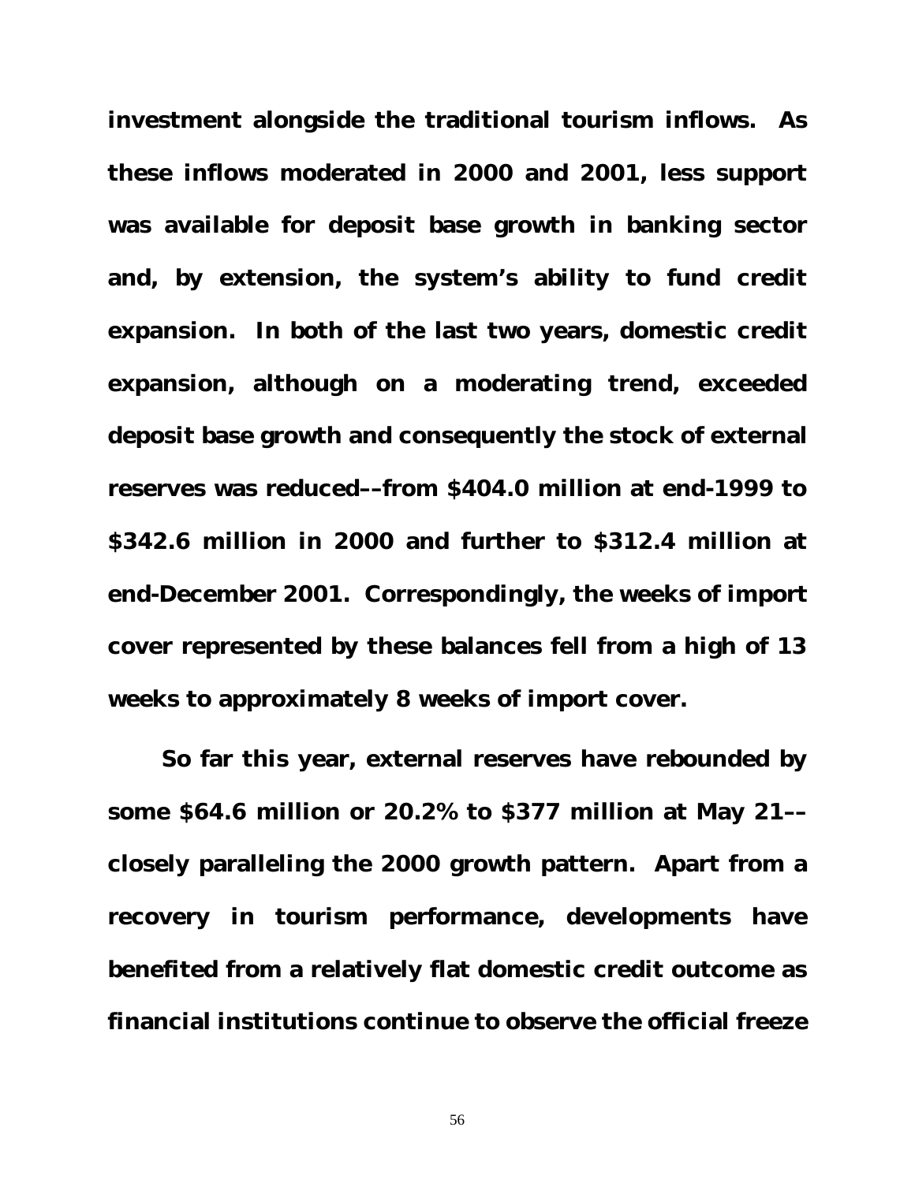investment alongside the traditional tourism inflows. As these inflows moderated in 2000 and 2001, less support was available for deposit base growth in banking sector and, by extension, the system's ability to fund credit expansion. In both of the last two years, domestic credit expansion, although on a moderating trend, exceeded deposit base growth and consequently the stock of external reserves was reduced––from $404.0 million at end-1999 to $342.6 million in 2000 and further to $312.4 million at end-December 2001. Correspondingly, the weeks of import cover represented by these balances fell from a high of 13 weeks to approximately 8 weeks of import cover.

So far this year, external reserves have rebounded by some $64.6 million or 20.2% to $377 million at May 21–– closely paralleling the 2000 growth pattern. Apart from a recovery in tourism performance, developments have benefited from a relatively flat domestic credit outcome as financial institutions continue to observe the official freeze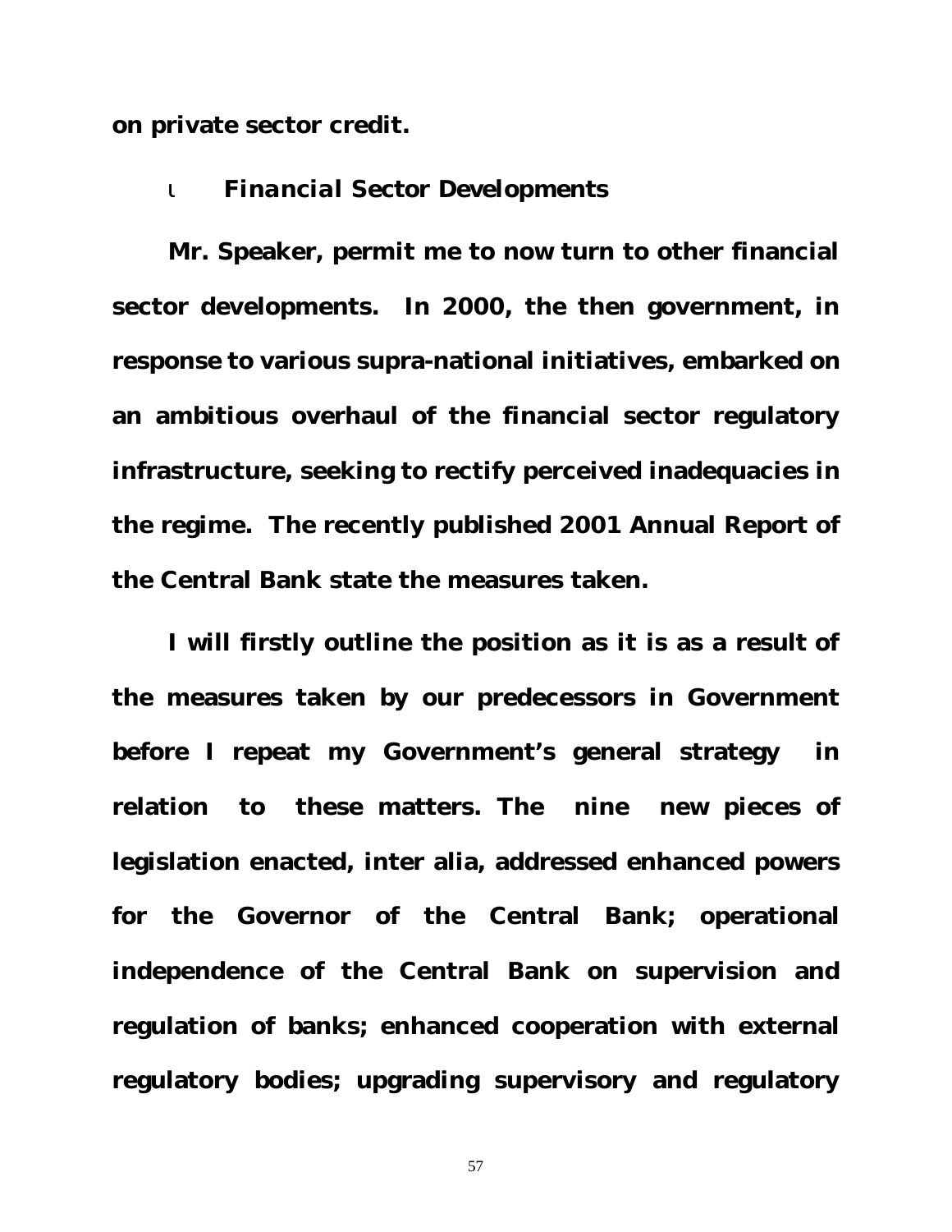**on private sector credit.**

- ***Financial Sector Developments***

**Mr. Speaker, permit me to now turn to other financial sector developments. In 2000, the then government, in response to various supra-national initiatives, embarked on an ambitious overhaul of the financial sector regulatory infrastructure, seeking to rectify perceived inadequacies in the regime. The recently published 2001 Annual Report of the Central Bank state the measures taken.**

**I will firstly outline the position as it is as a result of the measures taken by our predecessors in Government before I repeat my Government's general strategy in relation to these matters. The nine new pieces of legislation enacted, inter alia, addressed enhanced powers for the Governor of the Central Bank; operational independence of the Central Bank on supervision and regulation of banks; enhanced cooperation with external regulatory bodies; upgrading supervisory and regulatory**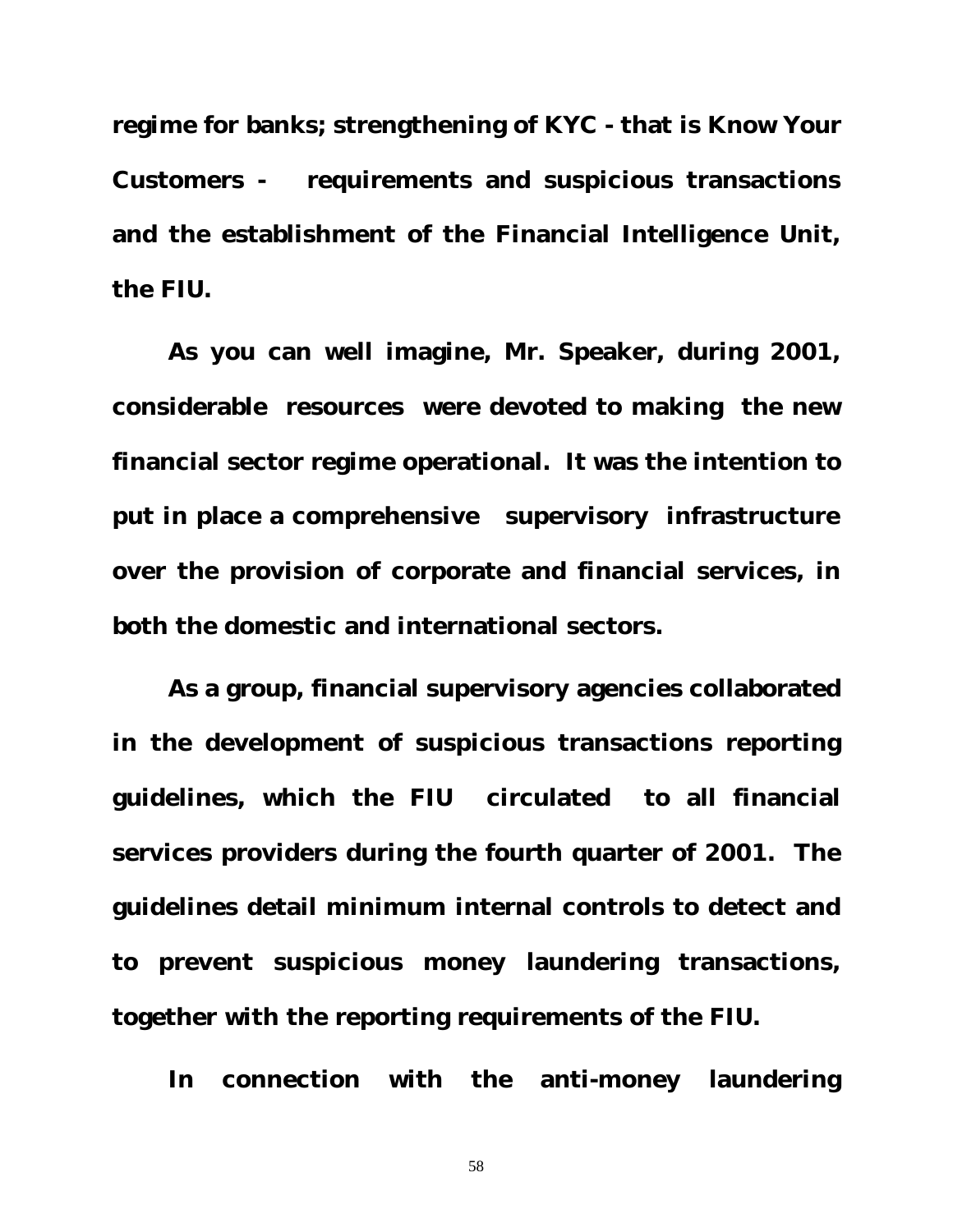**regime for banks; strengthening of KYC - that is Know Your Customers - requirements and suspicious transactions and the establishment of the Financial Intelligence Unit, the FIU.**

**As you can well imagine, Mr. Speaker, during 2001, considerable resources were devoted to making the new financial sector regime operational. It was the intention to put in place a comprehensive supervisory infrastructure over the provision of corporate and financial services, in both the domestic and international sectors.**

**As a group, financial supervisory agencies collaborated in the development of suspicious transactions reporting guidelines, which the FIU circulated to all financial services providers during the fourth quarter of 2001. The guidelines detail minimum internal controls to detect and to prevent suspicious money laundering transactions, together with the reporting requirements of the FIU.**

**In connection with the anti-money laundering**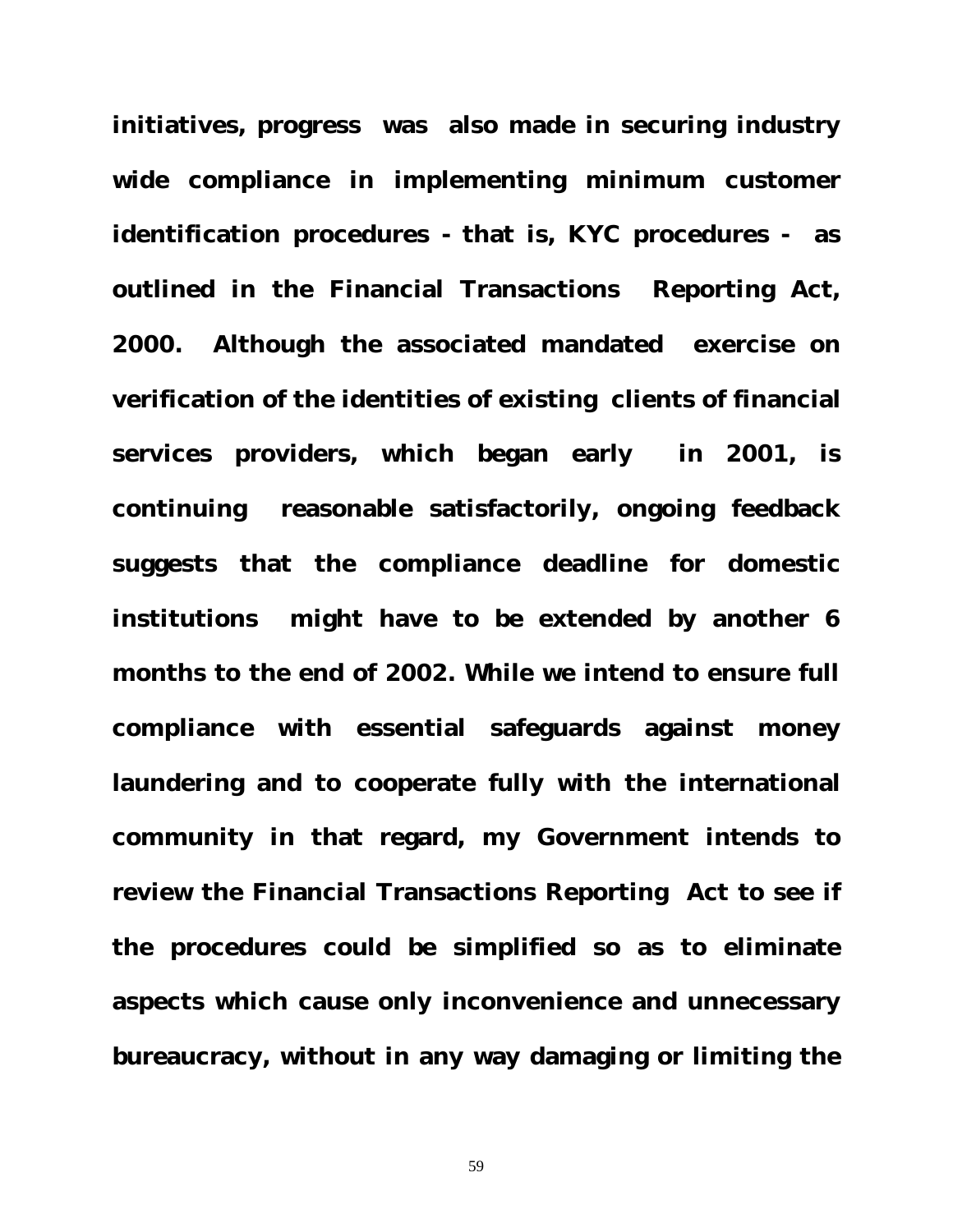**initiatives, progress was also made in securing industry wide compliance in implementing minimum customer identification procedures - that is, KYC procedures - as outlined in the Financial Transactions Reporting Act, 2000. Although the associated mandated exercise on verification of the identities of existing clients of financial services providers, which began early in 2001, is continuing reasonable satisfactorily, ongoing feedback suggests that the compliance deadline for domestic institutions might have to be extended by another 6 months to the end of 2002. While we intend to ensure full compliance with essential safeguards against money laundering and to cooperate fully with the international community in that regard, my Government intends to review the Financial Transactions Reporting Act to see if the procedures could be simplified so as to eliminate aspects which cause only inconvenience and unnecessary bureaucracy, without in any way damaging or limiting the**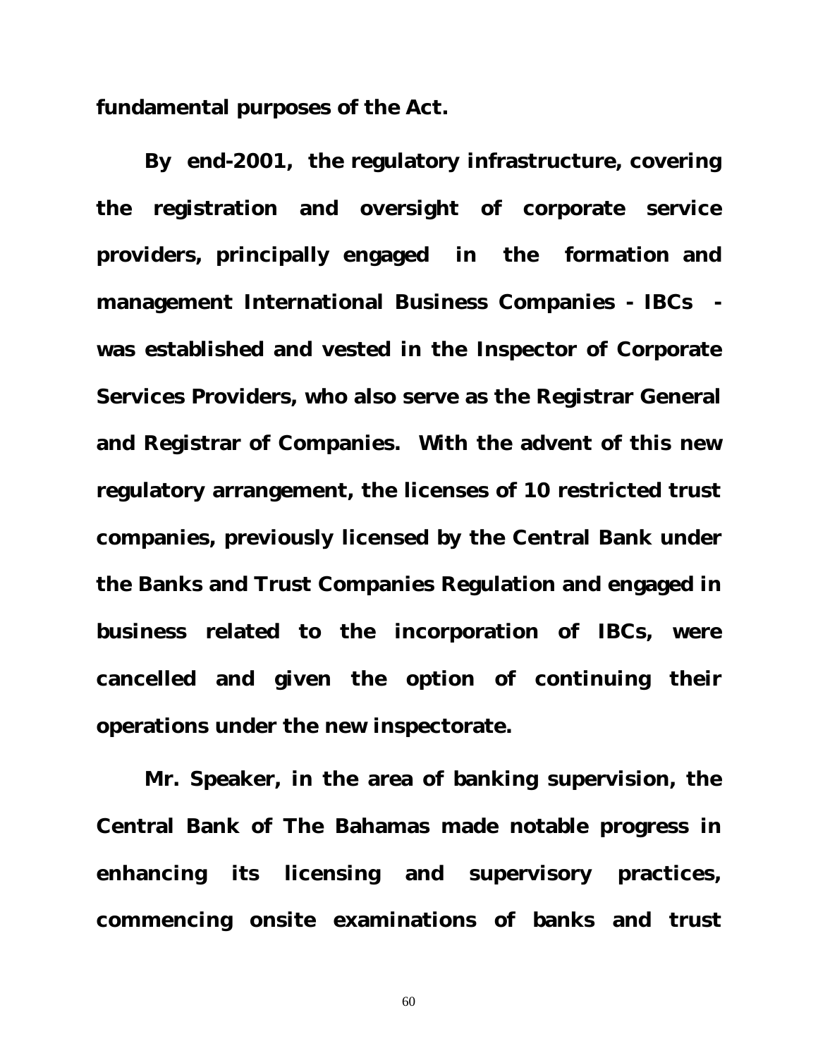**fundamental purposes of the Act.**

**By end-2001, the regulatory infrastructure, covering the registration and oversight of corporate service providers, principally engaged in the formation and management International Business Companies - IBCs - was established and vested in the Inspector of Corporate Services Providers, who also serve as the Registrar General and Registrar of Companies. With the advent of this new regulatory arrangement, the licenses of 10 restricted trust companies, previously licensed by the Central Bank under the Banks and Trust Companies Regulation and engaged in business related to the incorporation of IBCs, were cancelled and given the option of continuing their operations under the new inspectorate.**

**Mr. Speaker, in the area of banking supervision, the Central Bank of The Bahamas made notable progress in enhancing its licensing and supervisory practices, commencing onsite examinations of banks and trust**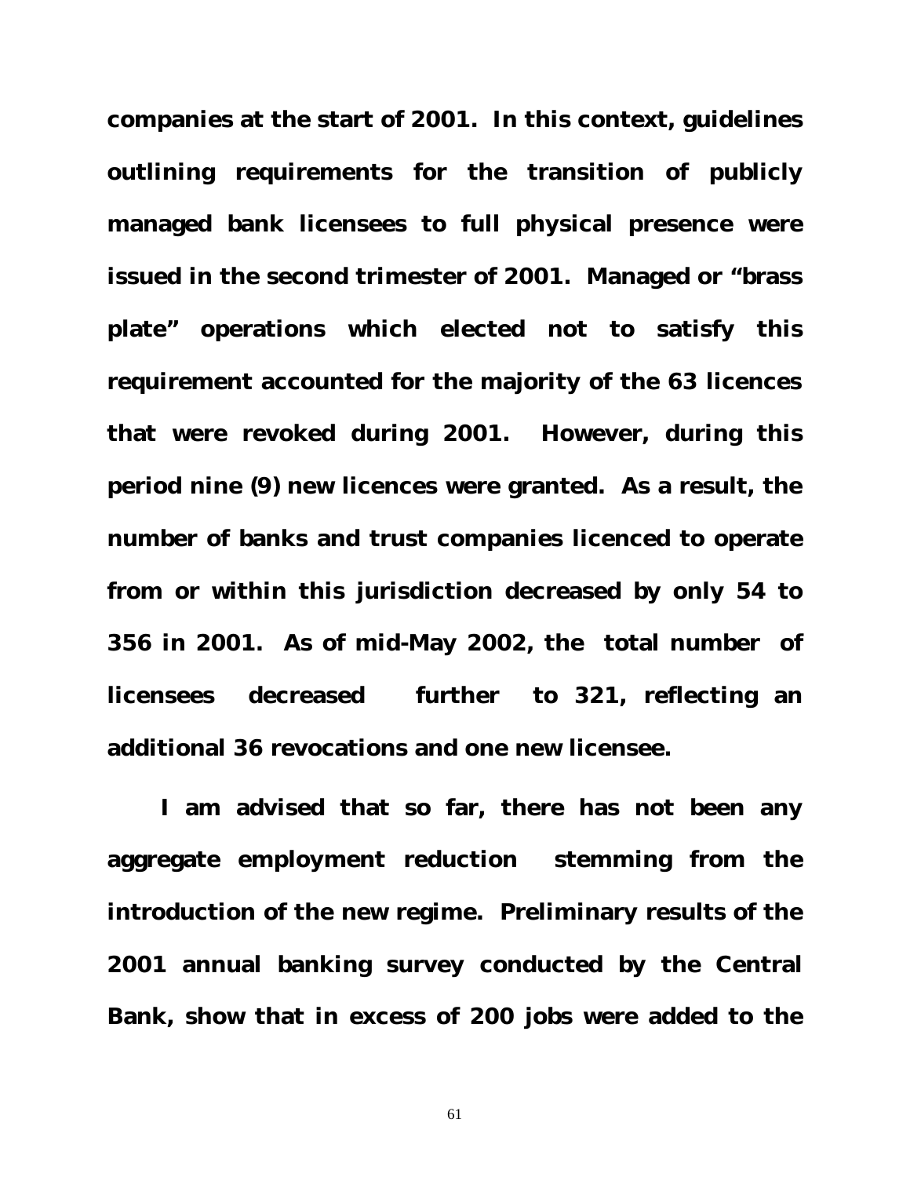**companies at the start of 2001. In this context, guidelines outlining requirements for the transition of publicly managed bank licensees to full physical presence were issued in the second trimester of 2001. Managed or "brass plate" operations which elected not to satisfy this requirement accounted for the majority of the 63 licences that were revoked during 2001. However, during this period nine (9) new licences were granted. As a result, the number of banks and trust companies licenced to operate from or within this jurisdiction decreased by only 54 to 356 in 2001. As of mid-May 2002, the total number of licensees decreased further to 321, reflecting an additional 36 revocations and one new licensee.**

**I am advised that so far, there has not been any aggregate employment reduction stemming from the introduction of the new regime. Preliminary results of the 2001 annual banking survey conducted by the Central Bank, show that in excess of 200 jobs were added to the**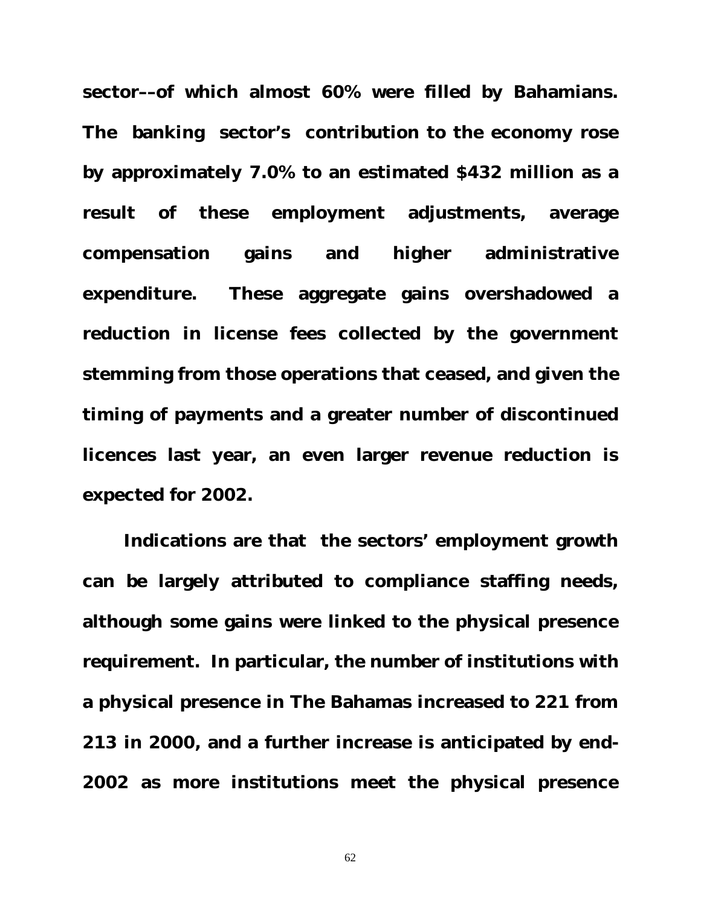**sector––of which almost 60% were filled by Bahamians. The banking sector's contribution to the economy rose by approximately 7.0% to an estimated $432 million as a result of these employment adjustments, average compensation gains and higher administrative expenditure. These aggregate gains overshadowed a reduction in license fees collected by the government stemming from those operations that ceased, and given the timing of payments and a greater number of discontinued licences last year, an even larger revenue reduction is expected for 2002.**

**Indications are that the sectors' employment growth can be largely attributed to compliance staffing needs, although some gains were linked to the physical presence requirement. In particular, the number of institutions with a physical presence in The Bahamas increased to 221 from 213 in 2000, and a further increase is anticipated by end-2002 as more institutions meet the physical presence**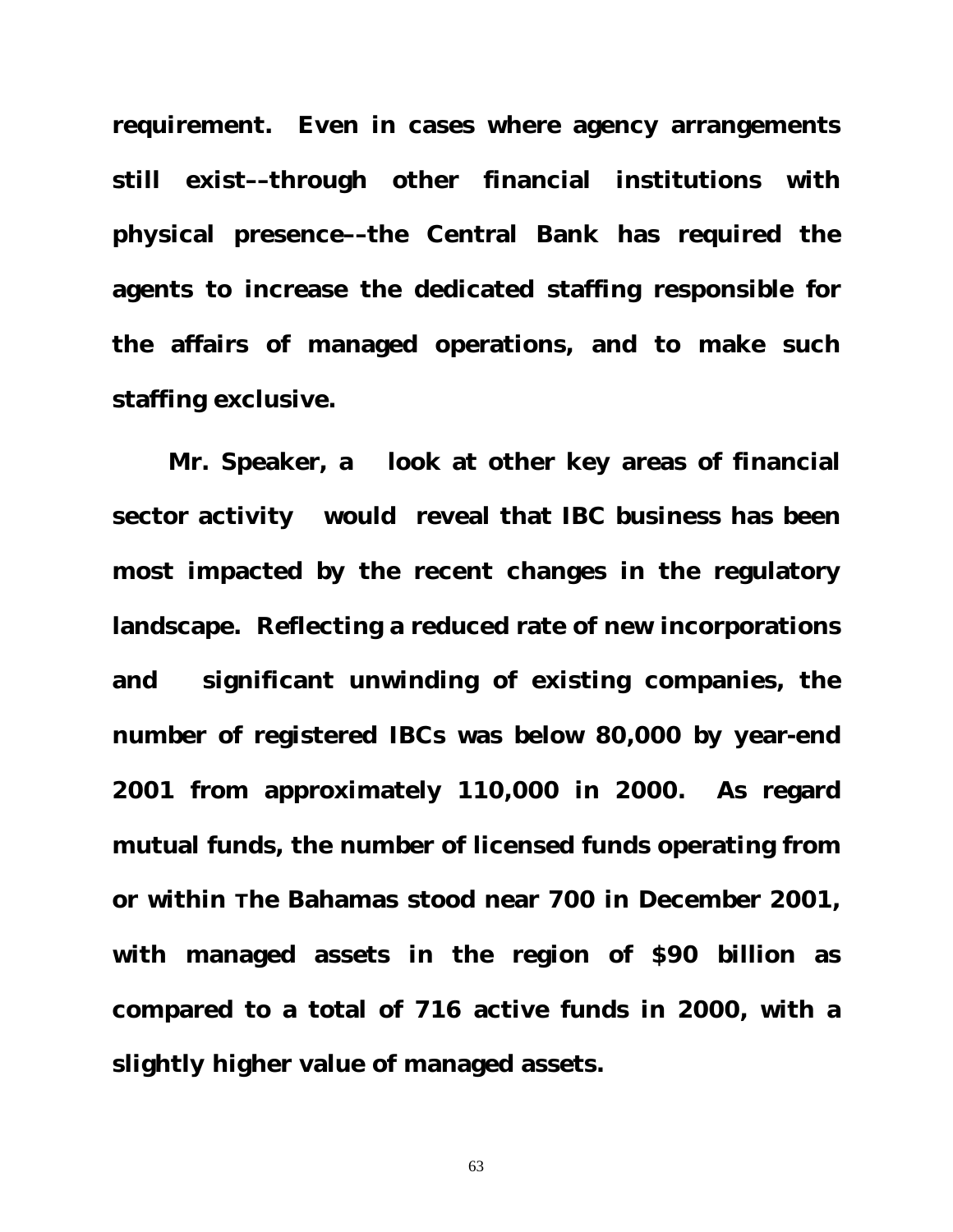**requirement. Even in cases where agency arrangements still exist––through other financial institutions with physical presence––the Central Bank has required the agents to increase the dedicated staffing responsible for the affairs of managed operations, and to make such staffing exclusive.**

**Mr. Speaker, a look at other key areas of financial sector activity would reveal that IBC business has been most impacted by the recent changes in the regulatory landscape. Reflecting a reduced rate of new incorporations and significant unwinding of existing companies, the number of registered IBCs was below 80,000 by year-end 2001 from approximately 110,000 in 2000. As regard mutual funds, the number of licensed funds operating from or within The Bahamas stood near 700 in December 2001, with managed assets in the region of $90 billion as compared to a total of 716 active funds in 2000, with a slightly higher value of managed assets.**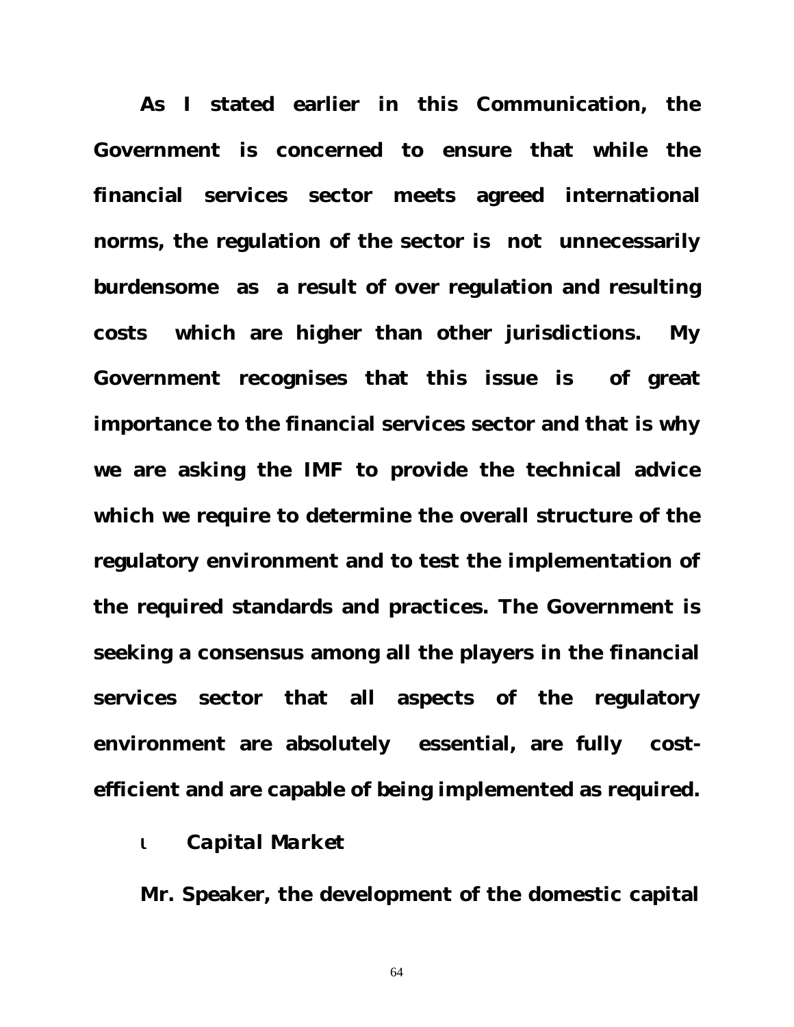**As I stated earlier in this Communication, the Government is concerned to ensure that while the financial services sector meets agreed international norms, the regulation of the sector is not unnecessarily burdensome as a result of over regulation and resulting costs which are higher than other jurisdictions. My Government recognises that this issue is of great importance to the financial services sector and that is why we are asking the IMF to provide the technical advice which we require to determine the overall structure of the regulatory environment and to test the implementation of the required standards and practices. The Government is seeking a consensus among all the players in the financial services sector that all aspects of the regulatory environment are absolutely essential, are fully cost-efficient and are capable of being implemented as required.**

- ***Capital Market***

**Mr. Speaker, the development of the domestic capital**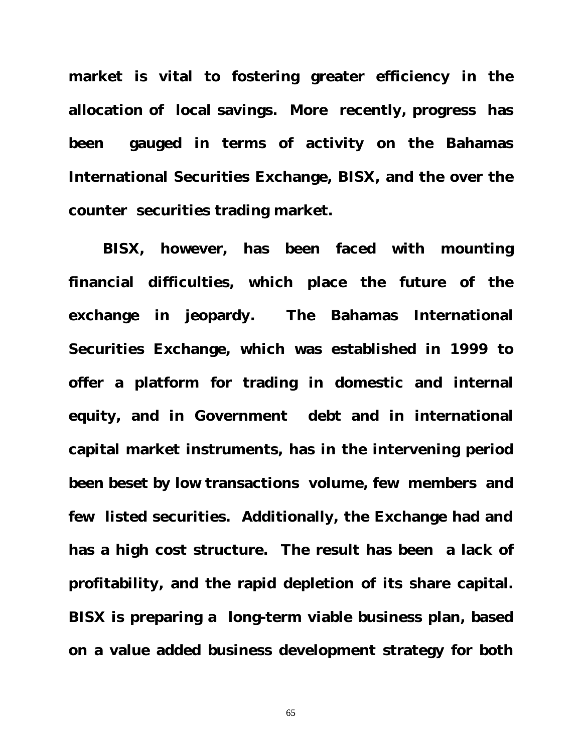**market is vital to fostering greater efficiency in the allocation of local savings. More recently, progress has been gauged in terms of activity on the Bahamas International Securities Exchange, BISX, and the over the counter securities trading market.**

**BISX, however, has been faced with mounting financial difficulties, which place the future of the exchange in jeopardy. The Bahamas International Securities Exchange, which was established in 1999 to offer a platform for trading in domestic and internal equity, and in Government debt and in international capital market instruments, has in the intervening period been beset by low transactions volume, few members and few listed securities. Additionally, the Exchange had and has a high cost structure. The result has been a lack of profitability, and the rapid depletion of its share capital. BISX is preparing a long-term viable business plan, based on a value added business development strategy for both**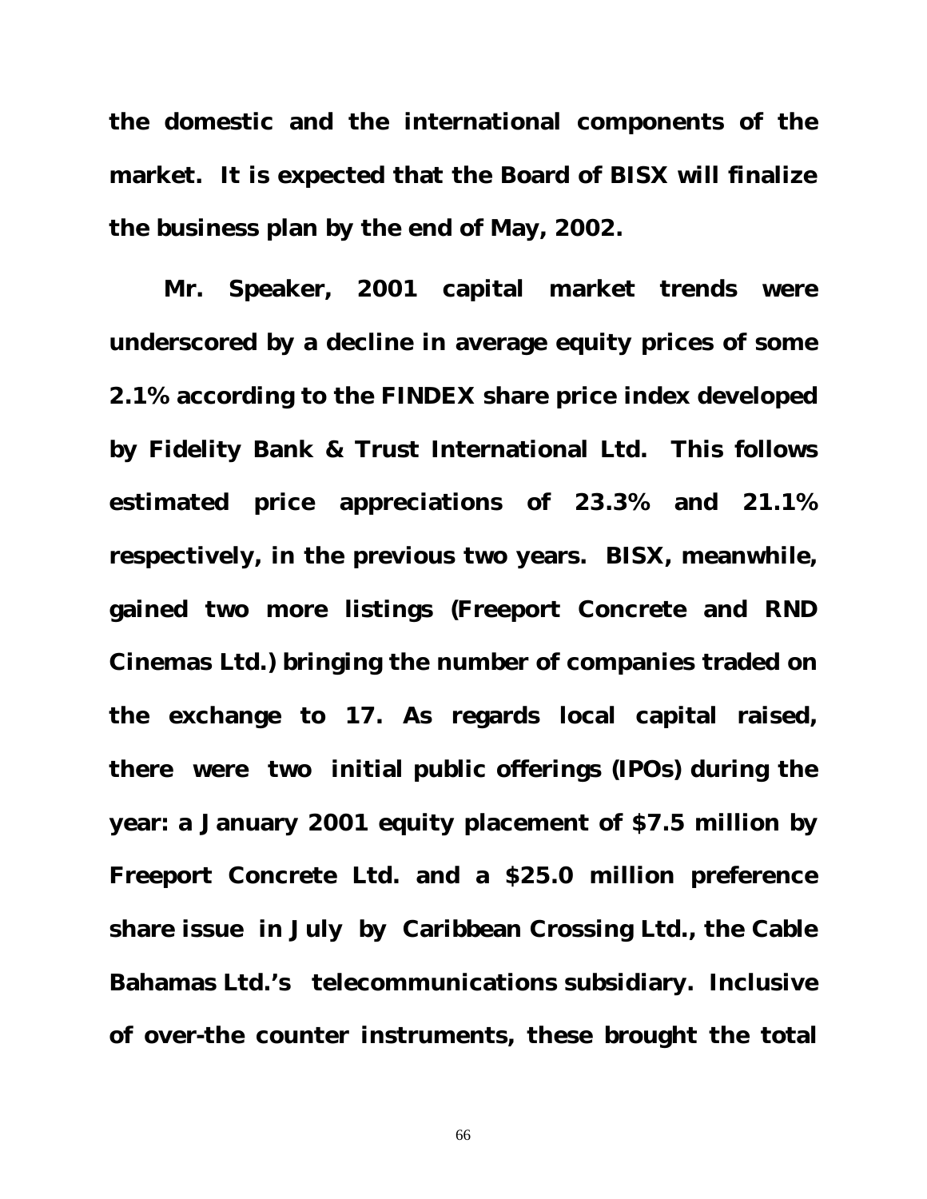**the domestic and the international components of the market. It is expected that the Board of BISX will finalize the business plan by the end of May, 2002.**

**Mr. Speaker, 2001 capital market trends were underscored by a decline in average equity prices of some 2.1% according to the FINDEX share price index developed by Fidelity Bank & Trust International Ltd. This follows estimated price appreciations of 23.3% and 21.1% respectively, in the previous two years. BISX, meanwhile, gained two more listings (Freeport Concrete and RND Cinemas Ltd.) bringing the number of companies traded on the exchange to 17. As regards local capital raised, there were two initial public offerings (IPOs) during the year: a January 2001 equity placement of $7.5 million by Freeport Concrete Ltd. and a $25.0 million preference share issue in July by Caribbean Crossing Ltd., the Cable Bahamas Ltd.'s telecommunications subsidiary. Inclusive of over-the counter instruments, these brought the total**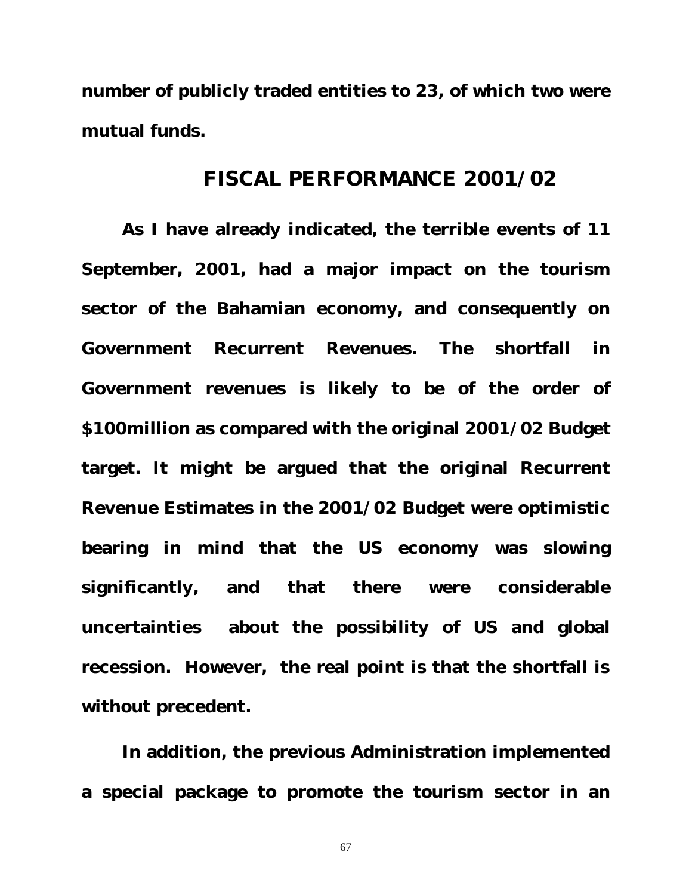number of publicly traded entities to 23, of which two were mutual funds.

## FISCAL PERFORMANCE 2001/02

As I have already indicated, the terrible events of 11 September, 2001, had a major impact on the tourism sector of the Bahamian economy, and consequently on Government Recurrent Revenues. The shortfall in Government revenues is likely to be of the order of $100million as compared with the original 2001/02 Budget target. It might be argued that the original Recurrent Revenue Estimates in the 2001/02 Budget were optimistic bearing in mind that the US economy was slowing significantly, and that there were considerable uncertainties about the possibility of US and global recession. However, the real point is that the shortfall is without precedent.

In addition, the previous Administration implemented a special package to promote the tourism sector in an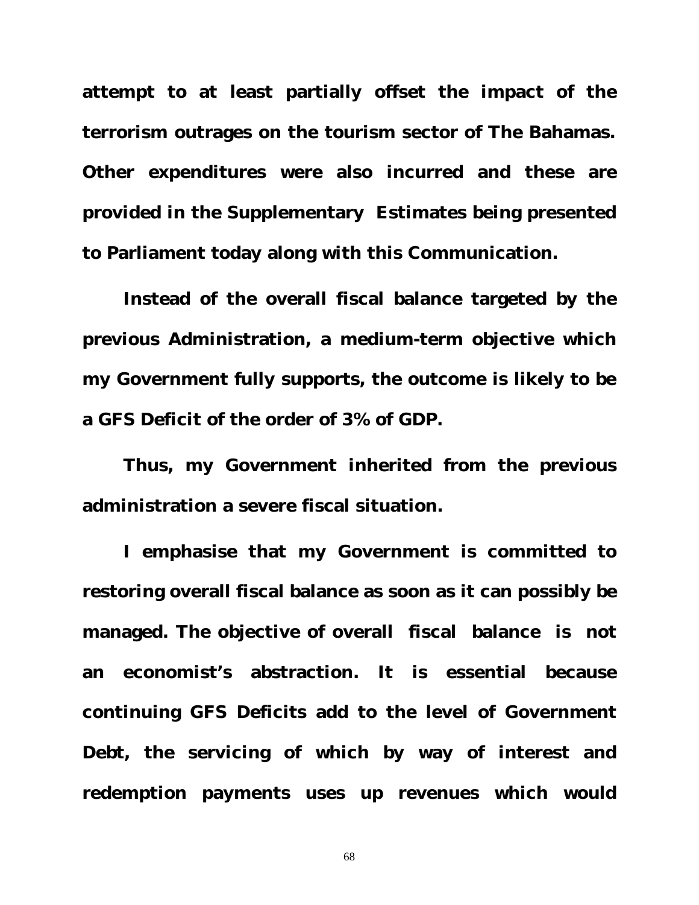**attempt to at least partially offset the impact of the terrorism outrages on the tourism sector of The Bahamas. Other expenditures were also incurred and these are provided in the Supplementary Estimates being presented to Parliament today along with this Communication.**

**Instead of the overall fiscal balance targeted by the previous Administration, a medium-term objective which my Government fully supports, the outcome is likely to be a GFS Deficit of the order of 3% of GDP.**

**Thus, my Government inherited from the previous administration a severe fiscal situation.**

**I emphasise that my Government is committed to restoring overall fiscal balance as soon as it can possibly be managed. The objective of overall fiscal balance is not an economist's abstraction. It is essential because continuing GFS Deficits add to the level of Government Debt, the servicing of which by way of interest and redemption payments uses up revenues which would**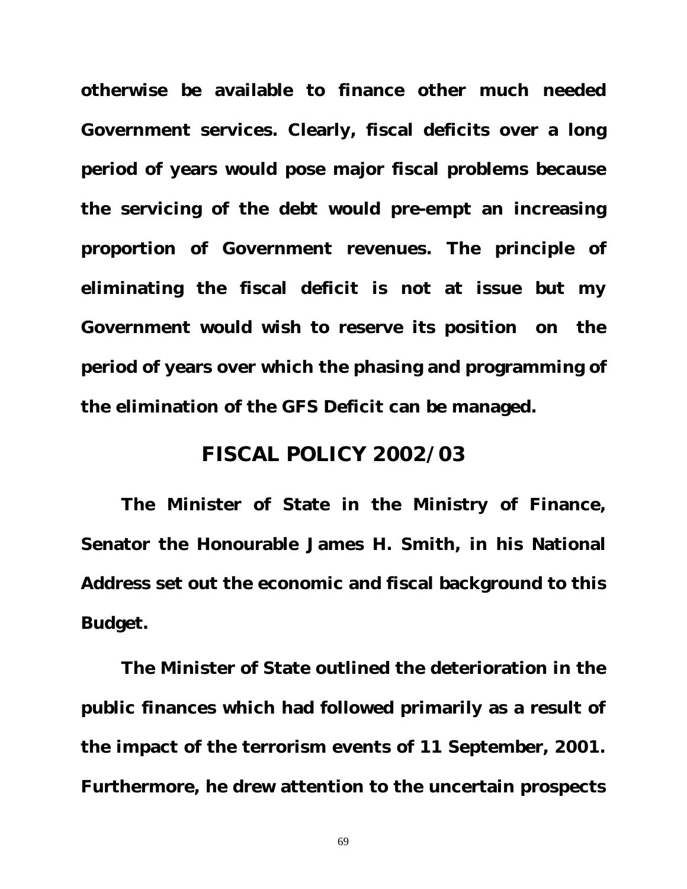**otherwise be available to finance other much needed Government services. Clearly, fiscal deficits over a long period of years would pose major fiscal problems because the servicing of the debt would pre-empt an increasing proportion of Government revenues. The principle of eliminating the fiscal deficit is not at issue but my Government would wish to reserve its position on the period of years over which the phasing and programming of the elimination of the GFS Deficit can be managed.**

## FISCAL POLICY 2002/03

**The Minister of State in the Ministry of Finance, Senator the Honourable James H. Smith, in his National Address set out the economic and fiscal background to this Budget.**

**The Minister of State outlined the deterioration in the public finances which had followed primarily as a result of the impact of the terrorism events of 11 September, 2001. Furthermore, he drew attention to the uncertain prospects**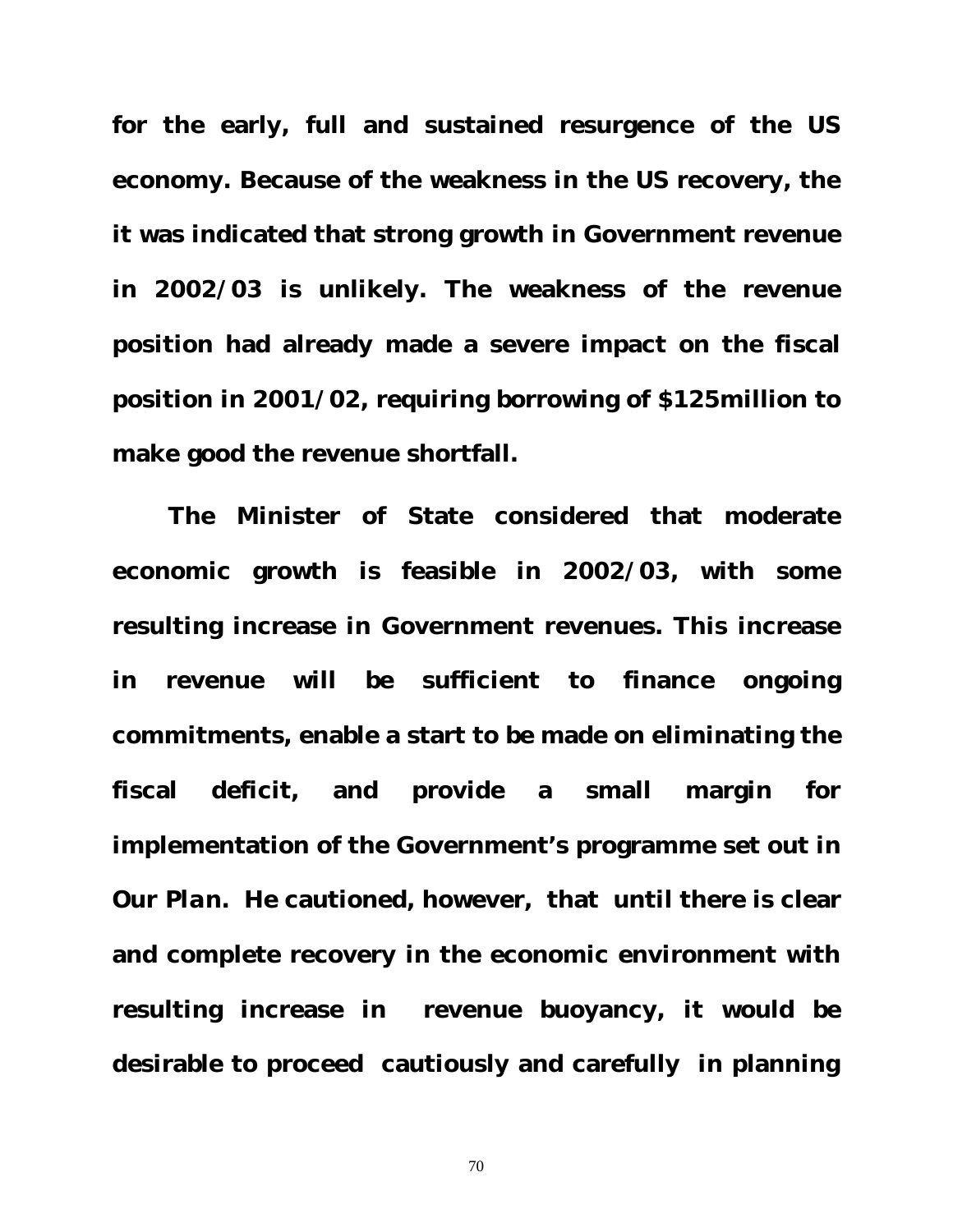**for the early, full and sustained resurgence of the US economy. Because of the weakness in the US recovery, the it was indicated that strong growth in Government revenue in 2002/03 is unlikely. The weakness of the revenue position had already made a severe impact on the fiscal position in 2001/02, requiring borrowing of $125million to make good the revenue shortfall.**

**The Minister of State considered that moderate economic growth is feasible in 2002/03, with some resulting increase in Government revenues. This increase in revenue will be sufficient to finance ongoing commitments, enable a start to be made on eliminating the fiscal deficit, and provide a small margin for implementation of the Government's programme set out in *Our Plan*. He cautioned, however, that until there is clear and complete recovery in the economic environment with resulting increase in revenue buoyancy, it would be desirable to proceed cautiously and carefully in planning**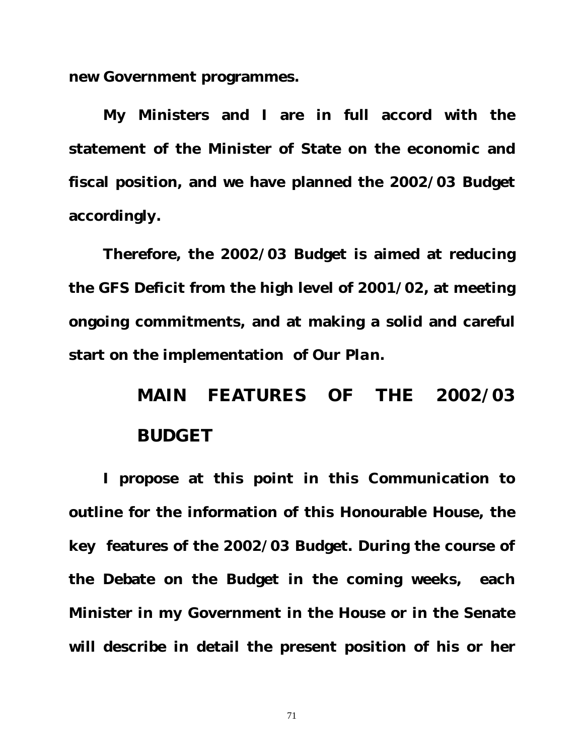**new Government programmes.**

**My Ministers and I are in full accord with the statement of the Minister of State on the economic and fiscal position, and we have planned the 2002/03 Budget accordingly.**

**Therefore, the 2002/03 Budget is aimed at reducing the GFS Deficit from the high level of 2001/02, at meeting ongoing commitments, and at making a solid and careful start on the implementation of *Our Plan*.**

## MAIN FEATURES OF THE 2002/03 BUDGET

**I propose at this point in this Communication to outline for the information of this Honourable House, the key features of the 2002/03 Budget. During the course of the Debate on the Budget in the coming weeks, each Minister in my Government in the House or in the Senate will describe in detail the present position of his or her**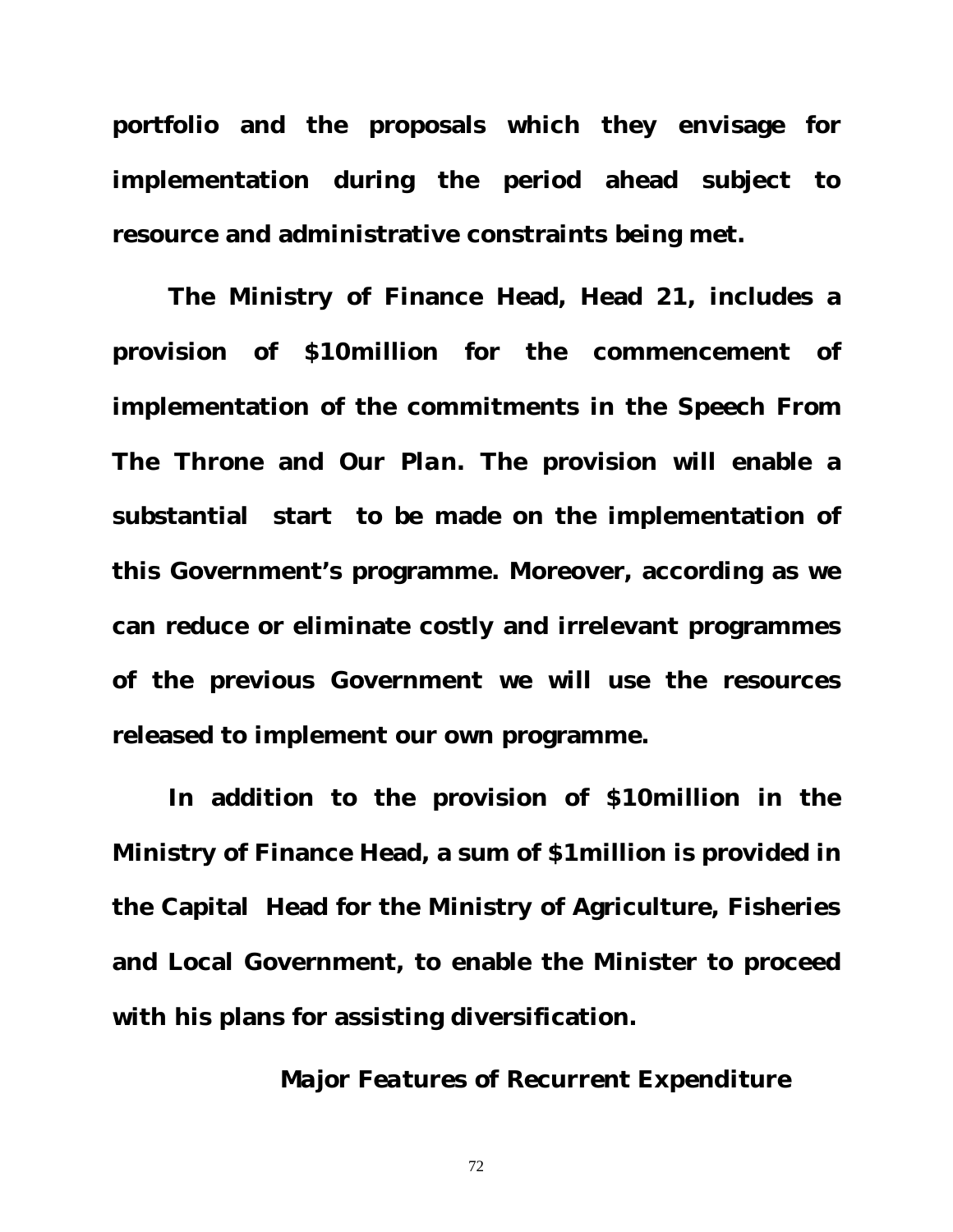**portfolio and the proposals which they envisage for implementation during the period ahead subject to resource and administrative constraints being met.**

**The Ministry of Finance Head, Head 21, includes a provision of $10million for the commencement of implementation of the commitments in the Speech From The Throne and *Our Plan*. The provision will enable a substantial start to be made on the implementation of this Government's programme. Moreover, according as we can reduce or eliminate costly and irrelevant programmes of the previous Government we will use the resources released to implement our own programme.**

**In addition to the provision of $10million in the Ministry of Finance Head, a sum of $1million is provided in the Capital Head for the Ministry of Agriculture, Fisheries and Local Government, to enable the Minister to proceed with his plans for assisting diversification.**

### *Major Features of Recurrent Expenditure*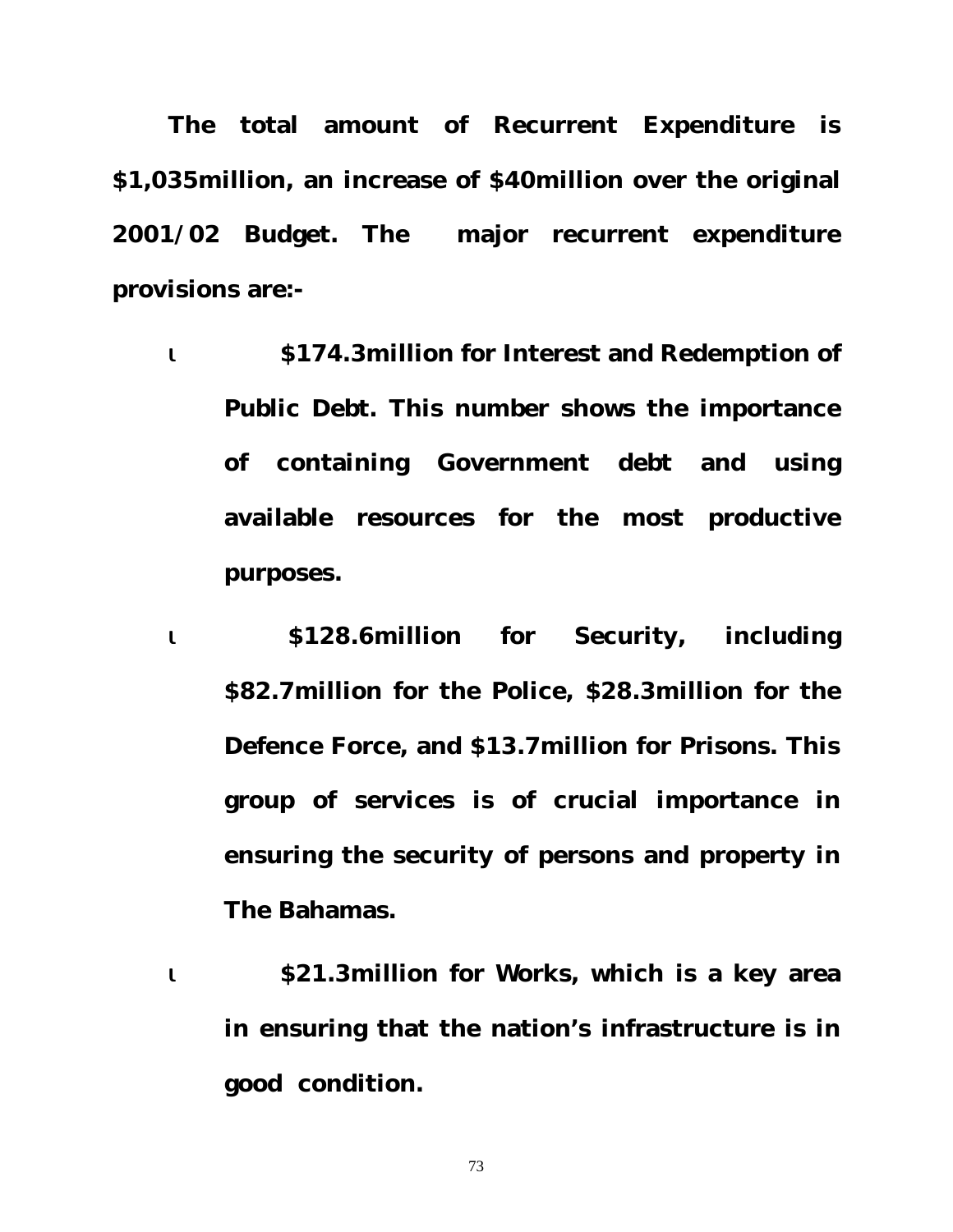**The total amount of Recurrent Expenditure is $1,035million, an increase of $40million over the original 2001/02 Budget. The major recurrent expenditure provisions are:-**

- **$174.3million for Interest and Redemption of Public Debt. This number shows the importance of containing Government debt and using available resources for the most productive purposes.**
- **$128.6million for Security, including $82.7million for the Police, $28.3million for the Defence Force, and $13.7million for Prisons. This group of services is of crucial importance in ensuring the security of persons and property in The Bahamas.**
- **$21.3million for Works, which is a key area in ensuring that the nation's infrastructure is in good condition.**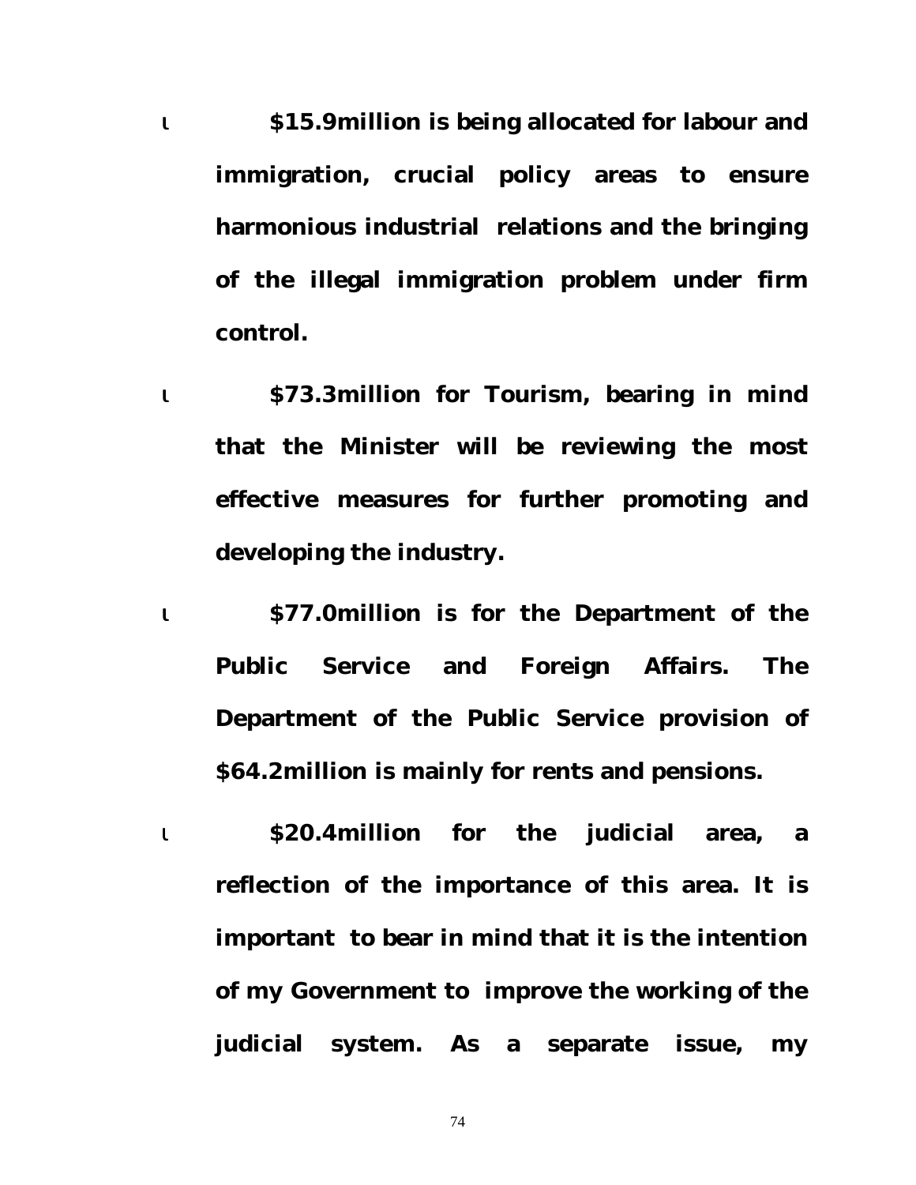- **$15.9million is being allocated for labour and immigration, crucial policy areas to ensure harmonious industrial relations and the bringing of the illegal immigration problem under firm control.**

- **$73.3million for Tourism, bearing in mind that the Minister will be reviewing the most effective measures for further promoting and developing the industry.**

- **$77.0million is for the Department of the Public Service and Foreign Affairs. The Department of the Public Service provision of $64.2million is mainly for rents and pensions.**

- **$20.4million for the judicial area, a reflection of the importance of this area. It is important to bear in mind that it is the intention of my Government to improve the working of the judicial system. As a separate issue, my**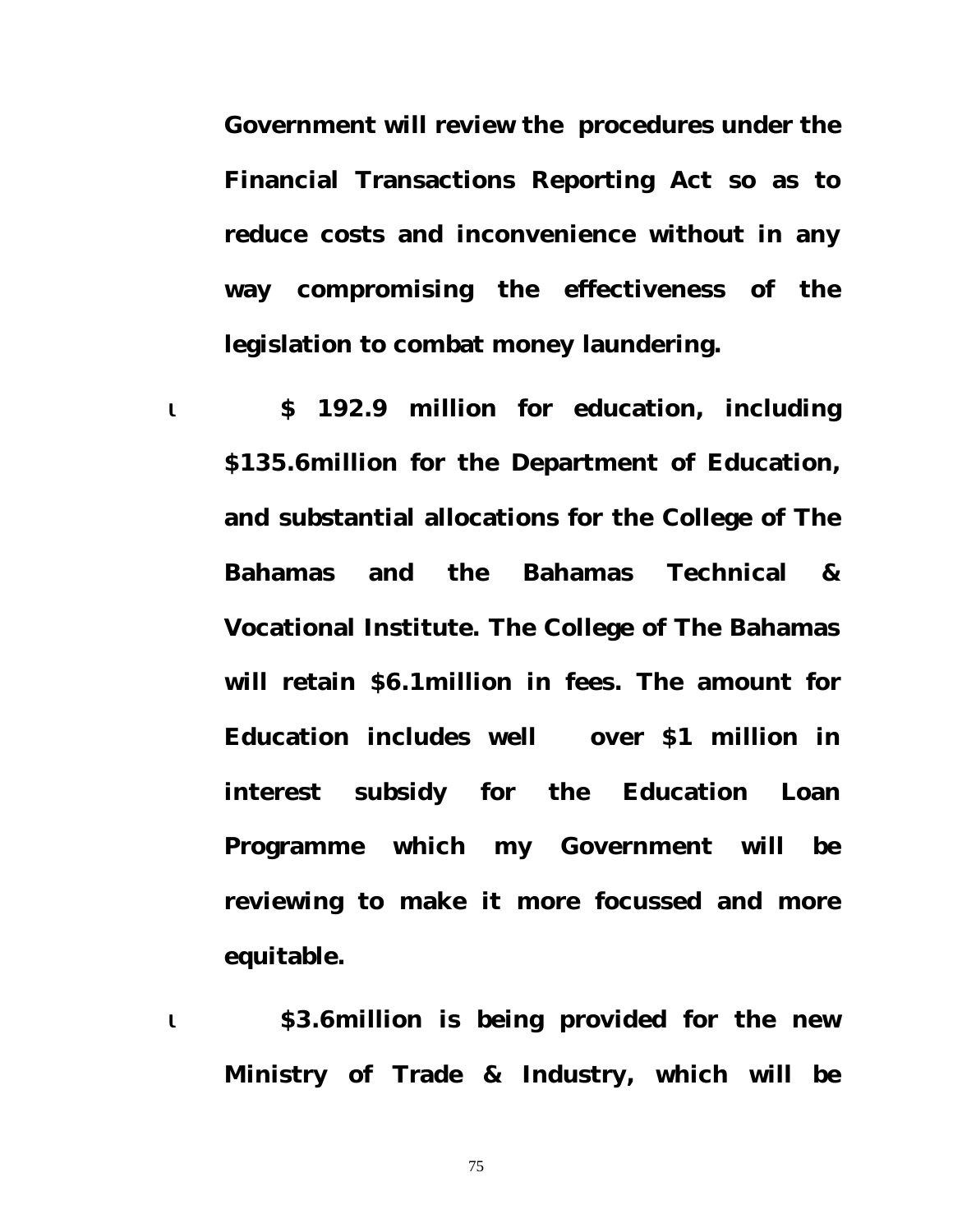**Government will review the procedures under the Financial Transactions Reporting Act so as to reduce costs and inconvenience without in any way compromising the effectiveness of the legislation to combat money laundering.**

- **$ 192.9 million for education, including $135.6million for the Department of Education, and substantial allocations for the College of The Bahamas and the Bahamas Technical & Vocational Institute. The College of The Bahamas will retain $6.1million in fees. The amount for Education includes well over $1 million in interest subsidy for the Education Loan Programme which my Government will be reviewing to make it more focussed and more equitable.**

- **$3.6million is being provided for the new Ministry of Trade & Industry, which will be**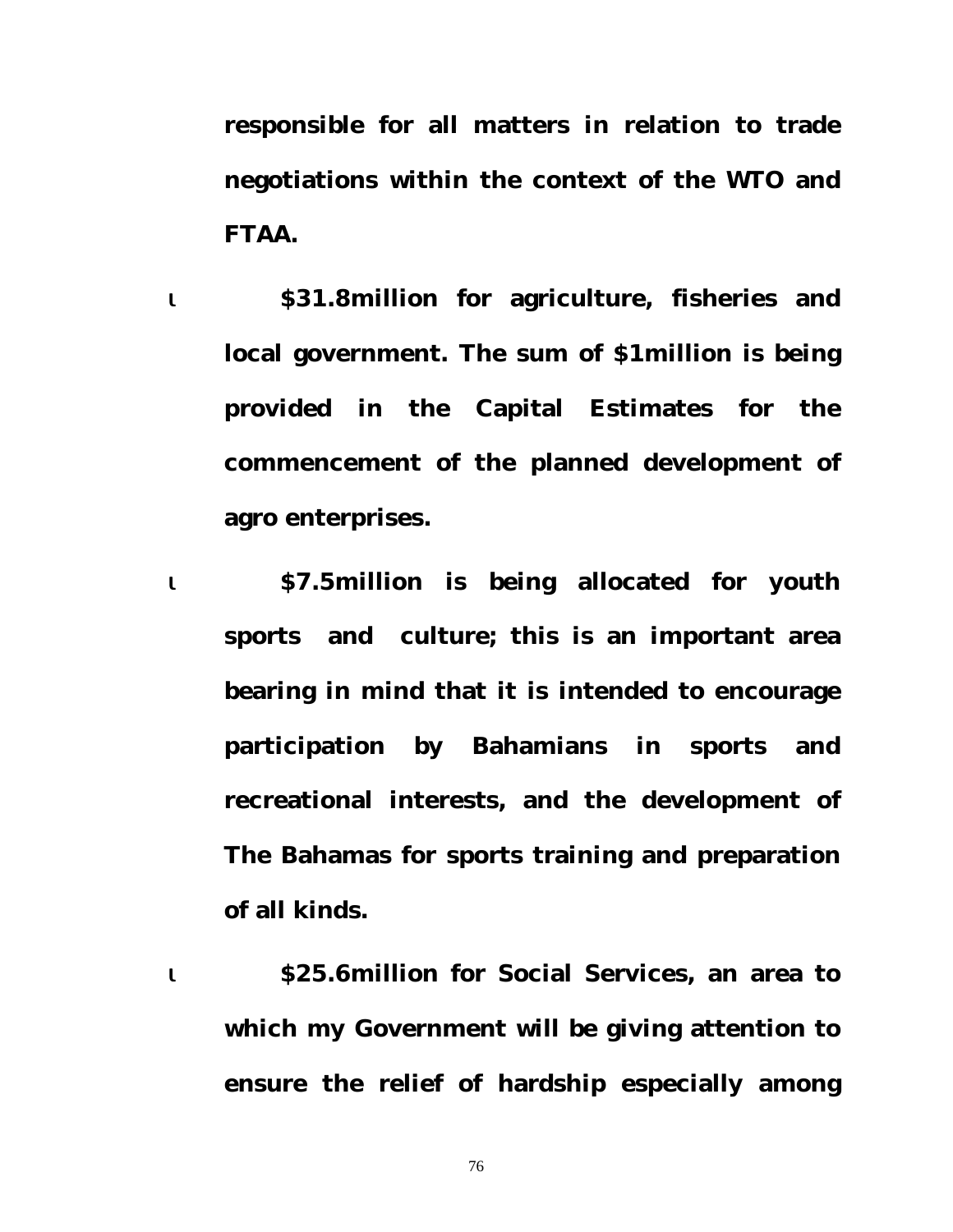**responsible for all matters in relation to trade negotiations within the context of the WTO and FTAA.**

- **$31.8million for agriculture, fisheries and local government. The sum of $1million is being provided in the Capital Estimates for the commencement of the planned development of agro enterprises.**

- **$7.5million is being allocated for youth sports and culture; this is an important area bearing in mind that it is intended to encourage participation by Bahamians in sports and recreational interests, and the development of The Bahamas for sports training and preparation of all kinds.**

- **$25.6million for Social Services, an area to which my Government will be giving attention to ensure the relief of hardship especially among**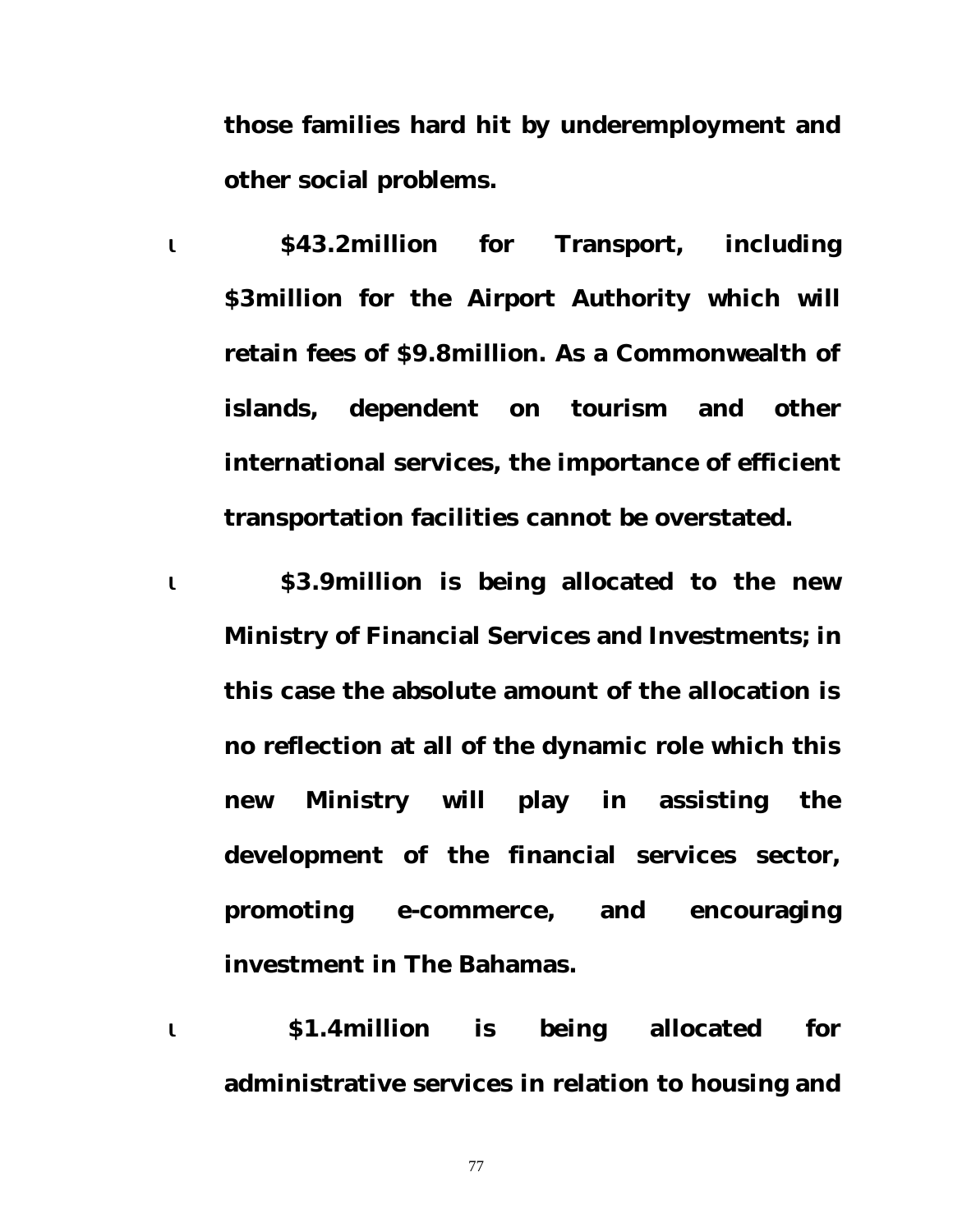**those families hard hit by underemployment and other social problems.**

- **$43.2million for Transport, including $3million for the Airport Authority which will retain fees of $9.8million. As a Commonwealth of islands, dependent on tourism and other international services, the importance of efficient transportation facilities cannot be overstated.**

- **$3.9million is being allocated to the new Ministry of Financial Services and Investments; in this case the absolute amount of the allocation is no reflection at all of the dynamic role which this new Ministry will play in assisting the development of the financial services sector, promoting e-commerce, and encouraging investment in The Bahamas.**

- **$1.4million is being allocated for administrative services in relation to housing and**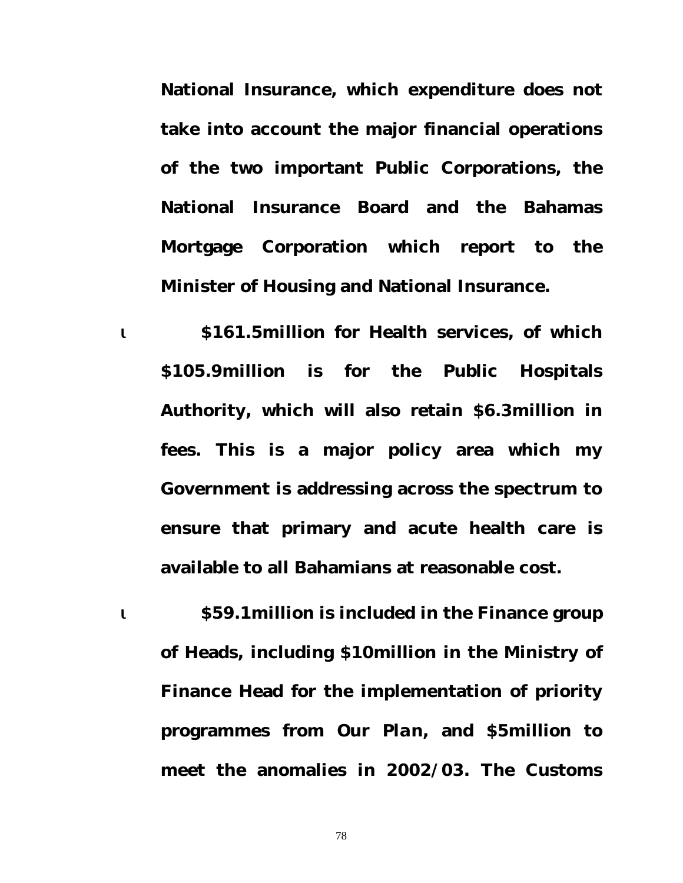**National Insurance, which expenditure does not take into account the major financial operations of the two important Public Corporations, the National Insurance Board and the Bahamas Mortgage Corporation which report to the Minister of Housing and National Insurance.**

- **$161.5million for Health services, of which $105.9million is for the Public Hospitals Authority, which will also retain $6.3million in fees. This is a major policy area which my Government is addressing across the spectrum to ensure that primary and acute health care is available to all Bahamians at reasonable cost.**

- **$59.1million is included in the Finance group of Heads, including $10million in the Ministry of Finance Head for the implementation of priority programmes from *Our Plan*, and $5million to meet the anomalies in 2002/03. The Customs**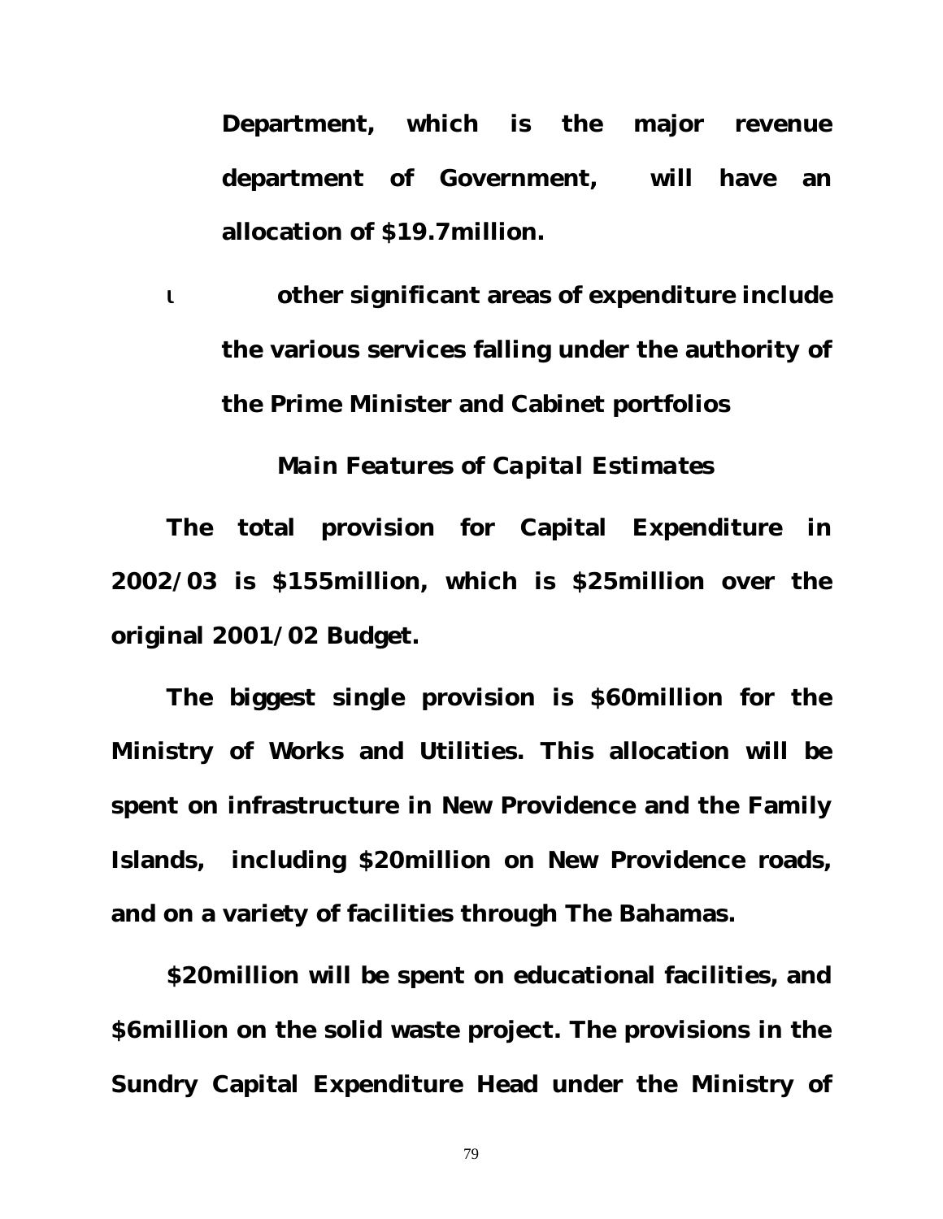Department, which is the major revenue department of Government, will have an allocation of $19.7million.

- other significant areas of expenditure include the various services falling under the authority of the Prime Minister and Cabinet portfolios

*Main Features of Capital Estimates*

The total provision for Capital Expenditure in 2002/03 is $155million, which is $25million over the original 2001/02 Budget.

The biggest single provision is $60million for the Ministry of Works and Utilities. This allocation will be spent on infrastructure in New Providence and the Family Islands, including $20million on New Providence roads, and on a variety of facilities through The Bahamas.

$20million will be spent on educational facilities, and $6million on the solid waste project. The provisions in the Sundry Capital Expenditure Head under the Ministry of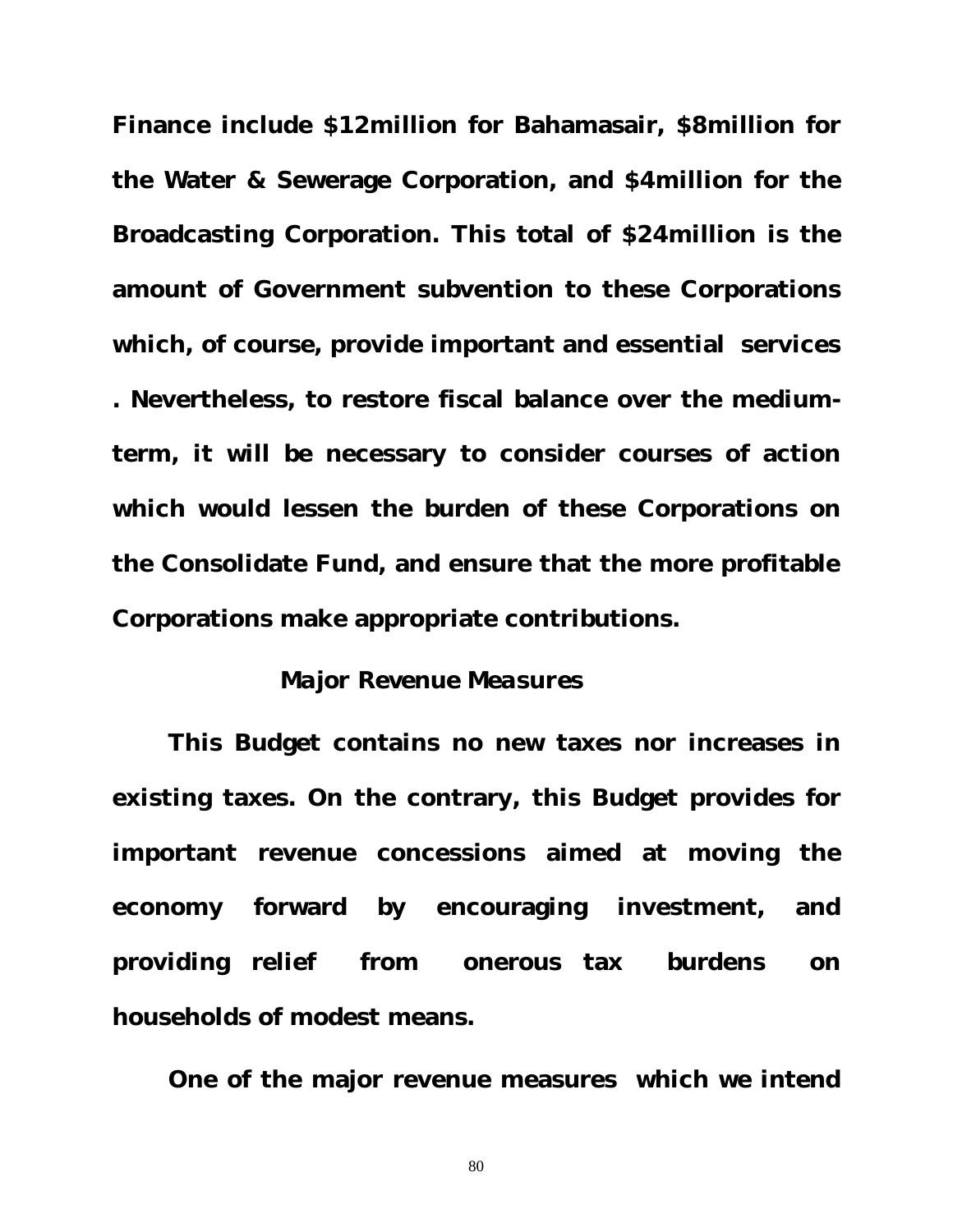**Finance include $12million for Bahamasair, $8million for the Water & Sewerage Corporation, and $4million for the Broadcasting Corporation. This total of $24million is the amount of Government subvention to these Corporations which, of course, provide important and essential services . Nevertheless, to restore fiscal balance over the medium-term, it will be necessary to consider courses of action which would lessen the burden of these Corporations on the Consolidate Fund, and ensure that the more profitable Corporations make appropriate contributions.**

### *Major Revenue Measures*

**This Budget contains no new taxes nor increases in existing taxes. On the contrary, this Budget provides for important revenue concessions aimed at moving the economy forward by encouraging investment, and providing relief from onerous tax burdens on households of modest means.**

**One of the major revenue measures which we intend**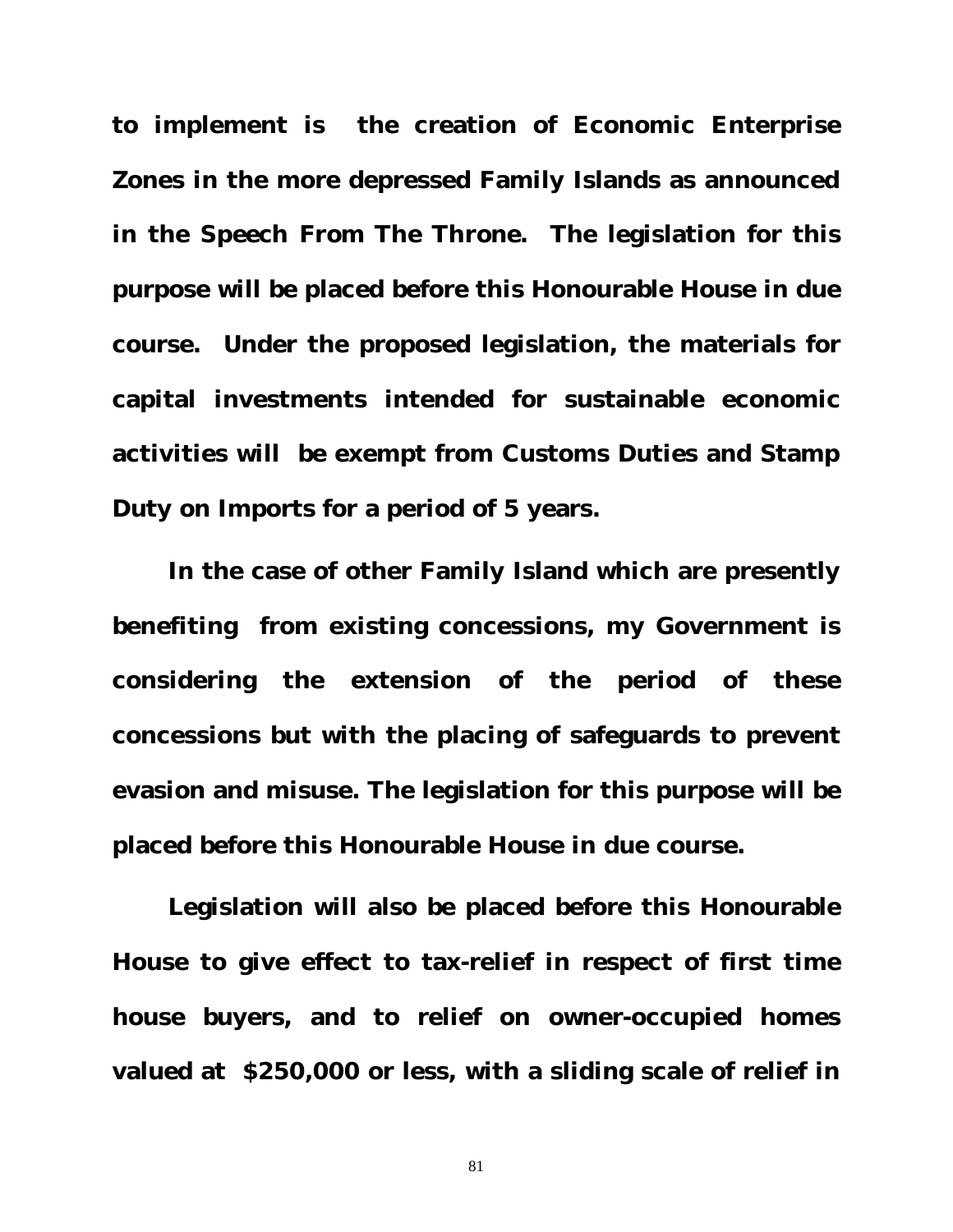**to implement is the creation of Economic Enterprise Zones in the more depressed Family Islands as announced in the Speech From The Throne. The legislation for this purpose will be placed before this Honourable House in due course. Under the proposed legislation, the materials for capital investments intended for sustainable economic activities will be exempt from Customs Duties and Stamp Duty on Imports for a period of 5 years.**

**In the case of other Family Island which are presently benefiting from existing concessions, my Government is considering the extension of the period of these concessions but with the placing of safeguards to prevent evasion and misuse. The legislation for this purpose will be placed before this Honourable House in due course.**

**Legislation will also be placed before this Honourable House to give effect to tax-relief in respect of first time house buyers, and to relief on owner-occupied homes valued at $250,000 or less, with a sliding scale of relief in**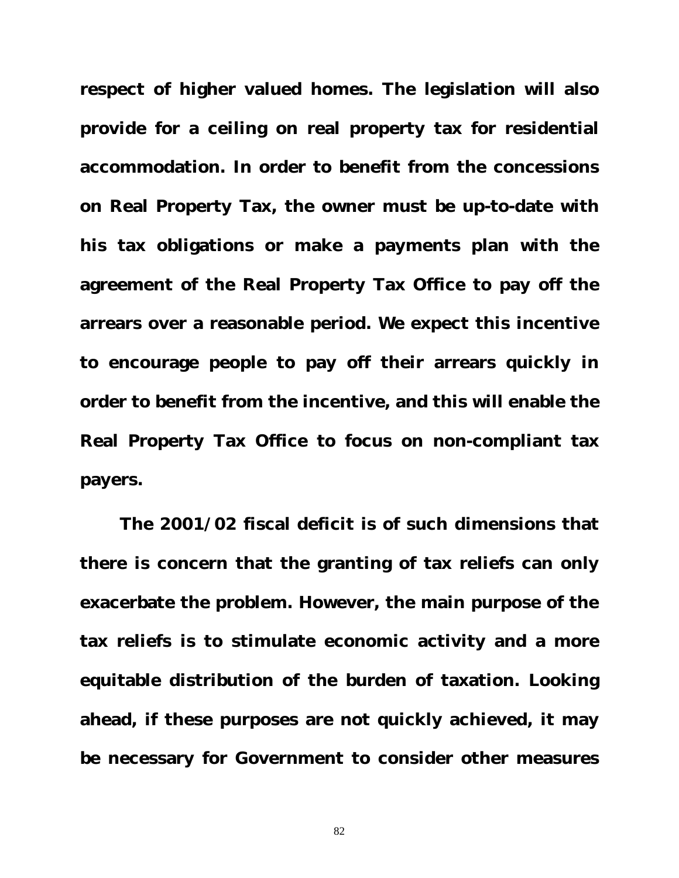**respect of higher valued homes. The legislation will also provide for a ceiling on real property tax for residential accommodation. In order to benefit from the concessions on Real Property Tax, the owner must be up-to-date with his tax obligations or make a payments plan with the agreement of the Real Property Tax Office to pay off the arrears over a reasonable period. We expect this incentive to encourage people to pay off their arrears quickly in order to benefit from the incentive, and this will enable the Real Property Tax Office to focus on non-compliant tax payers.**

**The 2001/02 fiscal deficit is of such dimensions that there is concern that the granting of tax reliefs can only exacerbate the problem. However, the main purpose of the tax reliefs is to stimulate economic activity and a more equitable distribution of the burden of taxation. Looking ahead, if these purposes are not quickly achieved, it may be necessary for Government to consider other measures**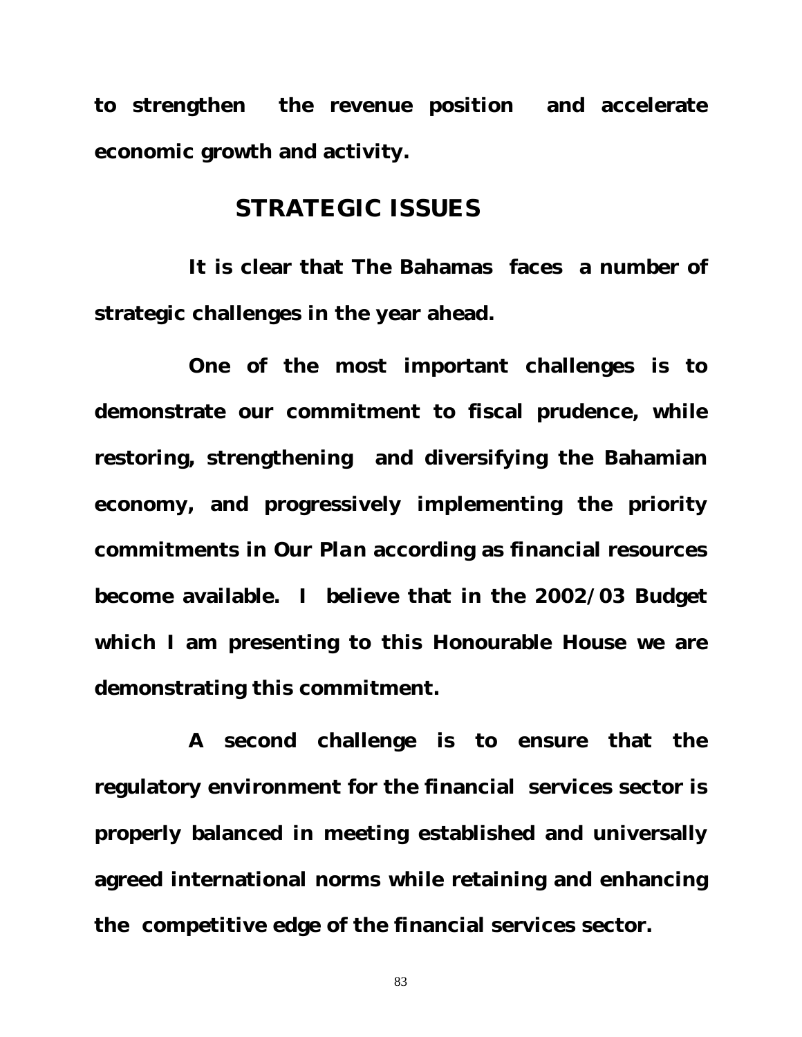**to strengthen the revenue position and accelerate economic growth and activity.**

## STRATEGIC ISSUES

**It is clear that The Bahamas faces a number of strategic challenges in the year ahead.**

**One of the most important challenges is to demonstrate our commitment to fiscal prudence, while restoring, strengthening and diversifying the Bahamian economy, and progressively implementing the priority commitments in *Our Plan* according as financial resources become available. I believe that in the 2002/03 Budget which I am presenting to this Honourable House we are demonstrating this commitment.**

**A second challenge is to ensure that the regulatory environment for the financial services sector is properly balanced in meeting established and universally agreed international norms while retaining and enhancing the competitive edge of the financial services sector.**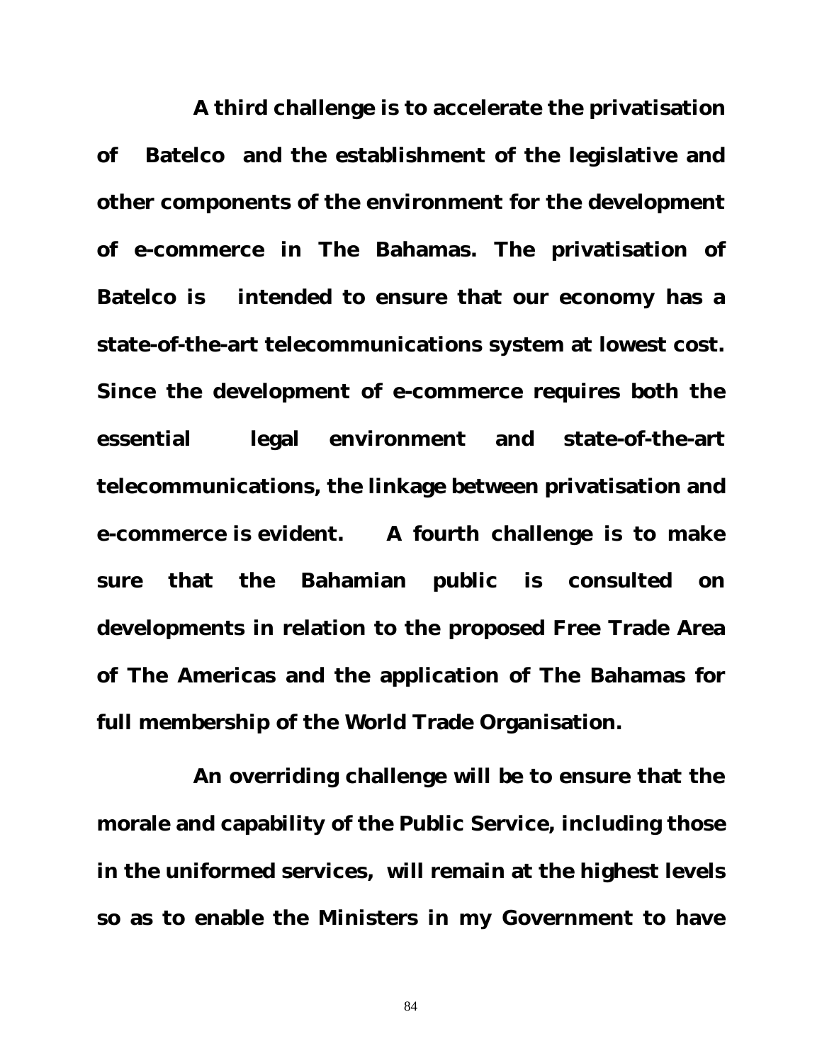**A third challenge is to accelerate the privatisation of Batelco and the establishment of the legislative and other components of the environment for the development of e-commerce in The Bahamas. The privatisation of Batelco is intended to ensure that our economy has a state-of-the-art telecommunications system at lowest cost. Since the development of e-commerce requires both the essential legal environment and state-of-the-art telecommunications, the linkage between privatisation and e-commerce is evident. A fourth challenge is to make sure that the Bahamian public is consulted on developments in relation to the proposed Free Trade Area of The Americas and the application of The Bahamas for full membership of the World Trade Organisation.**

**An overriding challenge will be to ensure that the morale and capability of the Public Service, including those in the uniformed services, will remain at the highest levels so as to enable the Ministers in my Government to have**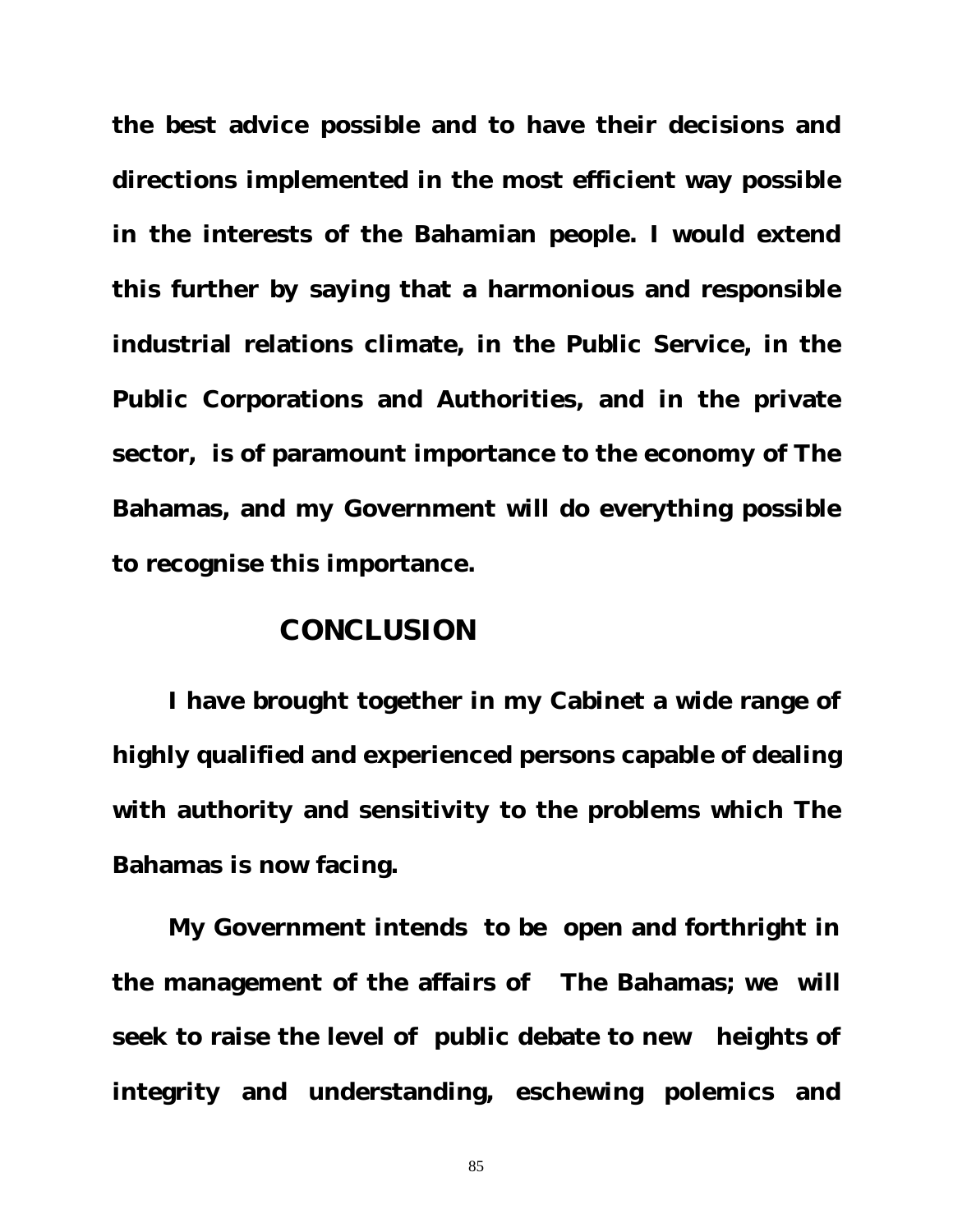**the best advice possible and to have their decisions and directions implemented in the most efficient way possible in the interests of the Bahamian people. I would extend this further by saying that a harmonious and responsible industrial relations climate, in the Public Service, in the Public Corporations and Authorities, and in the private sector, is of paramount importance to the economy of The Bahamas, and my Government will do everything possible to recognise this importance.**

## CONCLUSION

**I have brought together in my Cabinet a wide range of highly qualified and experienced persons capable of dealing with authority and sensitivity to the problems which The Bahamas is now facing.**

**My Government intends to be open and forthright in the management of the affairs of The Bahamas; we will seek to raise the level of public debate to new heights of integrity and understanding, eschewing polemics and**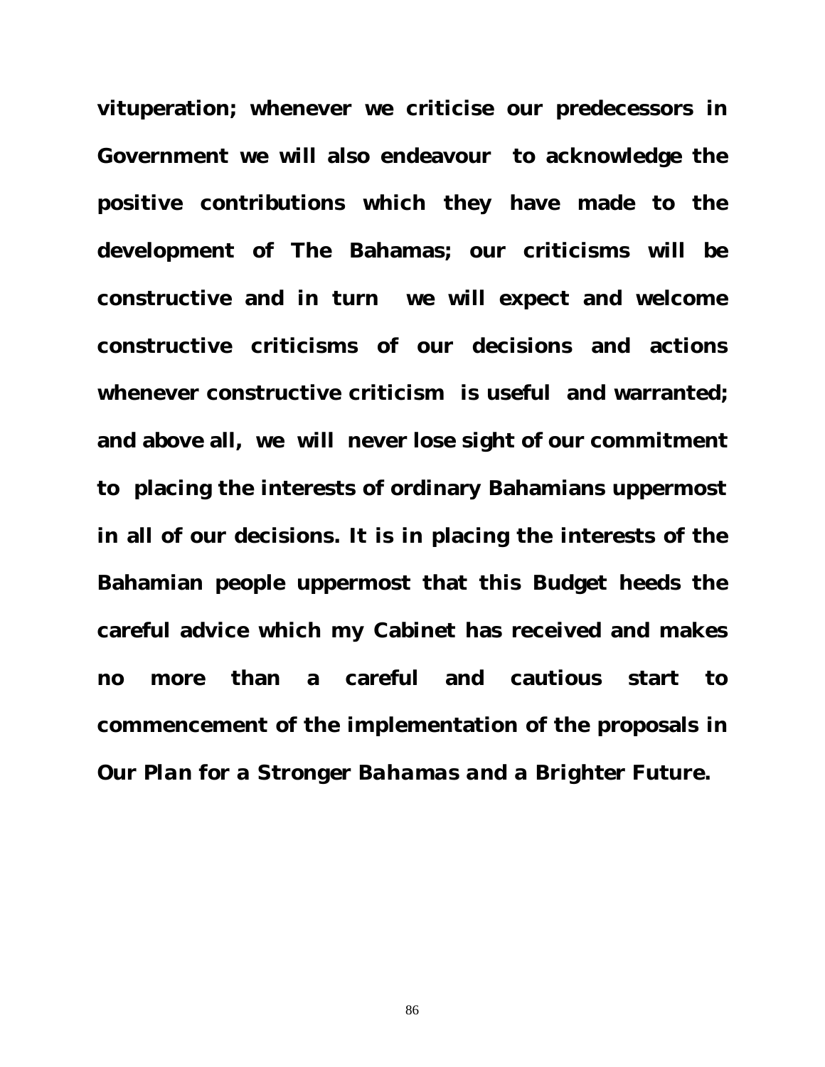**vituperation; whenever we criticise our predecessors in Government we will also endeavour to acknowledge the positive contributions which they have made to the development of The Bahamas; our criticisms will be constructive and in turn we will expect and welcome constructive criticisms of our decisions and actions whenever constructive criticism is useful and warranted; and above all, we will never lose sight of our commitment to placing the interests of ordinary Bahamians uppermost in all of our decisions. It is in placing the interests of the Bahamian people uppermost that this Budget heeds the careful advice which my Cabinet has received and makes no more than a careful and cautious start to commencement of the implementation of the proposals in *Our Plan for a Stronger Bahamas and a Brighter Future.***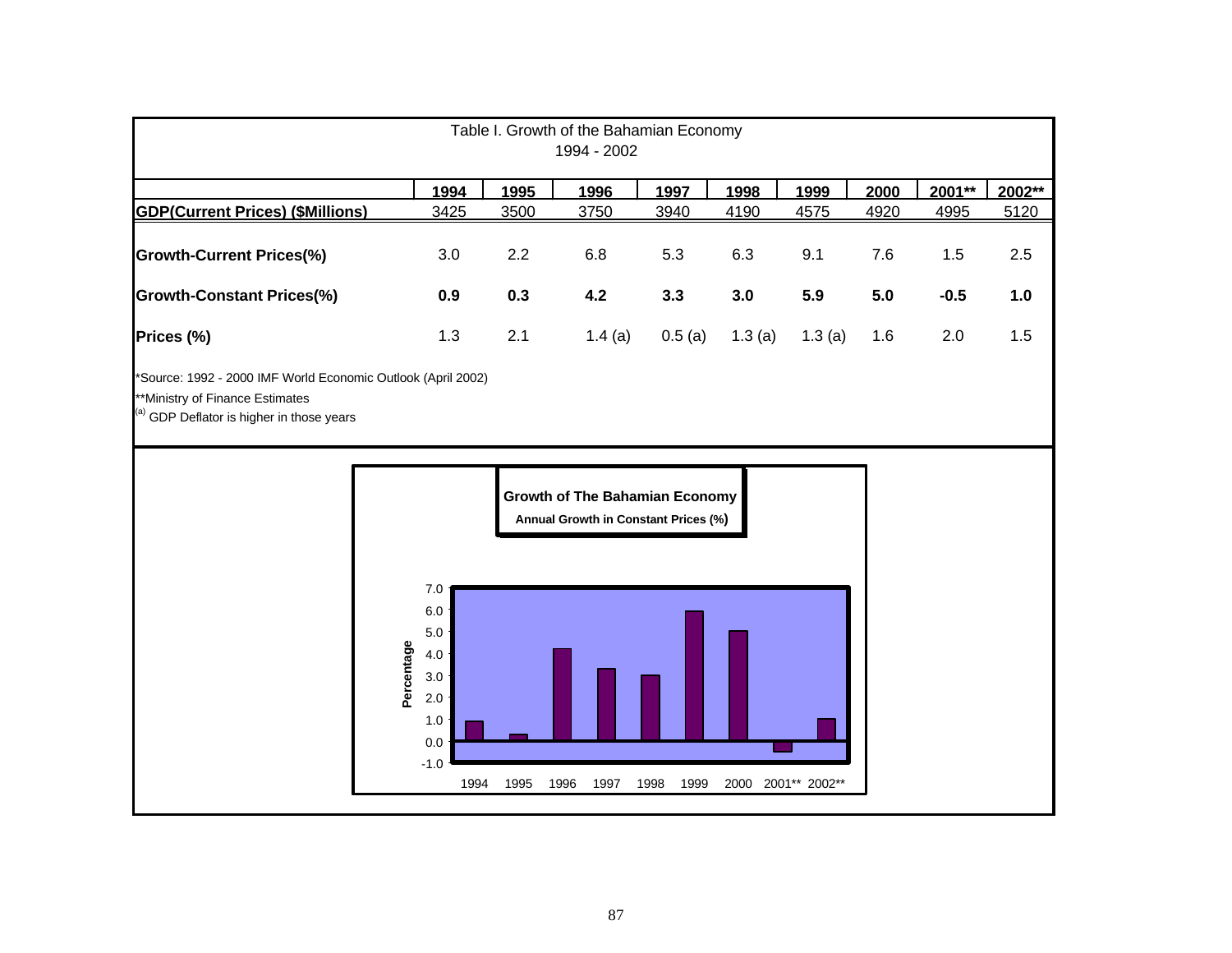Table I. Growth of the Bahamian Economy
1994 - 2002

| | 1994 | 1995 | 1996 | 1997 | 1998 | 1999 | 2000 | 2001** | 2002** |
|---|---|---|---|---|---|---|---|---|---|
| **GDP(Current Prices) ($Millions)** | 3425 | 3500 | 3750 | 3940 | 4190 | 4575 | 4920 | 4995 | 5120 |
| **Growth-Current Prices(%)** | 3.0 | 2.2 | 6.8 | 5.3 | 6.3 | 9.1 | 7.6 | 1.5 | 2.5 |
| **Growth-Constant Prices(%)** | **0.9** | **0.3** | **4.2** | **3.3** | **3.0** | **5.9** | **5.0** | **-0.5** | **1.0** |
| **Prices (%)** | 1.3 | 2.1 | 1.4 (a) | 0.5 (a) | 1.3 (a) | 1.3 (a) | 1.6 | 2.0 | 1.5 |

*Source: 1992 - 2000 IMF World Economic Outlook (April 2002)

**Ministry of Finance Estimates

[(a)] GDP Deflator is higher in those years

**Growth of The Bahamian Economy**

**Annual Growth in Constant Prices (%)**

| Year | Percentage |
|---|---|
| 1994 | 0.9 |
| 1995 | 0.3 |
| 1996 | 4.2 |
| 1997 | 3.3 |
| 1998 | 3.0 |
| 1999 | 5.9 |
| 2000 | 5.0 |
| 2001** | -0.5 |
| 2002** | 1.0 |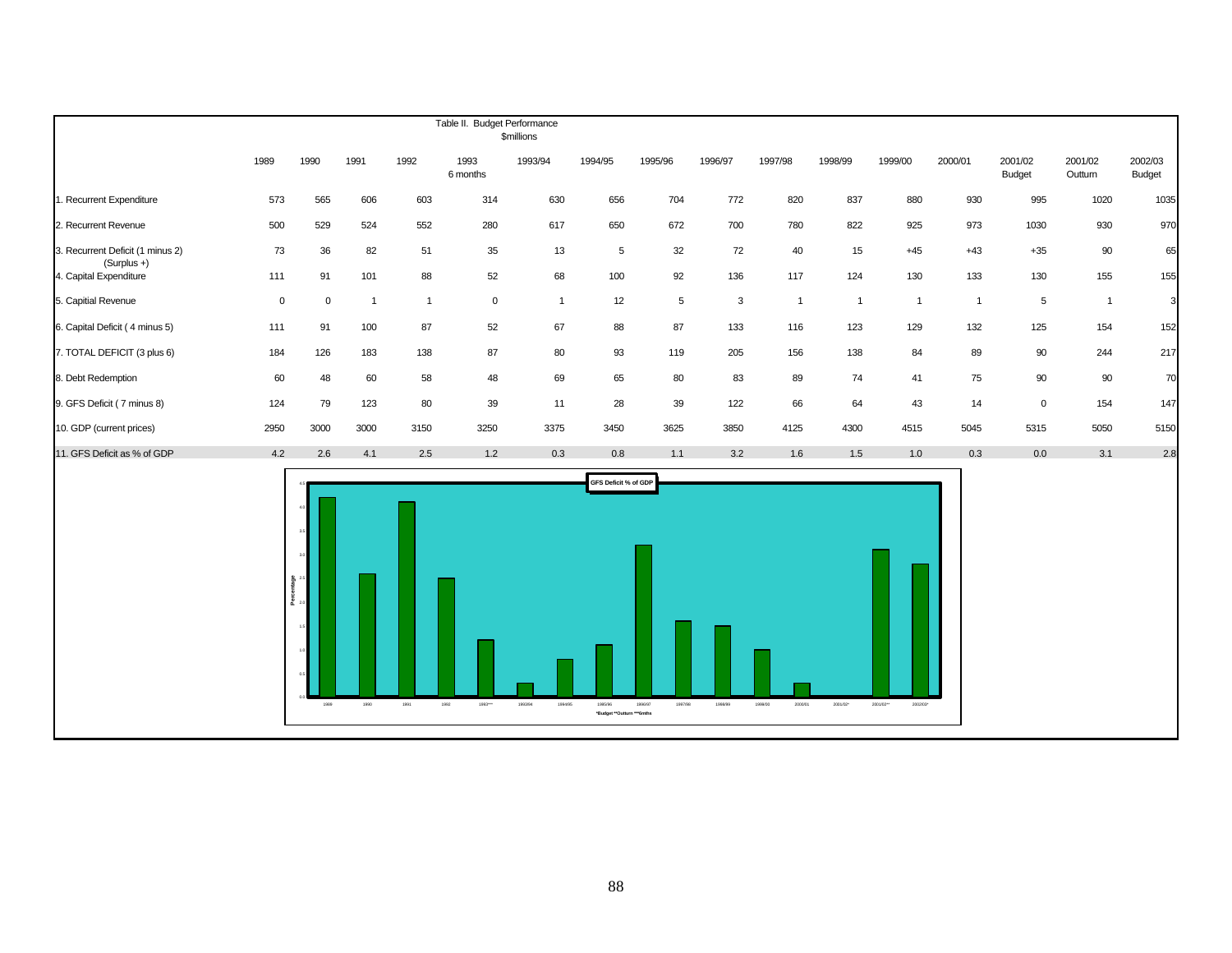Table II. Budget Performance
$millions

| | 1989 | 1990 | 1991 | 1992 | 1993 6 months | 1993/94 | 1994/95 | 1995/96 | 1996/97 | 1997/98 | 1998/99 | 1999/00 | 2000/01 | 2001/02 Budget | 2001/02 Outturn | 2002/03 Budget |
|---|---|---|---|---|---|---|---|---|---|---|---|---|---|---|---|---|
| 1. Recurrent Expenditure | 573 | 565 | 606 | 603 | 314 | 630 | 656 | 704 | 772 | 820 | 837 | 880 | 930 | 995 | 1020 | 1035 |
| 2. Recurrent Revenue | 500 | 529 | 524 | 552 | 280 | 617 | 650 | 672 | 700 | 780 | 822 | 925 | 973 | 1030 | 930 | 970 |
| 3. Recurrent Deficit (1 minus 2) (Surplus +) | 73 | 36 | 82 | 51 | 35 | 13 | 5 | 32 | 72 | 40 | 15 | +45 | +43 | +35 | 90 | 65 |
| 4. Capital Expenditure | 111 | 91 | 101 | 88 | 52 | 68 | 100 | 92 | 136 | 117 | 124 | 130 | 133 | 130 | 155 | 155 |
| 5. Capitial Revenue | 0 | 0 | 1 | 1 | 0 | 1 | 12 | 5 | 3 | 1 | 1 | 1 | 1 | 5 | 1 | 3 |
| 6. Capital Deficit ( 4 minus 5) | 111 | 91 | 100 | 87 | 52 | 67 | 88 | 87 | 133 | 116 | 123 | 129 | 132 | 125 | 154 | 152 |
| 7. TOTAL DEFICIT (3 plus 6) | 184 | 126 | 183 | 138 | 87 | 80 | 93 | 119 | 205 | 156 | 138 | 84 | 89 | 90 | 244 | 217 |
| 8. Debt Redemption | 60 | 48 | 60 | 58 | 48 | 69 | 65 | 80 | 83 | 89 | 74 | 41 | 75 | 90 | 90 | 70 |
| 9. GFS Deficit ( 7 minus 8) | 124 | 79 | 123 | 80 | 39 | 11 | 28 | 39 | 122 | 66 | 64 | 43 | 14 | 0 | 154 | 147 |
| 10. GDP (current prices) | 2950 | 3000 | 3000 | 3150 | 3250 | 3375 | 3450 | 3625 | 3850 | 4125 | 4300 | 4515 | 5045 | 5315 | 5050 | 5150 |
| 11. GFS Deficit as % of GDP | 4.2 | 2.6 | 4.1 | 2.5 | 1.2 | 0.3 | 0.8 | 1.1 | 3.2 | 1.6 | 1.5 | 1.0 | 0.3 | 0.0 | 3.1 | 2.8 |

GFS Deficit % of GDP

*Budget **Outturn ***6mths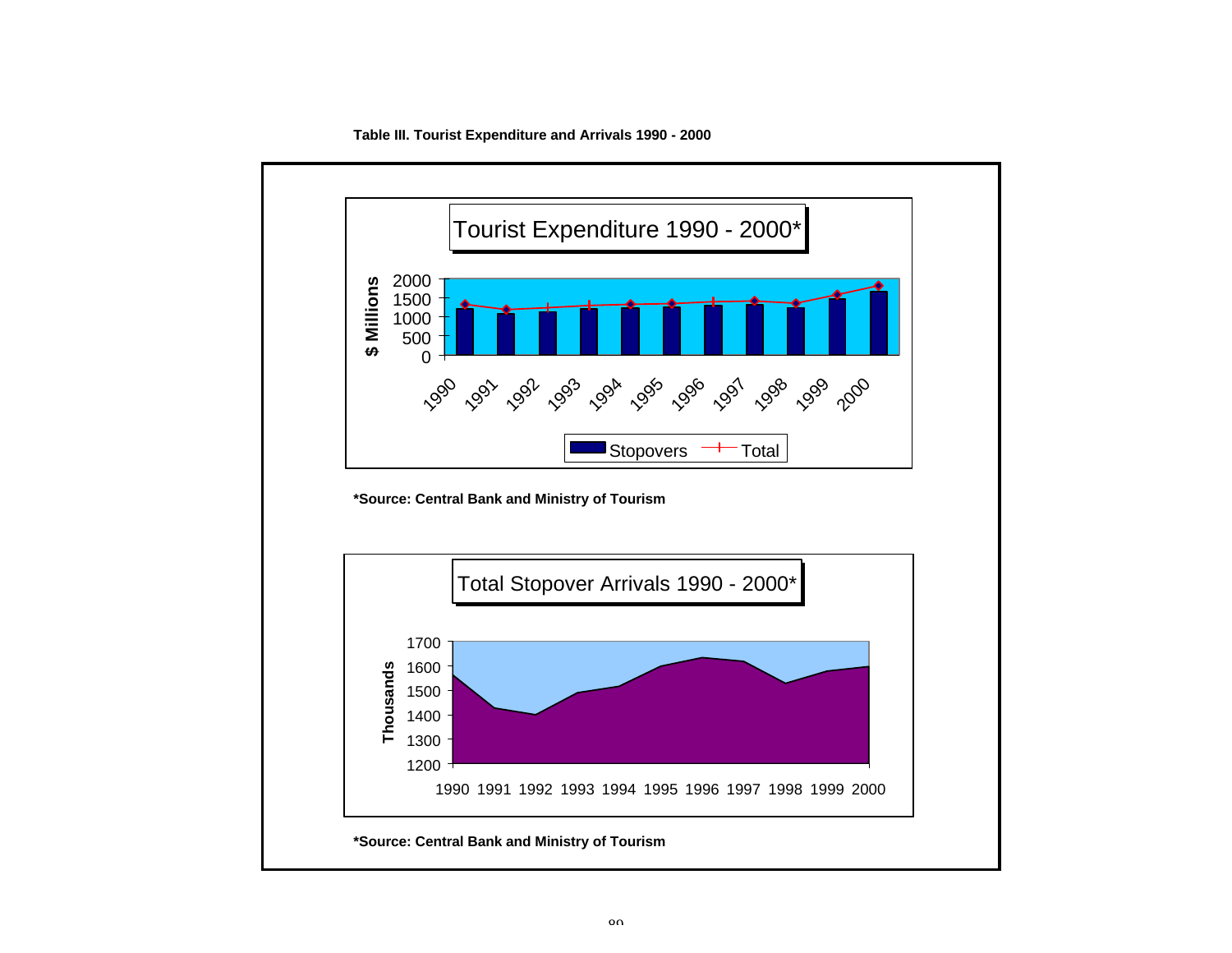**Table III. Tourist Expenditure and Arrivals 1990 - 2000**

Tourist Expenditure 1990 - 2000*

$ Millions

2000
1500
1000
500
0

1990 1991 1992 1993 1994 1995 1996 1997 1998 1999 2000

Stopovers Total

**\*Source: Central Bank and Ministry of Tourism**

Total Stopover Arrivals 1990 - 2000*

Thousands

1700
1600
1500
1400
1300
1200

1990 1991 1992 1993 1994 1995 1996 1997 1998 1999 2000

**\*Source: Central Bank and Ministry of Tourism**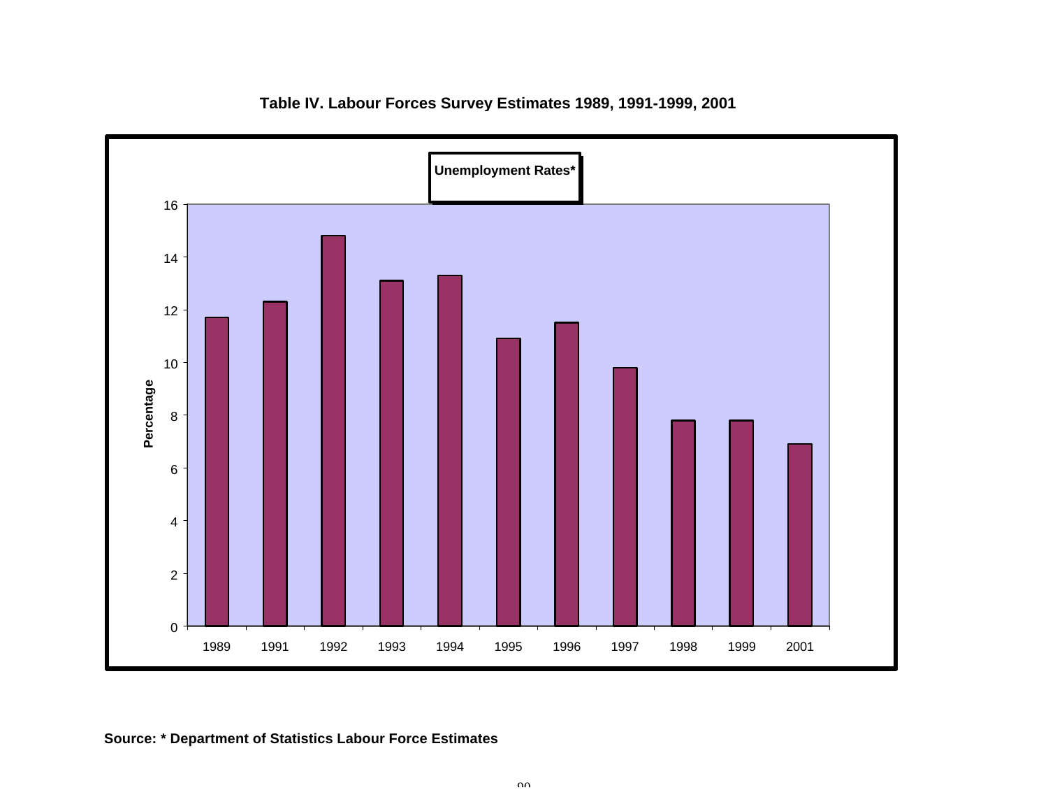**Table IV. Labour Forces Survey Estimates 1989, 1991-1999, 2001**

**Unemployment Rates***

**Source: * Department of Statistics Labour Force Estimates**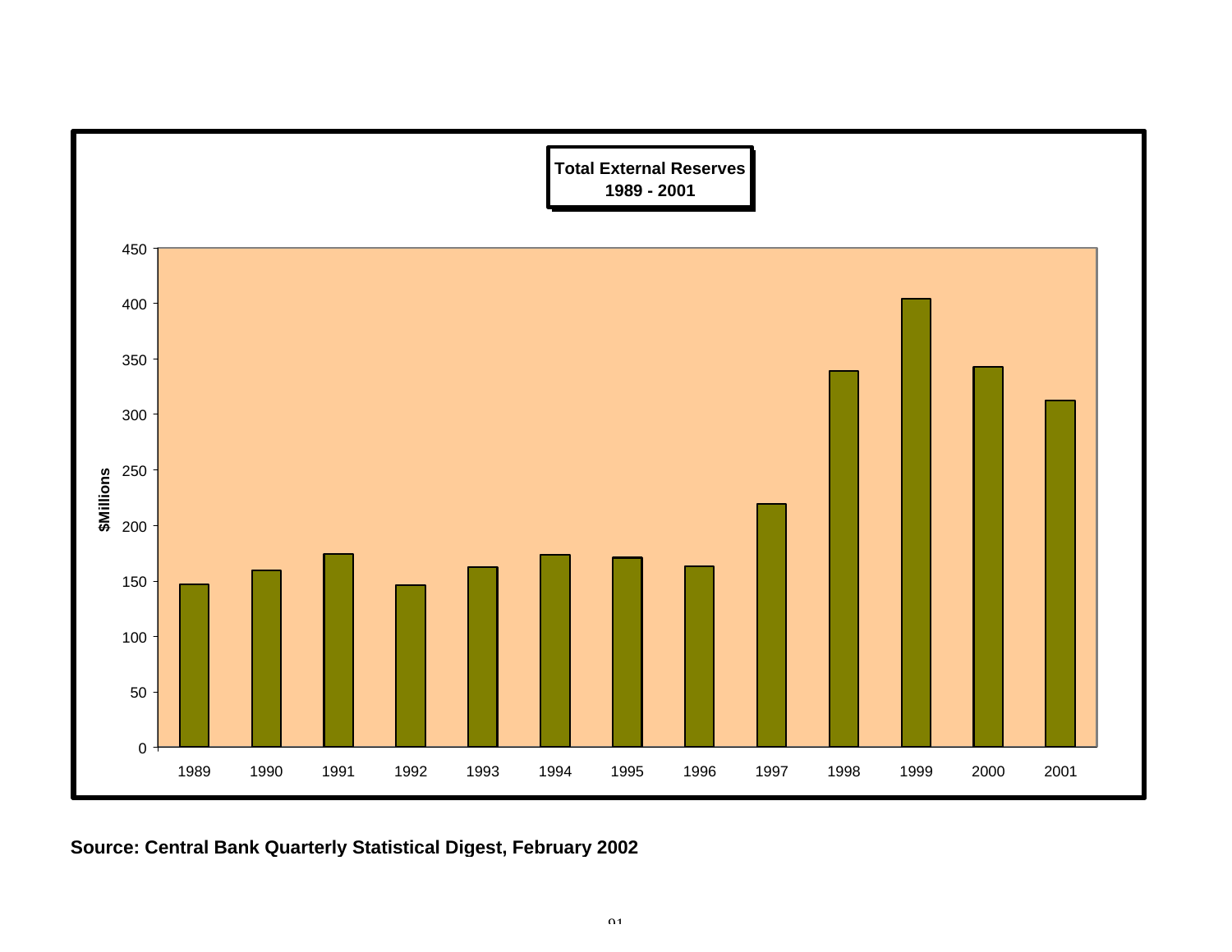**Total External Reserves**
**1989 - 2001**

**Source: Central Bank Quarterly Statistical Digest, February 2002**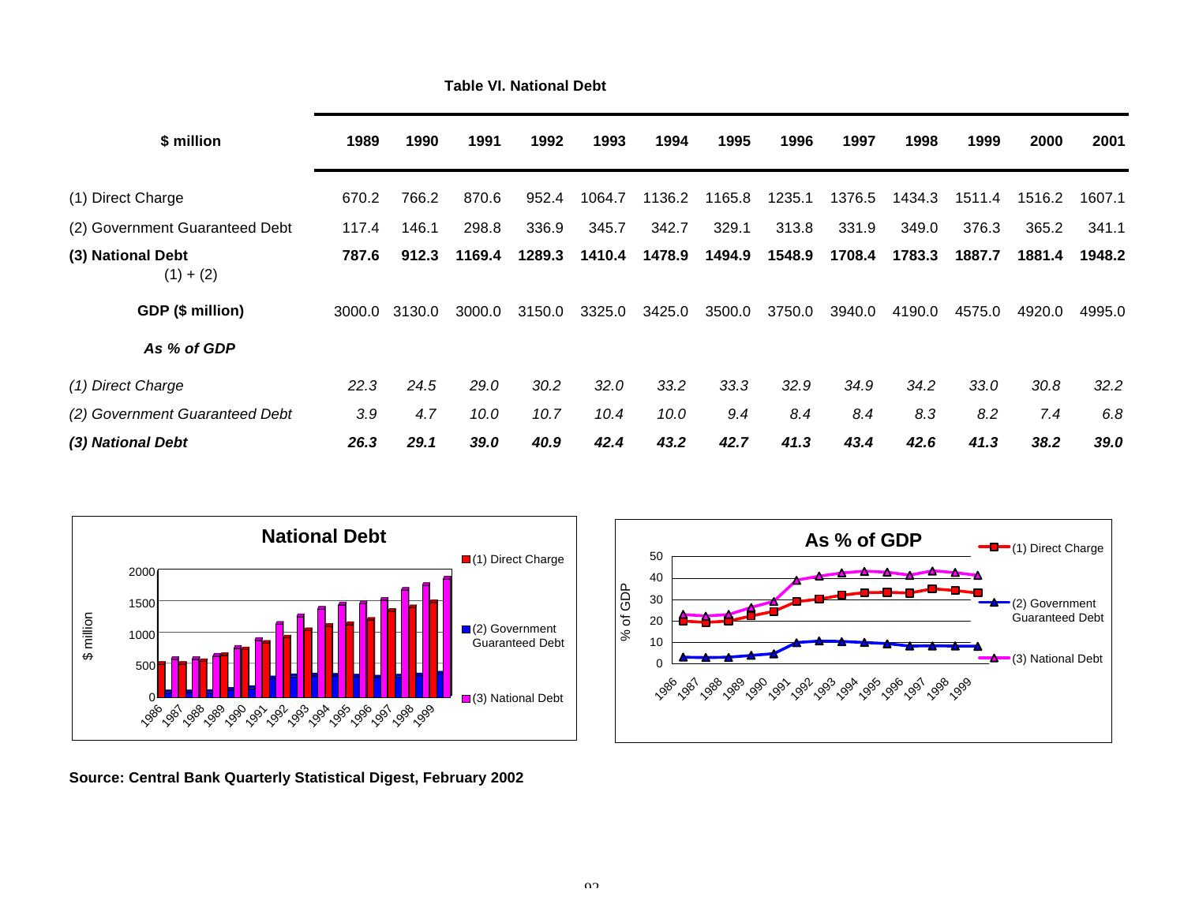**Table VI. National Debt**

| $ million | 1989 | 1990 | 1991 | 1992 | 1993 | 1994 | 1995 | 1996 | 1997 | 1998 | 1999 | 2000 | 2001 |
|---|---|---|---|---|---|---|---|---|---|---|---|---|---|
| (1) Direct Charge | 670.2 | 766.2 | 870.6 | 952.4 | 1064.7 | 1136.2 | 1165.8 | 1235.1 | 1376.5 | 1434.3 | 1511.4 | 1516.2 | 1607.1 |
| (2) Government Guaranteed Debt | 117.4 | 146.1 | 298.8 | 336.9 | 345.7 | 342.7 | 329.1 | 313.8 | 331.9 | 349.0 | 376.3 | 365.2 | 341.1 |
| **(3) National Debt** (1) + (2) | **787.6** | **912.3** | **1169.4** | **1289.3** | **1410.4** | **1478.9** | **1494.9** | **1548.9** | **1708.4** | **1783.3** | **1887.7** | **1881.4** | **1948.2** |
| **GDP ($ million)** | 3000.0 | 3130.0 | 3000.0 | 3150.0 | 3325.0 | 3425.0 | 3500.0 | 3750.0 | 3940.0 | 4190.0 | 4575.0 | 4920.0 | 4995.0 |
| ***As % of GDP*** | | | | | | | | | | | | | |
| *(1) Direct Charge* | *22.3* | *24.5* | *29.0* | *30.2* | *32.0* | *33.2* | *33.3* | *32.9* | *34.9* | *34.2* | *33.0* | *30.8* | *32.2* |
| *(2) Government Guaranteed Debt* | *3.9* | *4.7* | *10.0* | *10.7* | *10.4* | *10.0* | *9.4* | *8.4* | *8.4* | *8.3* | *8.2* | *7.4* | *6.8* |
| ***(3) National Debt*** | ***26.3*** | ***29.1*** | ***39.0*** | ***40.9*** | ***42.4*** | ***43.2*** | ***42.7*** | ***41.3*** | ***43.4*** | ***42.6*** | ***41.3*** | ***38.2*** | ***39.0*** |

**National Debt**

$ million

2000
1500
1000
500
0

1986 1987 1988 1989 1990 1991 1992 1993 1994 1995 1996 1997 1998 1999

(1) Direct Charge
(2) Government Guaranteed Debt
(3) National Debt

**As % of GDP**

% of GDP

50
40
30
20
10
0

1986 1987 1988 1989 1990 1991 1992 1993 1994 1995 1996 1997 1998 1999

(1) Direct Charge
(2) Government Guaranteed Debt
(3) National Debt

**Source: Central Bank Quarterly Statistical Digest, February 2002**